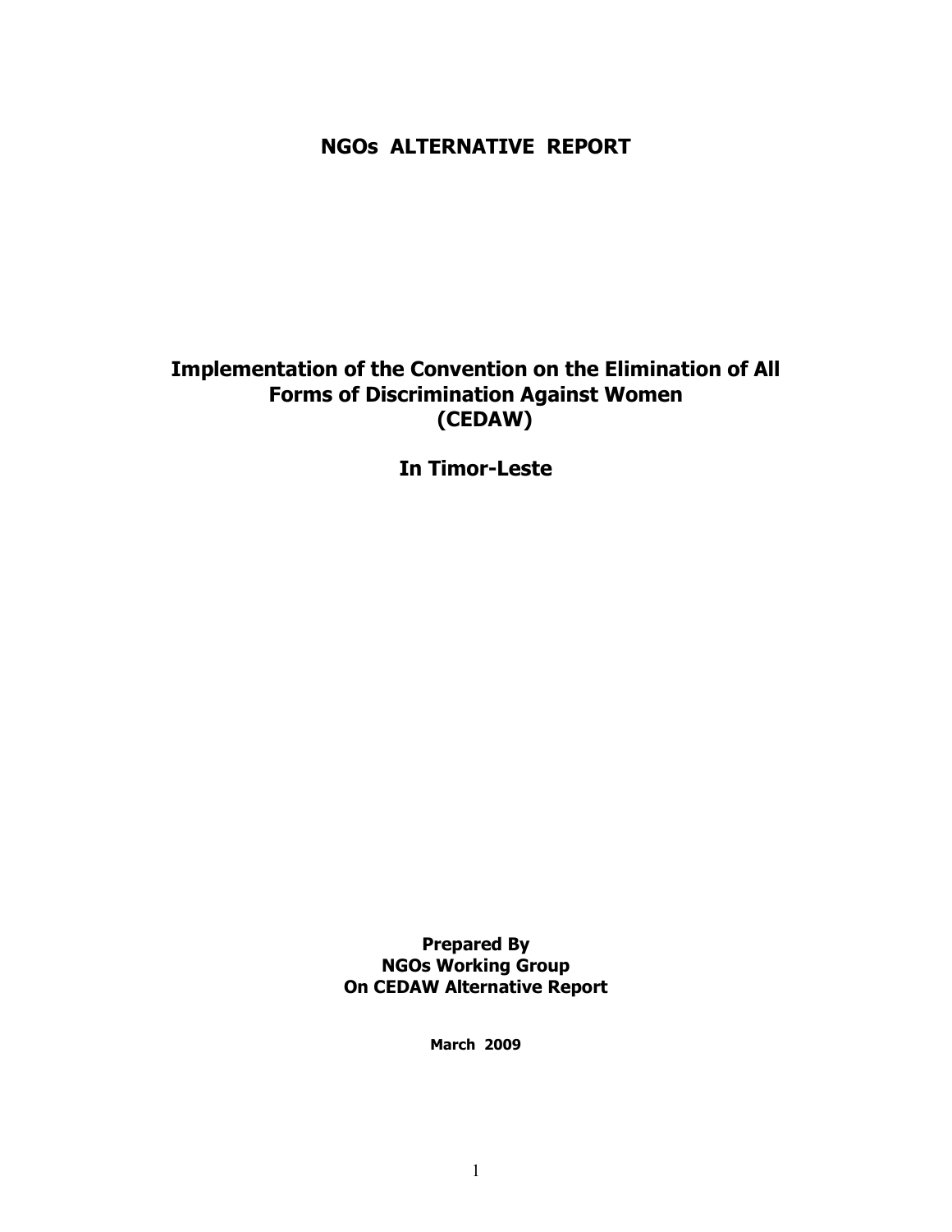# NGOs ALTERNATIVE REPORT

## Implementation of the Convention on the Elimination of All Forms of Discrimination Against Women (CEDAW)

## In Timor-Leste

**Prepared By**
**NGOs Working Group**
**On CEDAW Alternative Report**

**March 2009**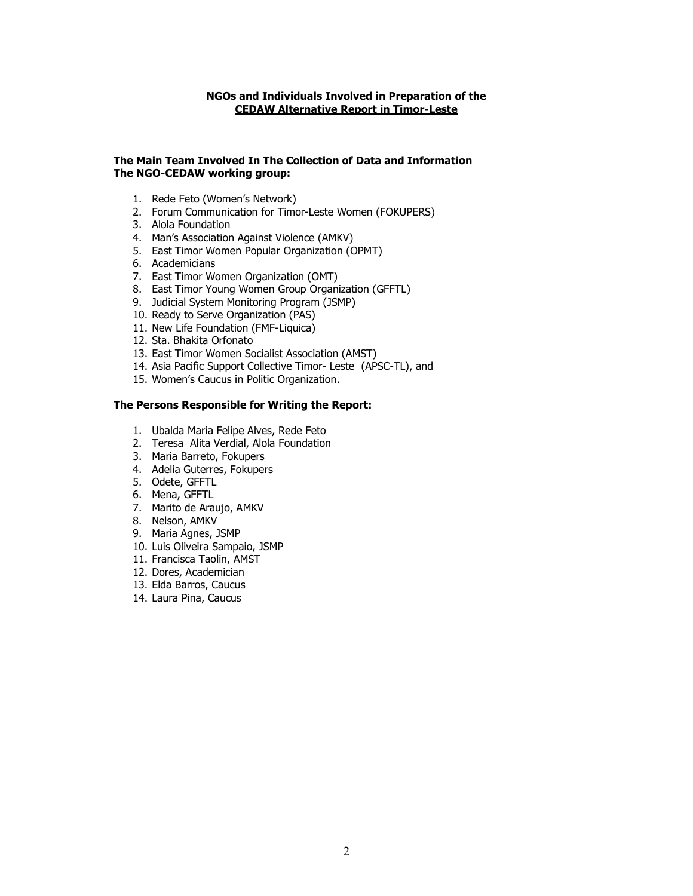## NGOs and Individuals Involved in Preparation of the CEDAW Alternative Report in Timor-Leste

### The Main Team Involved In The Collection of Data and Information
### The NGO-CEDAW working group:

1. Rede Feto (Women's Network)
2. Forum Communication for Timor-Leste Women (FOKUPERS)
3. Alola Foundation
4. Man's Association Against Violence (AMKV)
5. East Timor Women Popular Organization (OPMT)
6. Academicians
7. East Timor Women Organization (OMT)
8. East Timor Young Women Group Organization (GFFTL)
9. Judicial System Monitoring Program (JSMP)
10. Ready to Serve Organization (PAS)
11. New Life Foundation (FMF-Liquica)
12. Sta. Bhakita Orfonato
13. East Timor Women Socialist Association (AMST)
14. Asia Pacific Support Collective Timor- Leste (APSC-TL), and
15. Women's Caucus in Politic Organization.

### The Persons Responsible for Writing the Report:

1. Ubalda Maria Felipe Alves, Rede Feto
2. Teresa Alita Verdial, Alola Foundation
3. Maria Barreto, Fokupers
4. Adelia Guterres, Fokupers
5. Odete, GFFTL
6. Mena, GFFTL
7. Marito de Araujo, AMKV
8. Nelson, AMKV
9. Maria Agnes, JSMP
10. Luis Oliveira Sampaio, JSMP
11. Francisca Taolin, AMST
12. Dores, Academician
13. Elda Barros, Caucus
14. Laura Pina, Caucus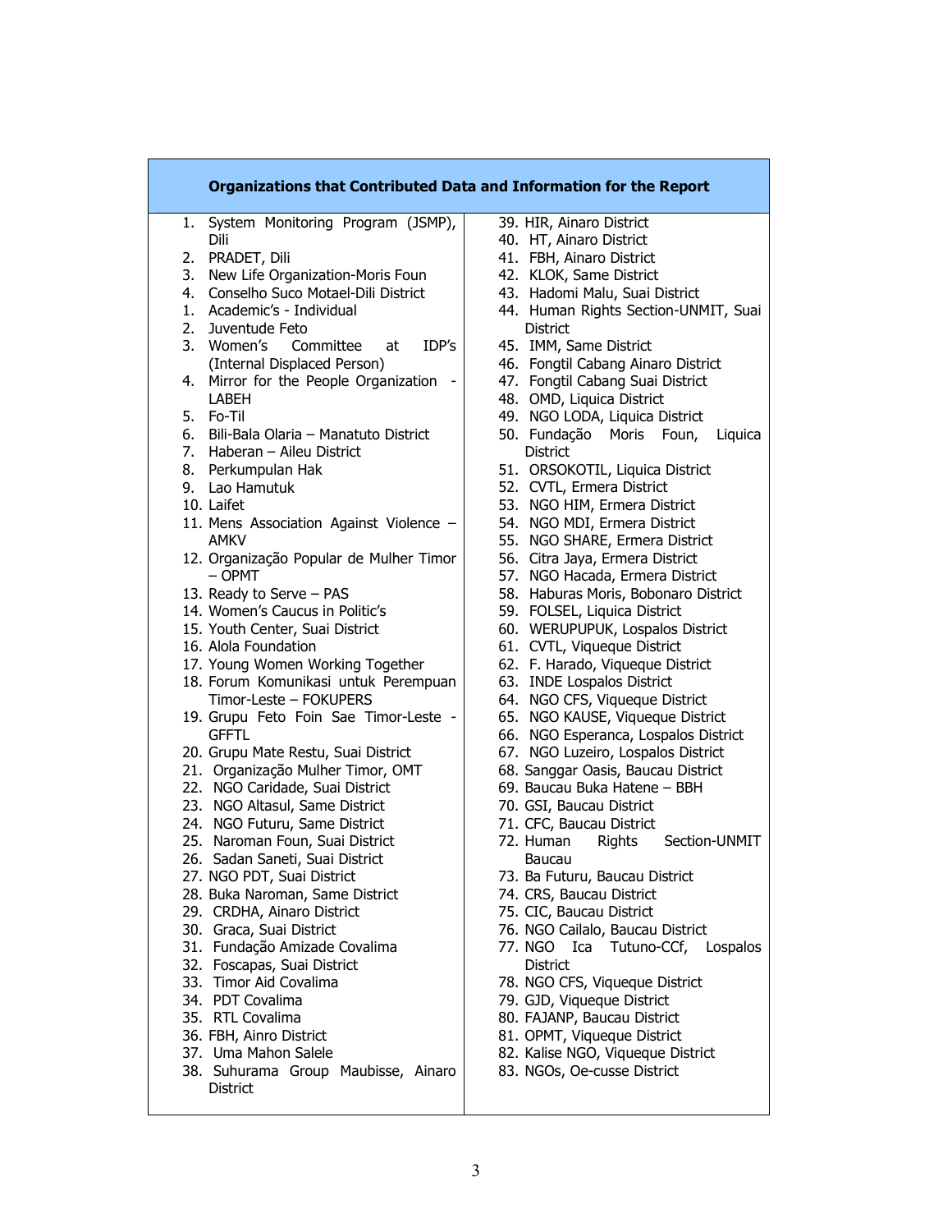**Organizations that Contributed Data and Information for the Report**

1. System Monitoring Program (JSMP), Dili
2. PRADET, Dili
3. New Life Organization-Moris Foun
4. Conselho Suco Motael-Dili District
1. Academic's - Individual
2. Juventude Feto
3. Women's Committee at IDP's (Internal Displaced Person)
4. Mirror for the People Organization - LABEH
5. Fo-Til
6. Bili-Bala Olaria – Manatuto District
7. Haberan – Aileu District
8. Perkumpulan Hak
9. Lao Hamutuk
10. Laifet
11. Mens Association Against Violence – AMKV
12. Organização Popular de Mulher Timor – OPMT
13. Ready to Serve – PAS
14. Women's Caucus in Politic's
15. Youth Center, Suai District
16. Alola Foundation
17. Young Women Working Together
18. Forum Komunikasi untuk Perempuan Timor-Leste – FOKUPERS
19. Grupu Feto Foin Sae Timor-Leste - GFFTL
20. Grupu Mate Restu, Suai District
21. Organização Mulher Timor, OMT
22. NGO Caridade, Suai District
23. NGO Altasul, Same District
24. NGO Futuru, Same District
25. Naroman Foun, Suai District
26. Sadan Saneti, Suai District
27. NGO PDT, Suai District
28. Buka Naroman, Same District
29. CRDHA, Ainaro District
30. Graca, Suai District
31. Fundação Amizade Covalima
32. Foscapas, Suai District
33. Timor Aid Covalima
34. PDT Covalima
35. RTL Covalima
36. FBH, Ainro District
37. Uma Mahon Salele
38. Suhurama Group Maubisse, Ainaro District
39. HIR, Ainaro District
40. HT, Ainaro District
41. FBH, Ainaro District
42. KLOK, Same District
43. Hadomi Malu, Suai District
44. Human Rights Section-UNMIT, Suai District
45. IMM, Same District
46. Fongtil Cabang Ainaro District
47. Fongtil Cabang Suai District
48. OMD, Liquica District
49. NGO LODA, Liquica District
50. Fundação Moris Foun, Liquica District
51. ORSOKOTIL, Liquica District
52. CVTL, Ermera District
53. NGO HIM, Ermera District
54. NGO MDI, Ermera District
55. NGO SHARE, Ermera District
56. Citra Jaya, Ermera District
57. NGO Hacada, Ermera District
58. Haburas Moris, Bobonaro District
59. FOLSEL, Liquica District
60. WERUPUPUK, Lospalos District
61. CVTL, Viqueque District
62. F. Harado, Viqueque District
63. INDE Lospalos District
64. NGO CFS, Viqueque District
65. NGO KAUSE, Viqueque District
66. NGO Esperanca, Lospalos District
67. NGO Luzeiro, Lospalos District
68. Sanggar Oasis, Baucau District
69. Baucau Buka Hatene – BBH
70. GSI, Baucau District
71. CFC, Baucau District
72. Human Rights Section-UNMIT Baucau
73. Ba Futuru, Baucau District
74. CRS, Baucau District
75. CIC, Baucau District
76. NGO Cailalo, Baucau District
77. NGO Ica Tutuno-CCf, Lospalos District
78. NGO CFS, Viqueque District
79. GJD, Viqueque District
80. FAJANP, Baucau District
81. OPMT, Viqueque District
82. Kalise NGO, Viqueque District
83. NGOs, Oe-cusse District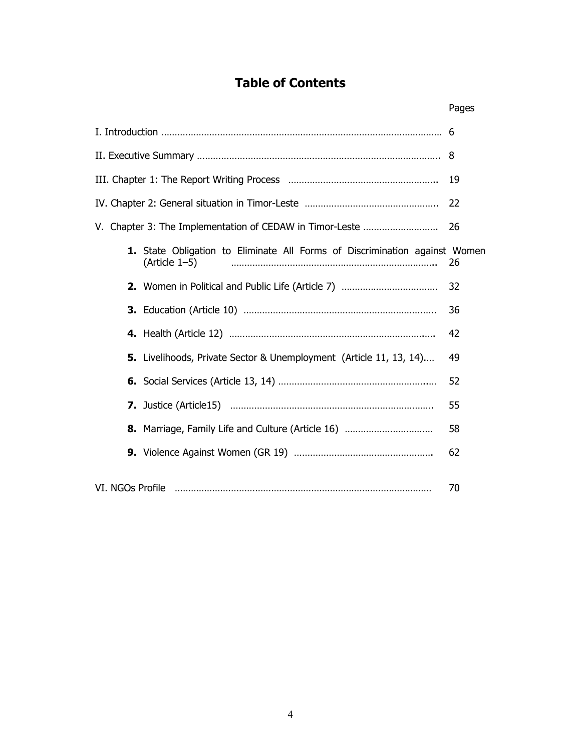# Table of Contents

| | Pages |
|---|---|
| I. Introduction | 6 |
| II. Executive Summary | 8 |
| III. Chapter 1: The Report Writing Process | 19 |
| IV. Chapter 2: General situation in Timor-Leste | 22 |
| V. Chapter 3: The Implementation of CEDAW in Timor-Leste | 26 |
| **1.** State Obligation to Eliminate All Forms of Discrimination against Women (Article 1–5) | 26 |
| **2.** Women in Political and Public Life (Article 7) | 32 |
| **3.** Education (Article 10) | 36 |
| **4.** Health (Article 12) | 42 |
| **5.** Livelihoods, Private Sector & Unemployment (Article 11, 13, 14) | 49 |
| **6.** Social Services (Article 13, 14) | 52 |
| **7.** Justice (Article15) | 55 |
| **8.** Marriage, Family Life and Culture (Article 16) | 58 |
| **9.** Violence Against Women (GR 19) | 62 |
| VI. NGOs Profile | 70 |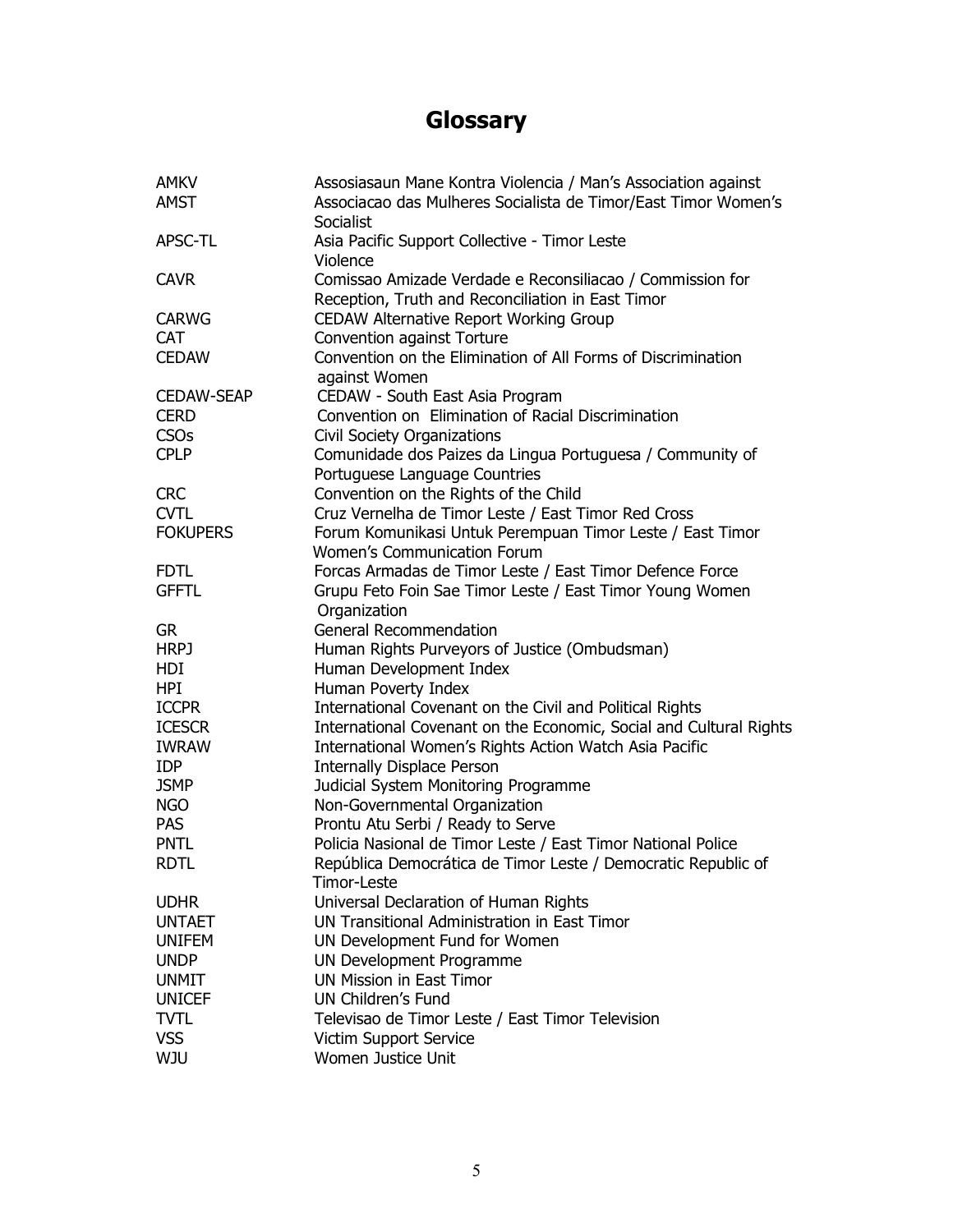# Glossary

| | |
|---|---|
| AMKV | Assosiasaun Mane Kontra Violencia / Man's Association against |
| AMST | Associacao das Mulheres Socialista de Timor/East Timor Women's Socialist |
| APSC-TL | Asia Pacific Support Collective - Timor Leste Violence |
| CAVR | Comissao Amizade Verdade e Reconsiliacao / Commission for Reception, Truth and Reconciliation in East Timor |
| CARWG | CEDAW Alternative Report Working Group |
| CAT | Convention against Torture |
| CEDAW | Convention on the Elimination of All Forms of Discrimination against Women |
| CEDAW-SEAP | CEDAW - South East Asia Program |
| CERD | Convention on Elimination of Racial Discrimination |
| CSOs | Civil Society Organizations |
| CPLP | Comunidade dos Paizes da Lingua Portuguesa / Community of Portuguese Language Countries |
| CRC | Convention on the Rights of the Child |
| CVTL | Cruz Vernelha de Timor Leste / East Timor Red Cross |
| FOKUPERS | Forum Komunikasi Untuk Perempuan Timor Leste / East Timor Women's Communication Forum |
| FDTL | Forcas Armadas de Timor Leste / East Timor Defence Force |
| GFFTL | Grupu Feto Foin Sae Timor Leste / East Timor Young Women Organization |
| GR | General Recommendation |
| HRPJ | Human Rights Purveyors of Justice (Ombudsman) |
| HDI | Human Development Index |
| HPI | Human Poverty Index |
| ICCPR | International Covenant on the Civil and Political Rights |
| ICESCR | International Covenant on the Economic, Social and Cultural Rights |
| IWRAW | International Women's Rights Action Watch Asia Pacific |
| IDP | Internally Displace Person |
| JSMP | Judicial System Monitoring Programme |
| NGO | Non-Governmental Organization |
| PAS | Prontu Atu Serbi / Ready to Serve |
| PNTL | Policia Nasional de Timor Leste / East Timor National Police |
| RDTL | República Democrática de Timor Leste / Democratic Republic of Timor-Leste |
| UDHR | Universal Declaration of Human Rights |
| UNTAET | UN Transitional Administration in East Timor |
| UNIFEM | UN Development Fund for Women |
| UNDP | UN Development Programme |
| UNMIT | UN Mission in East Timor |
| UNICEF | UN Children's Fund |
| TVTL | Televisao de Timor Leste / East Timor Television |
| VSS | Victim Support Service |
| WJU | Women Justice Unit |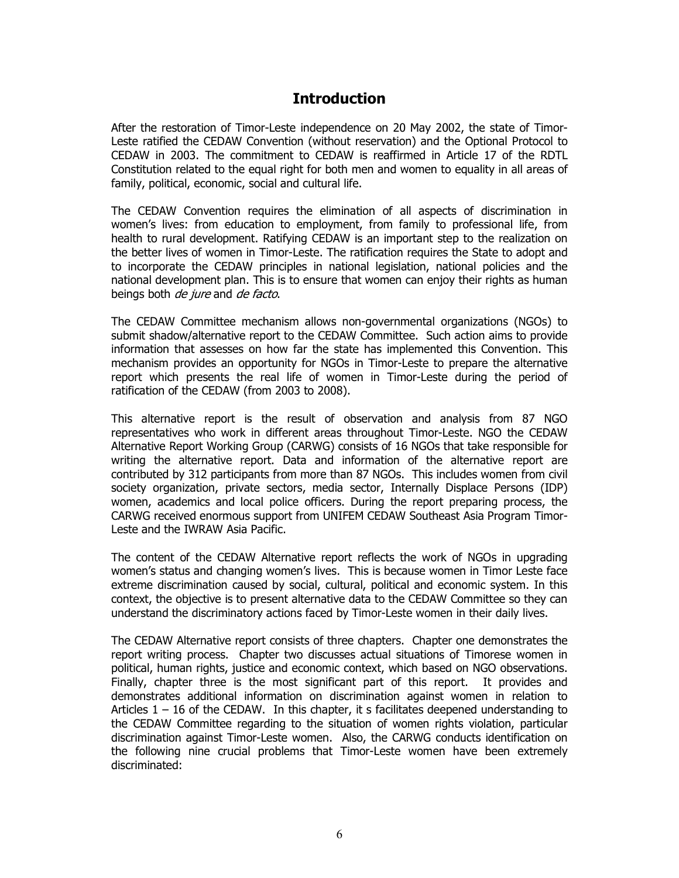# Introduction

After the restoration of Timor-Leste independence on 20 May 2002, the state of Timor-Leste ratified the CEDAW Convention (without reservation) and the Optional Protocol to CEDAW in 2003. The commitment to CEDAW is reaffirmed in Article 17 of the RDTL Constitution related to the equal right for both men and women to equality in all areas of family, political, economic, social and cultural life.

The CEDAW Convention requires the elimination of all aspects of discrimination in women's lives: from education to employment, from family to professional life, from health to rural development. Ratifying CEDAW is an important step to the realization on the better lives of women in Timor-Leste. The ratification requires the State to adopt and to incorporate the CEDAW principles in national legislation, national policies and the national development plan. This is to ensure that women can enjoy their rights as human beings both *de jure* and *de facto*.

The CEDAW Committee mechanism allows non-governmental organizations (NGOs) to submit shadow/alternative report to the CEDAW Committee. Such action aims to provide information that assesses on how far the state has implemented this Convention. This mechanism provides an opportunity for NGOs in Timor-Leste to prepare the alternative report which presents the real life of women in Timor-Leste during the period of ratification of the CEDAW (from 2003 to 2008).

This alternative report is the result of observation and analysis from 87 NGO representatives who work in different areas throughout Timor-Leste. NGO the CEDAW Alternative Report Working Group (CARWG) consists of 16 NGOs that take responsible for writing the alternative report. Data and information of the alternative report are contributed by 312 participants from more than 87 NGOs. This includes women from civil society organization, private sectors, media sector, Internally Displace Persons (IDP) women, academics and local police officers. During the report preparing process, the CARWG received enormous support from UNIFEM CEDAW Southeast Asia Program Timor-Leste and the IWRAW Asia Pacific.

The content of the CEDAW Alternative report reflects the work of NGOs in upgrading women's status and changing women's lives. This is because women in Timor Leste face extreme discrimination caused by social, cultural, political and economic system. In this context, the objective is to present alternative data to the CEDAW Committee so they can understand the discriminatory actions faced by Timor-Leste women in their daily lives.

The CEDAW Alternative report consists of three chapters. Chapter one demonstrates the report writing process. Chapter two discusses actual situations of Timorese women in political, human rights, justice and economic context, which based on NGO observations. Finally, chapter three is the most significant part of this report. It provides and demonstrates additional information on discrimination against women in relation to Articles 1 – 16 of the CEDAW. In this chapter, it s facilitates deepened understanding to the CEDAW Committee regarding to the situation of women rights violation, particular discrimination against Timor-Leste women. Also, the CARWG conducts identification on the following nine crucial problems that Timor-Leste women have been extremely discriminated: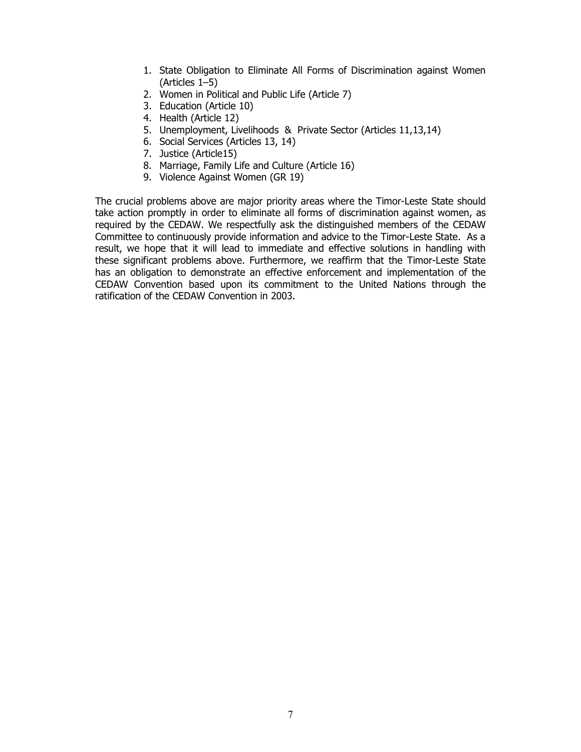1. State Obligation to Eliminate All Forms of Discrimination against Women (Articles 1–5)
2. Women in Political and Public Life (Article 7)
3. Education (Article 10)
4. Health (Article 12)
5. Unemployment, Livelihoods & Private Sector (Articles 11,13,14)
6. Social Services (Articles 13, 14)
7. Justice (Article15)
8. Marriage, Family Life and Culture (Article 16)
9. Violence Against Women (GR 19)

The crucial problems above are major priority areas where the Timor-Leste State should take action promptly in order to eliminate all forms of discrimination against women, as required by the CEDAW. We respectfully ask the distinguished members of the CEDAW Committee to continuously provide information and advice to the Timor-Leste State. As a result, we hope that it will lead to immediate and effective solutions in handling with these significant problems above. Furthermore, we reaffirm that the Timor-Leste State has an obligation to demonstrate an effective enforcement and implementation of the CEDAW Convention based upon its commitment to the United Nations through the ratification of the CEDAW Convention in 2003.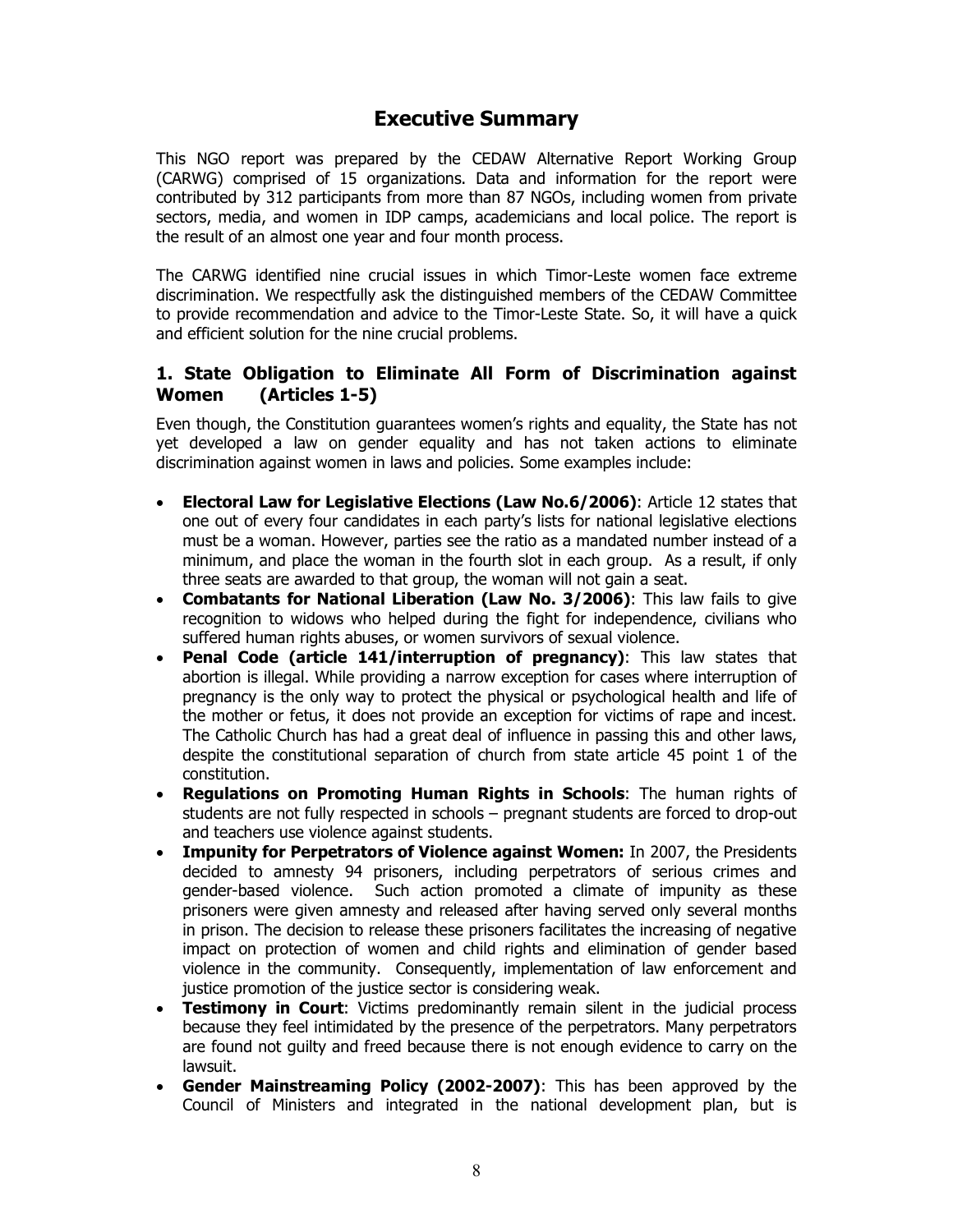# Executive Summary

This NGO report was prepared by the CEDAW Alternative Report Working Group (CARWG) comprised of 15 organizations. Data and information for the report were contributed by 312 participants from more than 87 NGOs, including women from private sectors, media, and women in IDP camps, academicians and local police. The report is the result of an almost one year and four month process.

The CARWG identified nine crucial issues in which Timor-Leste women face extreme discrimination. We respectfully ask the distinguished members of the CEDAW Committee to provide recommendation and advice to the Timor-Leste State. So, it will have a quick and efficient solution for the nine crucial problems.

### 1. State Obligation to Eliminate All Form of Discrimination against Women (Articles 1-5)

Even though, the Constitution guarantees women's rights and equality, the State has not yet developed a law on gender equality and has not taken actions to eliminate discrimination against women in laws and policies. Some examples include:

- **Electoral Law for Legislative Elections (Law No.6/2006)**: Article 12 states that one out of every four candidates in each party's lists for national legislative elections must be a woman. However, parties see the ratio as a mandated number instead of a minimum, and place the woman in the fourth slot in each group. As a result, if only three seats are awarded to that group, the woman will not gain a seat.
- **Combatants for National Liberation (Law No. 3/2006)**: This law fails to give recognition to widows who helped during the fight for independence, civilians who suffered human rights abuses, or women survivors of sexual violence.
- **Penal Code (article 141/interruption of pregnancy)**: This law states that abortion is illegal. While providing a narrow exception for cases where interruption of pregnancy is the only way to protect the physical or psychological health and life of the mother or fetus, it does not provide an exception for victims of rape and incest. The Catholic Church has had a great deal of influence in passing this and other laws, despite the constitutional separation of church from state article 45 point 1 of the constitution.
- **Regulations on Promoting Human Rights in Schools**: The human rights of students are not fully respected in schools – pregnant students are forced to drop-out and teachers use violence against students.
- **Impunity for Perpetrators of Violence against Women:** In 2007, the Presidents decided to amnesty 94 prisoners, including perpetrators of serious crimes and gender-based violence. Such action promoted a climate of impunity as these prisoners were given amnesty and released after having served only several months in prison. The decision to release these prisoners facilitates the increasing of negative impact on protection of women and child rights and elimination of gender based violence in the community. Consequently, implementation of law enforcement and justice promotion of the justice sector is considering weak.
- **Testimony in Court**: Victims predominantly remain silent in the judicial process because they feel intimidated by the presence of the perpetrators. Many perpetrators are found not guilty and freed because there is not enough evidence to carry on the lawsuit.
- **Gender Mainstreaming Policy (2002-2007)**: This has been approved by the Council of Ministers and integrated in the national development plan, but is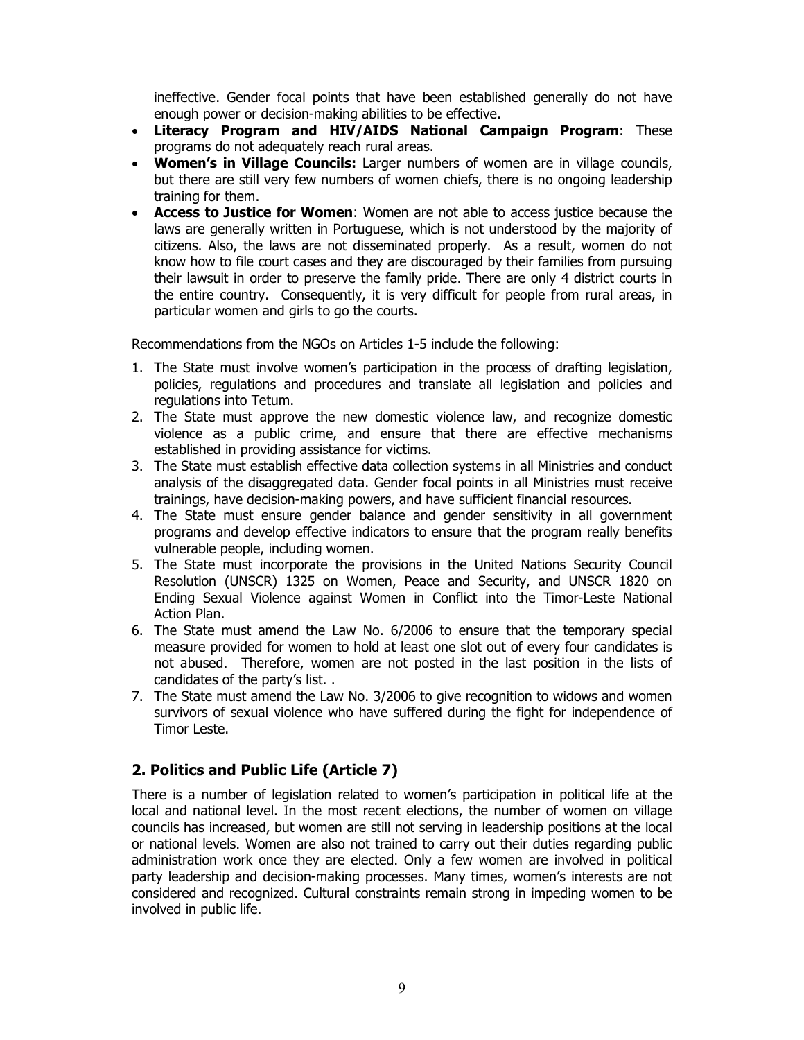ineffective. Gender focal points that have been established generally do not have enough power or decision-making abilities to be effective.

- **Literacy Program and HIV/AIDS National Campaign Program**: These programs do not adequately reach rural areas.
- **Women's in Village Councils:** Larger numbers of women are in village councils, but there are still very few numbers of women chiefs, there is no ongoing leadership training for them.
- **Access to Justice for Women**: Women are not able to access justice because the laws are generally written in Portuguese, which is not understood by the majority of citizens. Also, the laws are not disseminated properly. As a result, women do not know how to file court cases and they are discouraged by their families from pursuing their lawsuit in order to preserve the family pride. There are only 4 district courts in the entire country. Consequently, it is very difficult for people from rural areas, in particular women and girls to go the courts.

Recommendations from the NGOs on Articles 1-5 include the following:

1. The State must involve women's participation in the process of drafting legislation, policies, regulations and procedures and translate all legislation and policies and regulations into Tetum.
2. The State must approve the new domestic violence law, and recognize domestic violence as a public crime, and ensure that there are effective mechanisms established in providing assistance for victims.
3. The State must establish effective data collection systems in all Ministries and conduct analysis of the disaggregated data. Gender focal points in all Ministries must receive trainings, have decision-making powers, and have sufficient financial resources.
4. The State must ensure gender balance and gender sensitivity in all government programs and develop effective indicators to ensure that the program really benefits vulnerable people, including women.
5. The State must incorporate the provisions in the United Nations Security Council Resolution (UNSCR) 1325 on Women, Peace and Security, and UNSCR 1820 on Ending Sexual Violence against Women in Conflict into the Timor-Leste National Action Plan.
6. The State must amend the Law No. 6/2006 to ensure that the temporary special measure provided for women to hold at least one slot out of every four candidates is not abused. Therefore, women are not posted in the last position in the lists of candidates of the party's list. .
7. The State must amend the Law No. 3/2006 to give recognition to widows and women survivors of sexual violence who have suffered during the fight for independence of Timor Leste.

## 2. Politics and Public Life (Article 7)

There is a number of legislation related to women's participation in political life at the local and national level. In the most recent elections, the number of women on village councils has increased, but women are still not serving in leadership positions at the local or national levels. Women are also not trained to carry out their duties regarding public administration work once they are elected. Only a few women are involved in political party leadership and decision-making processes. Many times, women's interests are not considered and recognized. Cultural constraints remain strong in impeding women to be involved in public life.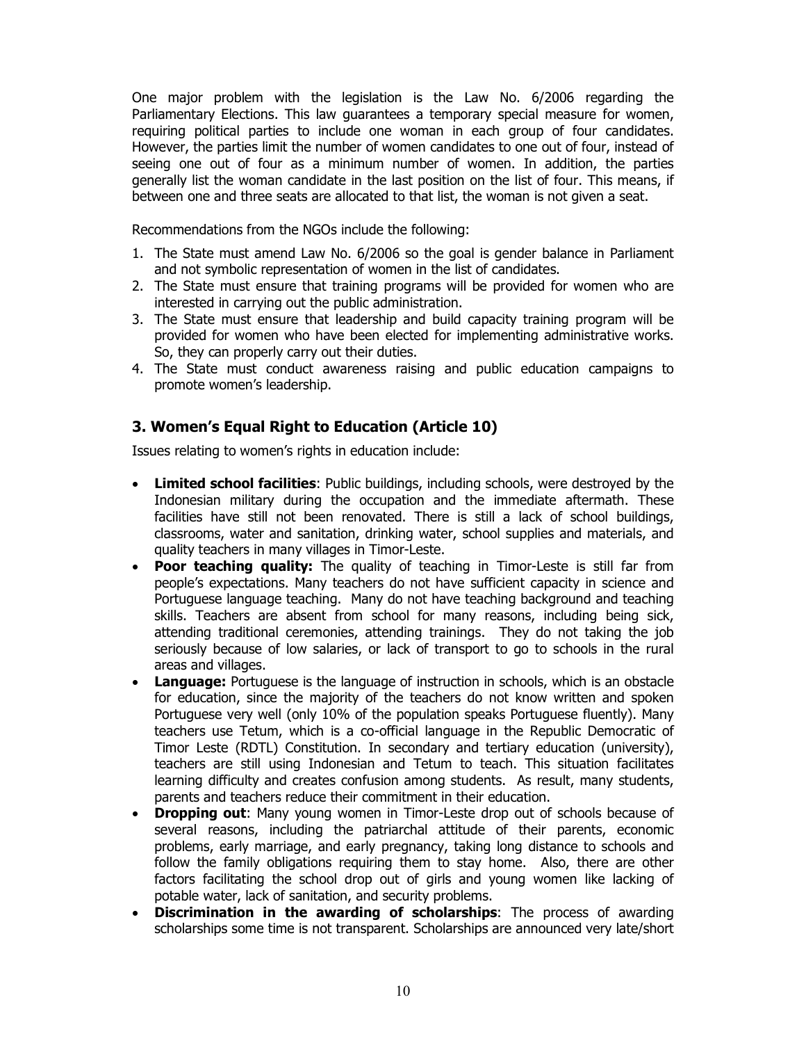One major problem with the legislation is the Law No. 6/2006 regarding the Parliamentary Elections. This law guarantees a temporary special measure for women, requiring political parties to include one woman in each group of four candidates. However, the parties limit the number of women candidates to one out of four, instead of seeing one out of four as a minimum number of women. In addition, the parties generally list the woman candidate in the last position on the list of four. This means, if between one and three seats are allocated to that list, the woman is not given a seat.

Recommendations from the NGOs include the following:

1. The State must amend Law No. 6/2006 so the goal is gender balance in Parliament and not symbolic representation of women in the list of candidates.
2. The State must ensure that training programs will be provided for women who are interested in carrying out the public administration.
3. The State must ensure that leadership and build capacity training program will be provided for women who have been elected for implementing administrative works. So, they can properly carry out their duties.
4. The State must conduct awareness raising and public education campaigns to promote women's leadership.

## 3. Women's Equal Right to Education (Article 10)

Issues relating to women's rights in education include:

- **Limited school facilities**: Public buildings, including schools, were destroyed by the Indonesian military during the occupation and the immediate aftermath. These facilities have still not been renovated. There is still a lack of school buildings, classrooms, water and sanitation, drinking water, school supplies and materials, and quality teachers in many villages in Timor-Leste.
- **Poor teaching quality:** The quality of teaching in Timor-Leste is still far from people's expectations. Many teachers do not have sufficient capacity in science and Portuguese language teaching. Many do not have teaching background and teaching skills. Teachers are absent from school for many reasons, including being sick, attending traditional ceremonies, attending trainings. They do not taking the job seriously because of low salaries, or lack of transport to go to schools in the rural areas and villages.
- **Language:** Portuguese is the language of instruction in schools, which is an obstacle for education, since the majority of the teachers do not know written and spoken Portuguese very well (only 10% of the population speaks Portuguese fluently). Many teachers use Tetum, which is a co-official language in the Republic Democratic of Timor Leste (RDTL) Constitution. In secondary and tertiary education (university), teachers are still using Indonesian and Tetum to teach. This situation facilitates learning difficulty and creates confusion among students. As result, many students, parents and teachers reduce their commitment in their education.
- **Dropping out**: Many young women in Timor-Leste drop out of schools because of several reasons, including the patriarchal attitude of their parents, economic problems, early marriage, and early pregnancy, taking long distance to schools and follow the family obligations requiring them to stay home. Also, there are other factors facilitating the school drop out of girls and young women like lacking of potable water, lack of sanitation, and security problems.
- **Discrimination in the awarding of scholarships**: The process of awarding scholarships some time is not transparent. Scholarships are announced very late/short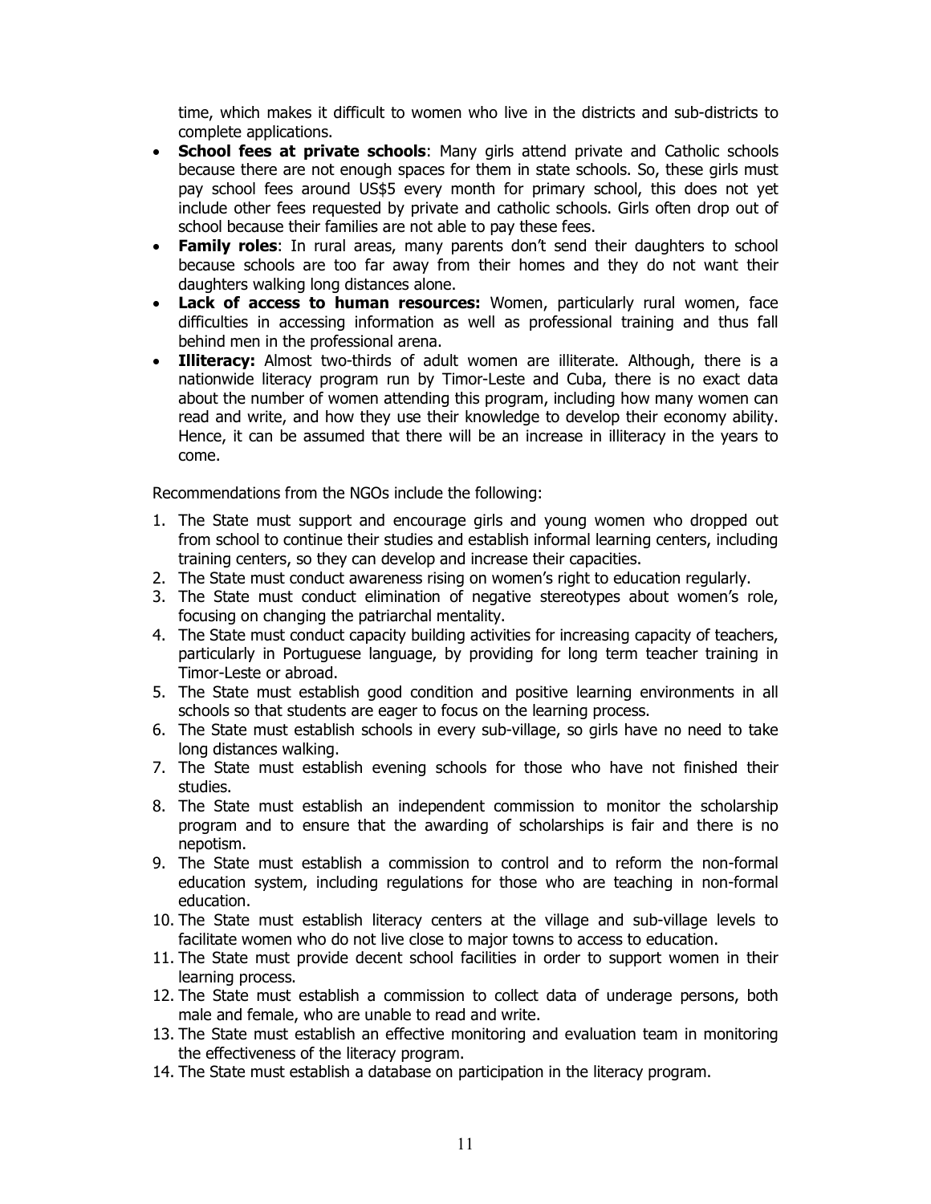time, which makes it difficult to women who live in the districts and sub-districts to complete applications.

- **School fees at private schools**: Many girls attend private and Catholic schools because there are not enough spaces for them in state schools. So, these girls must pay school fees around US$5 every month for primary school, this does not yet include other fees requested by private and catholic schools. Girls often drop out of school because their families are not able to pay these fees.
- **Family roles**: In rural areas, many parents don't send their daughters to school because schools are too far away from their homes and they do not want their daughters walking long distances alone.
- **Lack of access to human resources:** Women, particularly rural women, face difficulties in accessing information as well as professional training and thus fall behind men in the professional arena.
- **Illiteracy:** Almost two-thirds of adult women are illiterate. Although, there is a nationwide literacy program run by Timor-Leste and Cuba, there is no exact data about the number of women attending this program, including how many women can read and write, and how they use their knowledge to develop their economy ability. Hence, it can be assumed that there will be an increase in illiteracy in the years to come.

Recommendations from the NGOs include the following:

1. The State must support and encourage girls and young women who dropped out from school to continue their studies and establish informal learning centers, including training centers, so they can develop and increase their capacities.
2. The State must conduct awareness rising on women's right to education regularly.
3. The State must conduct elimination of negative stereotypes about women's role, focusing on changing the patriarchal mentality.
4. The State must conduct capacity building activities for increasing capacity of teachers, particularly in Portuguese language, by providing for long term teacher training in Timor-Leste or abroad.
5. The State must establish good condition and positive learning environments in all schools so that students are eager to focus on the learning process.
6. The State must establish schools in every sub-village, so girls have no need to take long distances walking.
7. The State must establish evening schools for those who have not finished their studies.
8. The State must establish an independent commission to monitor the scholarship program and to ensure that the awarding of scholarships is fair and there is no nepotism.
9. The State must establish a commission to control and to reform the non-formal education system, including regulations for those who are teaching in non-formal education.
10. The State must establish literacy centers at the village and sub-village levels to facilitate women who do not live close to major towns to access to education.
11. The State must provide decent school facilities in order to support women in their learning process.
12. The State must establish a commission to collect data of underage persons, both male and female, who are unable to read and write.
13. The State must establish an effective monitoring and evaluation team in monitoring the effectiveness of the literacy program.
14. The State must establish a database on participation in the literacy program.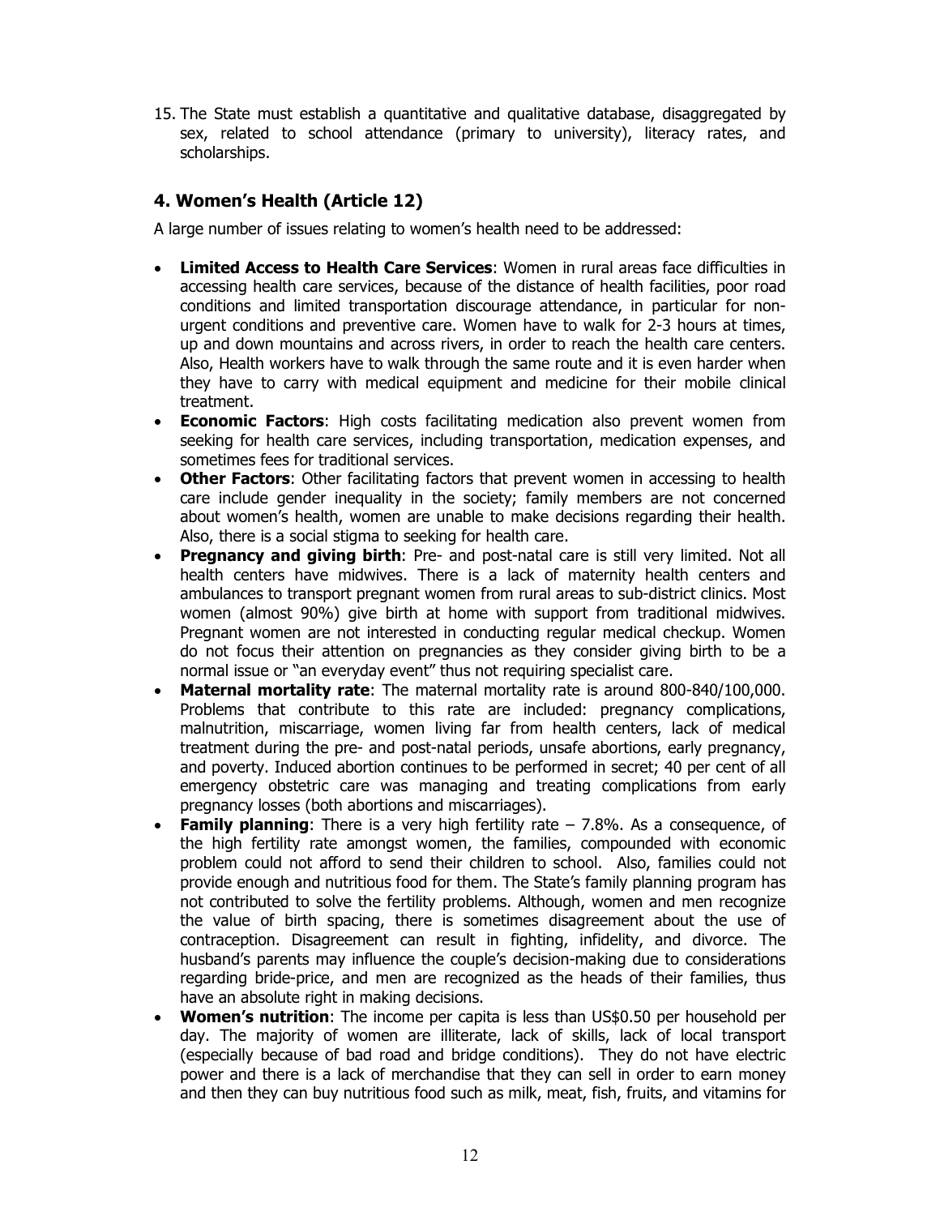15. The State must establish a quantitative and qualitative database, disaggregated by sex, related to school attendance (primary to university), literacy rates, and scholarships.

## 4. Women's Health (Article 12)

A large number of issues relating to women's health need to be addressed:

- **Limited Access to Health Care Services**: Women in rural areas face difficulties in accessing health care services, because of the distance of health facilities, poor road conditions and limited transportation discourage attendance, in particular for non-urgent conditions and preventive care. Women have to walk for 2-3 hours at times, up and down mountains and across rivers, in order to reach the health care centers. Also, Health workers have to walk through the same route and it is even harder when they have to carry with medical equipment and medicine for their mobile clinical treatment.
- **Economic Factors**: High costs facilitating medication also prevent women from seeking for health care services, including transportation, medication expenses, and sometimes fees for traditional services.
- **Other Factors**: Other facilitating factors that prevent women in accessing to health care include gender inequality in the society; family members are not concerned about women's health, women are unable to make decisions regarding their health. Also, there is a social stigma to seeking for health care.
- **Pregnancy and giving birth**: Pre- and post-natal care is still very limited. Not all health centers have midwives. There is a lack of maternity health centers and ambulances to transport pregnant women from rural areas to sub-district clinics. Most women (almost 90%) give birth at home with support from traditional midwives. Pregnant women are not interested in conducting regular medical checkup. Women do not focus their attention on pregnancies as they consider giving birth to be a normal issue or "an everyday event" thus not requiring specialist care.
- **Maternal mortality rate**: The maternal mortality rate is around 800-840/100,000. Problems that contribute to this rate are included: pregnancy complications, malnutrition, miscarriage, women living far from health centers, lack of medical treatment during the pre- and post-natal periods, unsafe abortions, early pregnancy, and poverty. Induced abortion continues to be performed in secret; 40 per cent of all emergency obstetric care was managing and treating complications from early pregnancy losses (both abortions and miscarriages).
- **Family planning**: There is a very high fertility rate – 7.8%. As a consequence, of the high fertility rate amongst women, the families, compounded with economic problem could not afford to send their children to school. Also, families could not provide enough and nutritious food for them. The State's family planning program has not contributed to solve the fertility problems. Although, women and men recognize the value of birth spacing, there is sometimes disagreement about the use of contraception. Disagreement can result in fighting, infidelity, and divorce. The husband's parents may influence the couple's decision-making due to considerations regarding bride-price, and men are recognized as the heads of their families, thus have an absolute right in making decisions.
- **Women's nutrition**: The income per capita is less than US$0.50 per household per day. The majority of women are illiterate, lack of skills, lack of local transport (especially because of bad road and bridge conditions). They do not have electric power and there is a lack of merchandise that they can sell in order to earn money and then they can buy nutritious food such as milk, meat, fish, fruits, and vitamins for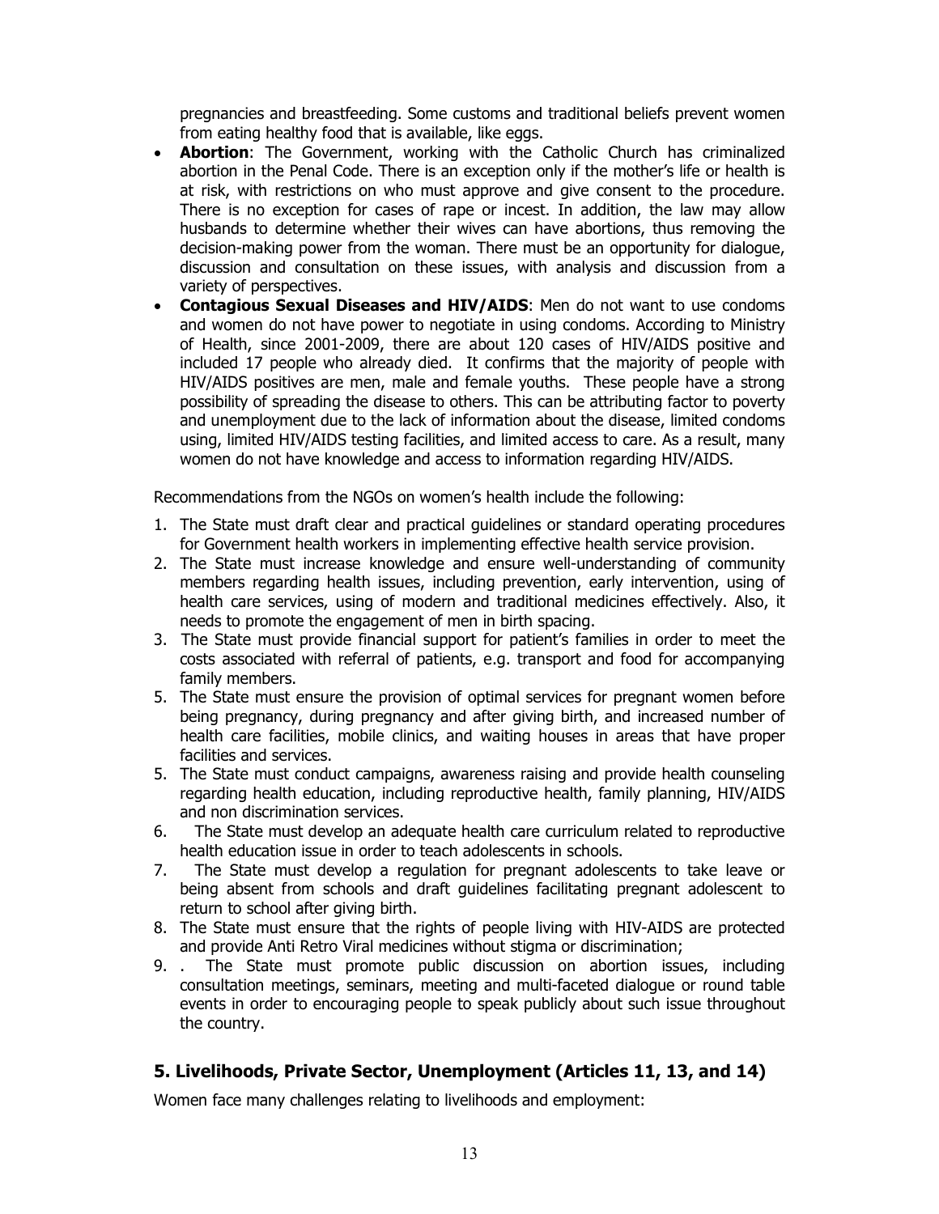pregnancies and breastfeeding. Some customs and traditional beliefs prevent women from eating healthy food that is available, like eggs.

- **Abortion**: The Government, working with the Catholic Church has criminalized abortion in the Penal Code. There is an exception only if the mother's life or health is at risk, with restrictions on who must approve and give consent to the procedure. There is no exception for cases of rape or incest. In addition, the law may allow husbands to determine whether their wives can have abortions, thus removing the decision-making power from the woman. There must be an opportunity for dialogue, discussion and consultation on these issues, with analysis and discussion from a variety of perspectives.
- **Contagious Sexual Diseases and HIV/AIDS**: Men do not want to use condoms and women do not have power to negotiate in using condoms. According to Ministry of Health, since 2001-2009, there are about 120 cases of HIV/AIDS positive and included 17 people who already died. It confirms that the majority of people with HIV/AIDS positives are men, male and female youths. These people have a strong possibility of spreading the disease to others. This can be attributing factor to poverty and unemployment due to the lack of information about the disease, limited condoms using, limited HIV/AIDS testing facilities, and limited access to care. As a result, many women do not have knowledge and access to information regarding HIV/AIDS.

Recommendations from the NGOs on women's health include the following:

1. The State must draft clear and practical guidelines or standard operating procedures for Government health workers in implementing effective health service provision.
2. The State must increase knowledge and ensure well-understanding of community members regarding health issues, including prevention, early intervention, using of health care services, using of modern and traditional medicines effectively. Also, it needs to promote the engagement of men in birth spacing.
3. The State must provide financial support for patient's families in order to meet the costs associated with referral of patients, e.g. transport and food for accompanying family members.
5. The State must ensure the provision of optimal services for pregnant women before being pregnancy, during pregnancy and after giving birth, and increased number of health care facilities, mobile clinics, and waiting houses in areas that have proper facilities and services.
5. The State must conduct campaigns, awareness raising and provide health counseling regarding health education, including reproductive health, family planning, HIV/AIDS and non discrimination services.
6. The State must develop an adequate health care curriculum related to reproductive health education issue in order to teach adolescents in schools.
7. The State must develop a regulation for pregnant adolescents to take leave or being absent from schools and draft guidelines facilitating pregnant adolescent to return to school after giving birth.
8. The State must ensure that the rights of people living with HIV-AIDS are protected and provide Anti Retro Viral medicines without stigma or discrimination;
9. . The State must promote public discussion on abortion issues, including consultation meetings, seminars, meeting and multi-faceted dialogue or round table events in order to encouraging people to speak publicly about such issue throughout the country.

## 5. Livelihoods, Private Sector, Unemployment (Articles 11, 13, and 14)

Women face many challenges relating to livelihoods and employment: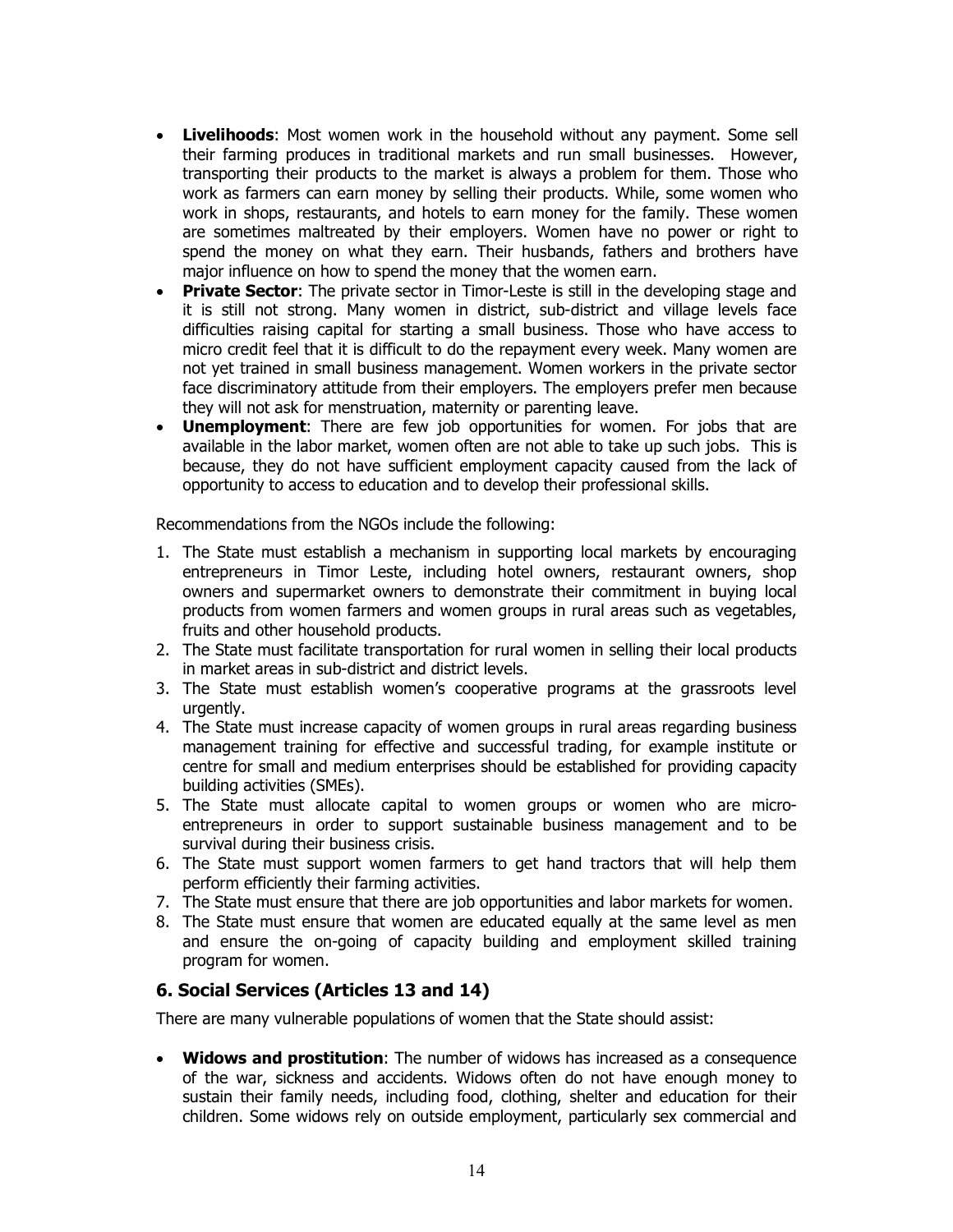- **Livelihoods**: Most women work in the household without any payment. Some sell their farming produces in traditional markets and run small businesses. However, transporting their products to the market is always a problem for them. Those who work as farmers can earn money by selling their products. While, some women who work in shops, restaurants, and hotels to earn money for the family. These women are sometimes maltreated by their employers. Women have no power or right to spend the money on what they earn. Their husbands, fathers and brothers have major influence on how to spend the money that the women earn.
- **Private Sector**: The private sector in Timor-Leste is still in the developing stage and it is still not strong. Many women in district, sub-district and village levels face difficulties raising capital for starting a small business. Those who have access to micro credit feel that it is difficult to do the repayment every week. Many women are not yet trained in small business management. Women workers in the private sector face discriminatory attitude from their employers. The employers prefer men because they will not ask for menstruation, maternity or parenting leave.
- **Unemployment**: There are few job opportunities for women. For jobs that are available in the labor market, women often are not able to take up such jobs. This is because, they do not have sufficient employment capacity caused from the lack of opportunity to access to education and to develop their professional skills.

Recommendations from the NGOs include the following:

1. The State must establish a mechanism in supporting local markets by encouraging entrepreneurs in Timor Leste, including hotel owners, restaurant owners, shop owners and supermarket owners to demonstrate their commitment in buying local products from women farmers and women groups in rural areas such as vegetables, fruits and other household products.
2. The State must facilitate transportation for rural women in selling their local products in market areas in sub-district and district levels.
3. The State must establish women's cooperative programs at the grassroots level urgently.
4. The State must increase capacity of women groups in rural areas regarding business management training for effective and successful trading, for example institute or centre for small and medium enterprises should be established for providing capacity building activities (SMEs).
5. The State must allocate capital to women groups or women who are micro-entrepreneurs in order to support sustainable business management and to be survival during their business crisis.
6. The State must support women farmers to get hand tractors that will help them perform efficiently their farming activities.
7. The State must ensure that there are job opportunities and labor markets for women.
8. The State must ensure that women are educated equally at the same level as men and ensure the on-going of capacity building and employment skilled training program for women.

## 6. Social Services (Articles 13 and 14)

There are many vulnerable populations of women that the State should assist:

- **Widows and prostitution**: The number of widows has increased as a consequence of the war, sickness and accidents. Widows often do not have enough money to sustain their family needs, including food, clothing, shelter and education for their children. Some widows rely on outside employment, particularly sex commercial and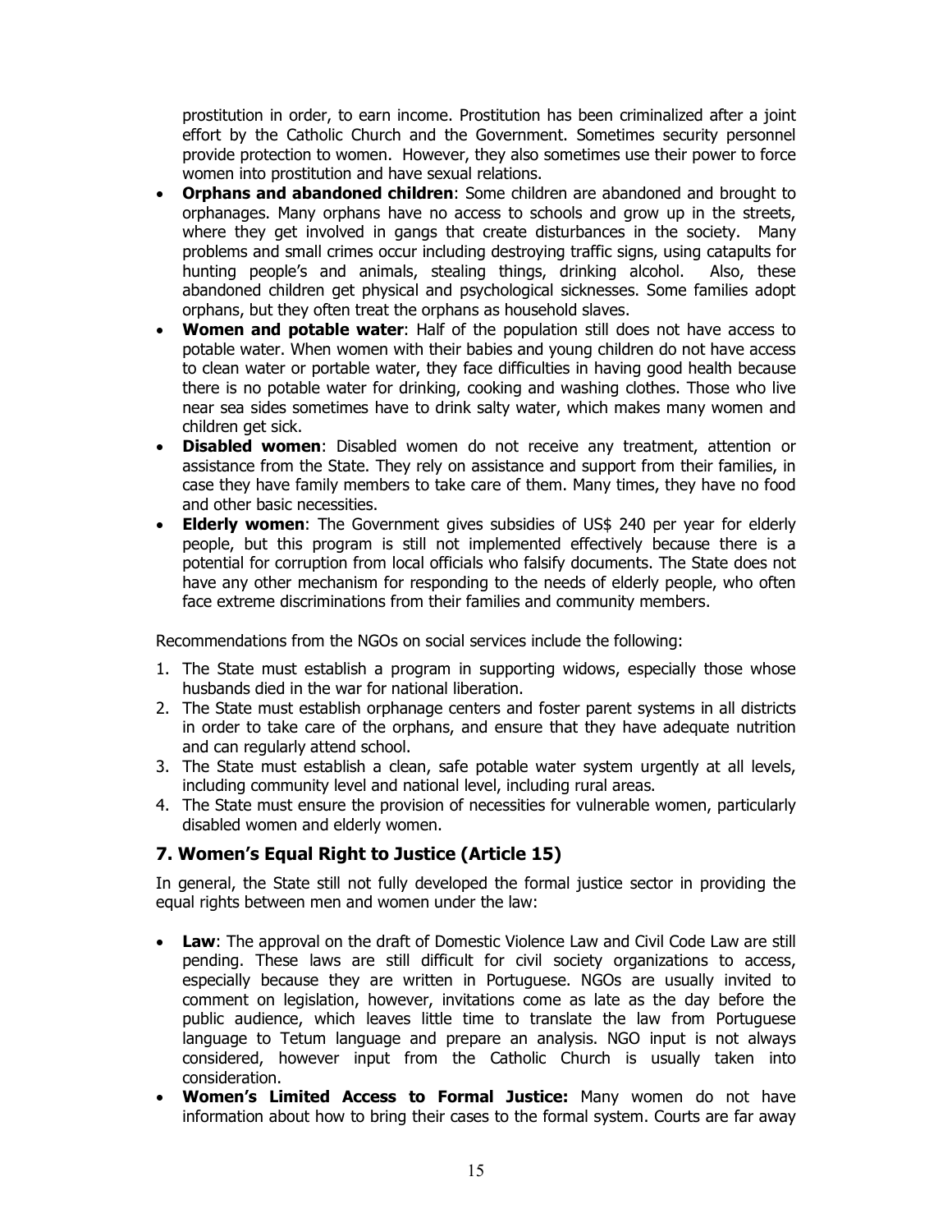prostitution in order, to earn income. Prostitution has been criminalized after a joint effort by the Catholic Church and the Government. Sometimes security personnel provide protection to women. However, they also sometimes use their power to force women into prostitution and have sexual relations.

- **Orphans and abandoned children**: Some children are abandoned and brought to orphanages. Many orphans have no access to schools and grow up in the streets, where they get involved in gangs that create disturbances in the society. Many problems and small crimes occur including destroying traffic signs, using catapults for hunting people's and animals, stealing things, drinking alcohol. Also, these abandoned children get physical and psychological sicknesses. Some families adopt orphans, but they often treat the orphans as household slaves.
- **Women and potable water**: Half of the population still does not have access to potable water. When women with their babies and young children do not have access to clean water or portable water, they face difficulties in having good health because there is no potable water for drinking, cooking and washing clothes. Those who live near sea sides sometimes have to drink salty water, which makes many women and children get sick.
- **Disabled women**: Disabled women do not receive any treatment, attention or assistance from the State. They rely on assistance and support from their families, in case they have family members to take care of them. Many times, they have no food and other basic necessities.
- **Elderly women**: The Government gives subsidies of US$ 240 per year for elderly people, but this program is still not implemented effectively because there is a potential for corruption from local officials who falsify documents. The State does not have any other mechanism for responding to the needs of elderly people, who often face extreme discriminations from their families and community members.

Recommendations from the NGOs on social services include the following:

1. The State must establish a program in supporting widows, especially those whose husbands died in the war for national liberation.
2. The State must establish orphanage centers and foster parent systems in all districts in order to take care of the orphans, and ensure that they have adequate nutrition and can regularly attend school.
3. The State must establish a clean, safe potable water system urgently at all levels, including community level and national level, including rural areas.
4. The State must ensure the provision of necessities for vulnerable women, particularly disabled women and elderly women.

## 7. Women's Equal Right to Justice (Article 15)

In general, the State still not fully developed the formal justice sector in providing the equal rights between men and women under the law:

- **Law**: The approval on the draft of Domestic Violence Law and Civil Code Law are still pending. These laws are still difficult for civil society organizations to access, especially because they are written in Portuguese. NGOs are usually invited to comment on legislation, however, invitations come as late as the day before the public audience, which leaves little time to translate the law from Portuguese language to Tetum language and prepare an analysis. NGO input is not always considered, however input from the Catholic Church is usually taken into consideration.
- **Women's Limited Access to Formal Justice:** Many women do not have information about how to bring their cases to the formal system. Courts are far away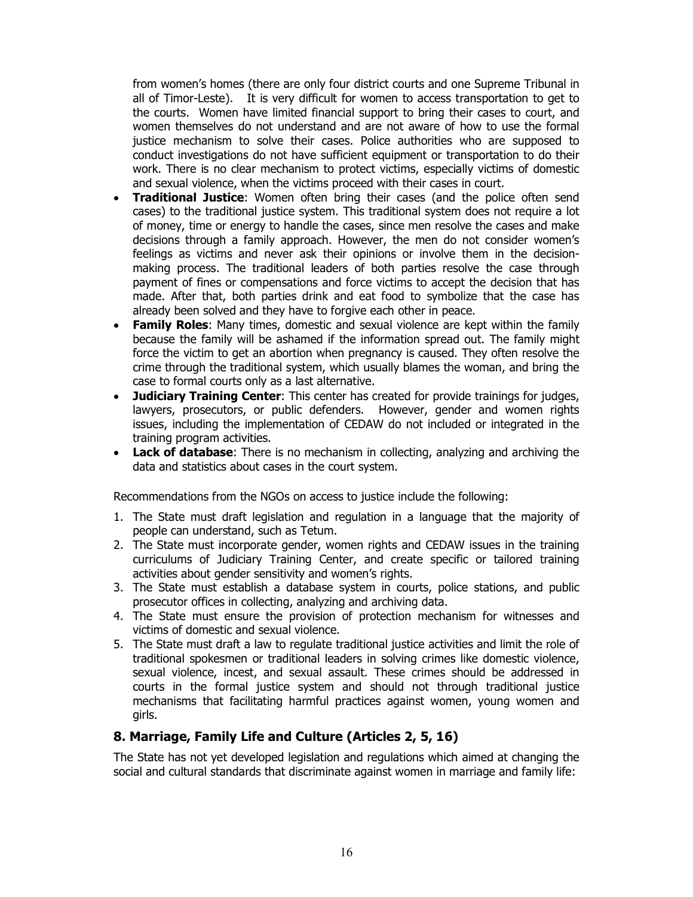from women's homes (there are only four district courts and one Supreme Tribunal in all of Timor-Leste). It is very difficult for women to access transportation to get to the courts. Women have limited financial support to bring their cases to court, and women themselves do not understand and are not aware of how to use the formal justice mechanism to solve their cases. Police authorities who are supposed to conduct investigations do not have sufficient equipment or transportation to do their work. There is no clear mechanism to protect victims, especially victims of domestic and sexual violence, when the victims proceed with their cases in court.

- **Traditional Justice**: Women often bring their cases (and the police often send cases) to the traditional justice system. This traditional system does not require a lot of money, time or energy to handle the cases, since men resolve the cases and make decisions through a family approach. However, the men do not consider women's feelings as victims and never ask their opinions or involve them in the decision-making process. The traditional leaders of both parties resolve the case through payment of fines or compensations and force victims to accept the decision that has made. After that, both parties drink and eat food to symbolize that the case has already been solved and they have to forgive each other in peace.
- **Family Roles**: Many times, domestic and sexual violence are kept within the family because the family will be ashamed if the information spread out. The family might force the victim to get an abortion when pregnancy is caused. They often resolve the crime through the traditional system, which usually blames the woman, and bring the case to formal courts only as a last alternative.
- **Judiciary Training Center**: This center has created for provide trainings for judges, lawyers, prosecutors, or public defenders. However, gender and women rights issues, including the implementation of CEDAW do not included or integrated in the training program activities.
- **Lack of database**: There is no mechanism in collecting, analyzing and archiving the data and statistics about cases in the court system.

Recommendations from the NGOs on access to justice include the following:

1. The State must draft legislation and regulation in a language that the majority of people can understand, such as Tetum.
2. The State must incorporate gender, women rights and CEDAW issues in the training curriculums of Judiciary Training Center, and create specific or tailored training activities about gender sensitivity and women's rights.
3. The State must establish a database system in courts, police stations, and public prosecutor offices in collecting, analyzing and archiving data.
4. The State must ensure the provision of protection mechanism for witnesses and victims of domestic and sexual violence.
5. The State must draft a law to regulate traditional justice activities and limit the role of traditional spokesmen or traditional leaders in solving crimes like domestic violence, sexual violence, incest, and sexual assault. These crimes should be addressed in courts in the formal justice system and should not through traditional justice mechanisms that facilitating harmful practices against women, young women and girls.

## 8. Marriage, Family Life and Culture (Articles 2, 5, 16)

The State has not yet developed legislation and regulations which aimed at changing the social and cultural standards that discriminate against women in marriage and family life: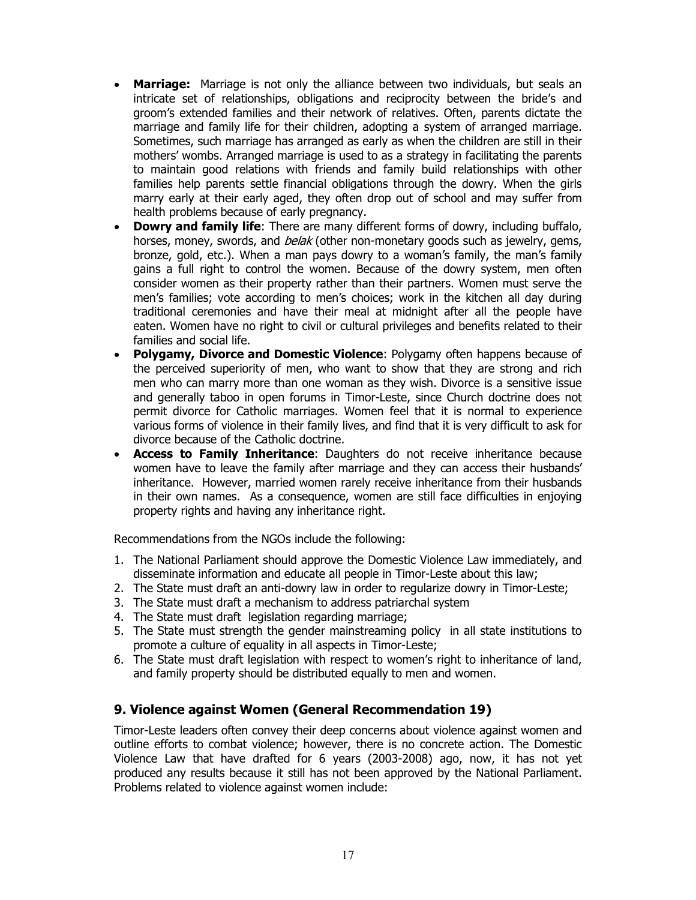- **Marriage:** Marriage is not only the alliance between two individuals, but seals an intricate set of relationships, obligations and reciprocity between the bride's and groom's extended families and their network of relatives. Often, parents dictate the marriage and family life for their children, adopting a system of arranged marriage. Sometimes, such marriage has arranged as early as when the children are still in their mothers' wombs. Arranged marriage is used to as a strategy in facilitating the parents to maintain good relations with friends and family build relationships with other families help parents settle financial obligations through the dowry. When the girls marry early at their early aged, they often drop out of school and may suffer from health problems because of early pregnancy.
- **Dowry and family life**: There are many different forms of dowry, including buffalo, horses, money, swords, and *belak* (other non-monetary goods such as jewelry, gems, bronze, gold, etc.). When a man pays dowry to a woman's family, the man's family gains a full right to control the women. Because of the dowry system, men often consider women as their property rather than their partners. Women must serve the men's families; vote according to men's choices; work in the kitchen all day during traditional ceremonies and have their meal at midnight after all the people have eaten. Women have no right to civil or cultural privileges and benefits related to their families and social life.
- **Polygamy, Divorce and Domestic Violence**: Polygamy often happens because of the perceived superiority of men, who want to show that they are strong and rich men who can marry more than one woman as they wish. Divorce is a sensitive issue and generally taboo in open forums in Timor-Leste, since Church doctrine does not permit divorce for Catholic marriages. Women feel that it is normal to experience various forms of violence in their family lives, and find that it is very difficult to ask for divorce because of the Catholic doctrine.
- **Access to Family Inheritance**: Daughters do not receive inheritance because women have to leave the family after marriage and they can access their husbands' inheritance. However, married women rarely receive inheritance from their husbands in their own names. As a consequence, women are still face difficulties in enjoying property rights and having any inheritance right.

Recommendations from the NGOs include the following:

1. The National Parliament should approve the Domestic Violence Law immediately, and disseminate information and educate all people in Timor-Leste about this law;
2. The State must draft an anti-dowry law in order to regularize dowry in Timor-Leste;
3. The State must draft a mechanism to address patriarchal system
4. The State must draft legislation regarding marriage;
5. The State must strength the gender mainstreaming policy in all state institutions to promote a culture of equality in all aspects in Timor-Leste;
6. The State must draft legislation with respect to women's right to inheritance of land, and family property should be distributed equally to men and women.

## 9. Violence against Women (General Recommendation 19)

Timor-Leste leaders often convey their deep concerns about violence against women and outline efforts to combat violence; however, there is no concrete action. The Domestic Violence Law that have drafted for 6 years (2003-2008) ago, now, it has not yet produced any results because it still has not been approved by the National Parliament. Problems related to violence against women include: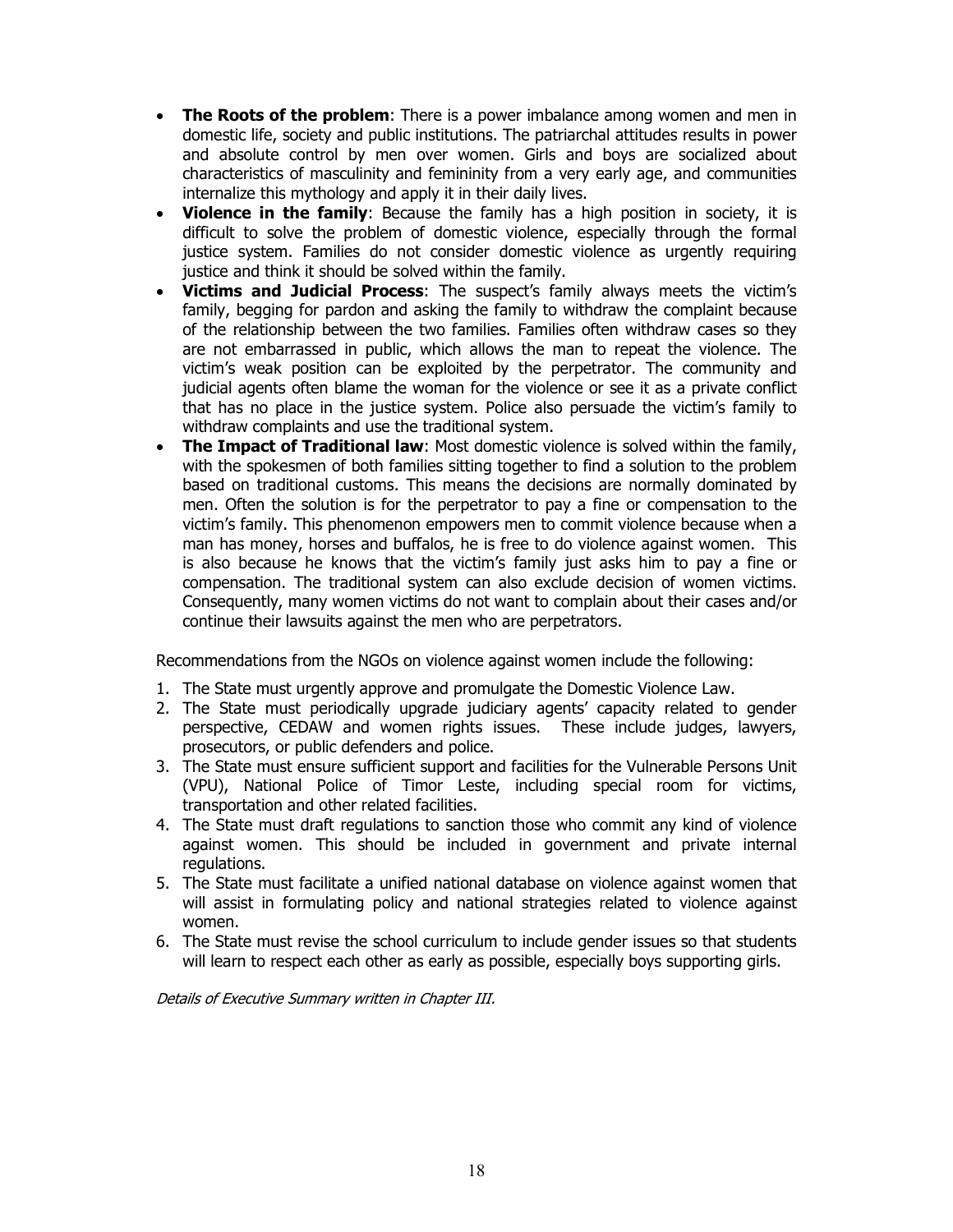- **The Roots of the problem**: There is a power imbalance among women and men in domestic life, society and public institutions. The patriarchal attitudes results in power and absolute control by men over women. Girls and boys are socialized about characteristics of masculinity and femininity from a very early age, and communities internalize this mythology and apply it in their daily lives.
- **Violence in the family**: Because the family has a high position in society, it is difficult to solve the problem of domestic violence, especially through the formal justice system. Families do not consider domestic violence as urgently requiring justice and think it should be solved within the family.
- **Victims and Judicial Process**: The suspect's family always meets the victim's family, begging for pardon and asking the family to withdraw the complaint because of the relationship between the two families. Families often withdraw cases so they are not embarrassed in public, which allows the man to repeat the violence. The victim's weak position can be exploited by the perpetrator. The community and judicial agents often blame the woman for the violence or see it as a private conflict that has no place in the justice system. Police also persuade the victim's family to withdraw complaints and use the traditional system.
- **The Impact of Traditional law**: Most domestic violence is solved within the family, with the spokesmen of both families sitting together to find a solution to the problem based on traditional customs. This means the decisions are normally dominated by men. Often the solution is for the perpetrator to pay a fine or compensation to the victim's family. This phenomenon empowers men to commit violence because when a man has money, horses and buffalos, he is free to do violence against women. This is also because he knows that the victim's family just asks him to pay a fine or compensation. The traditional system can also exclude decision of women victims. Consequently, many women victims do not want to complain about their cases and/or continue their lawsuits against the men who are perpetrators.

Recommendations from the NGOs on violence against women include the following:

1. The State must urgently approve and promulgate the Domestic Violence Law.
2. The State must periodically upgrade judiciary agents' capacity related to gender perspective, CEDAW and women rights issues. These include judges, lawyers, prosecutors, or public defenders and police.
3. The State must ensure sufficient support and facilities for the Vulnerable Persons Unit (VPU), National Police of Timor Leste, including special room for victims, transportation and other related facilities.
4. The State must draft regulations to sanction those who commit any kind of violence against women. This should be included in government and private internal regulations.
5. The State must facilitate a unified national database on violence against women that will assist in formulating policy and national strategies related to violence against women.
6. The State must revise the school curriculum to include gender issues so that students will learn to respect each other as early as possible, especially boys supporting girls.

*Details of Executive Summary written in Chapter III.*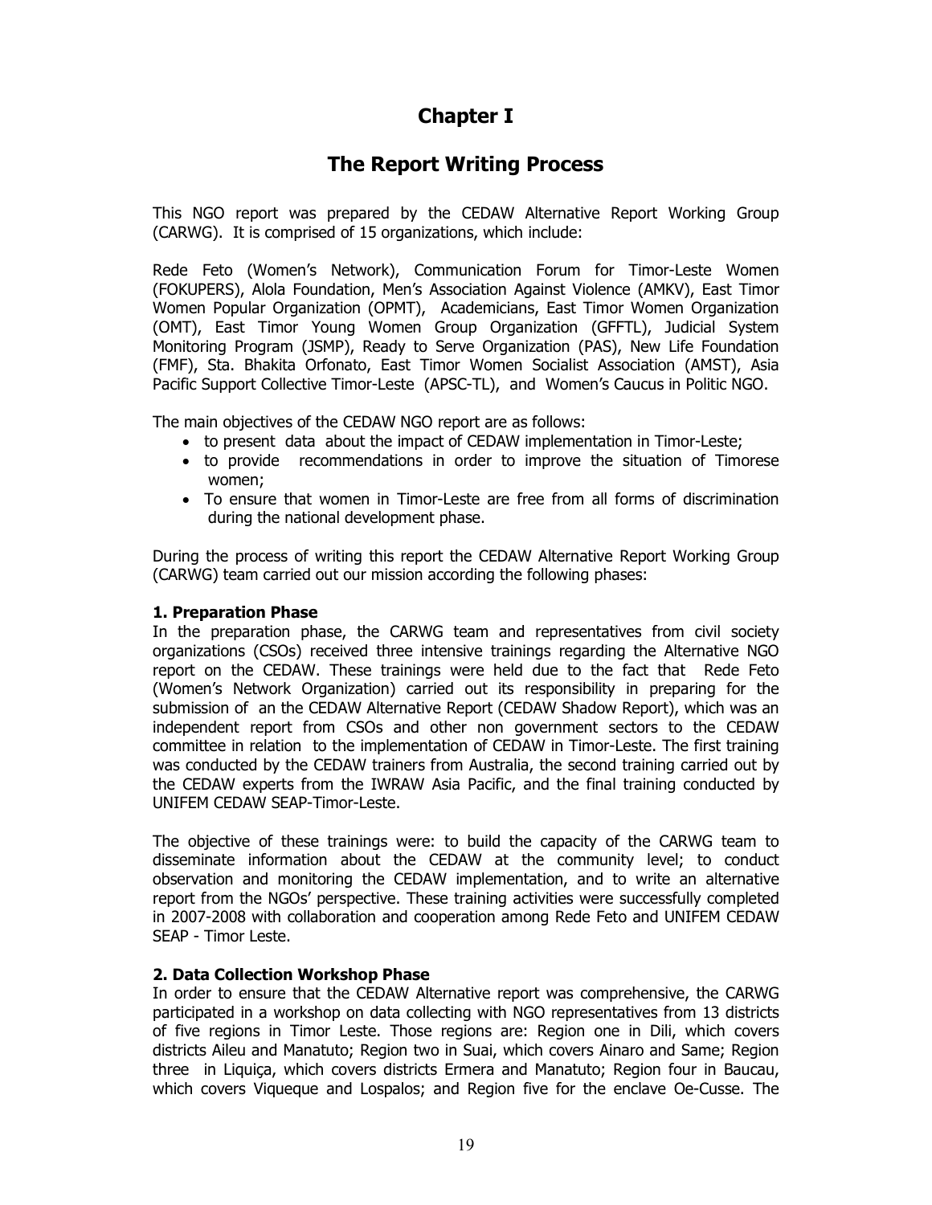# Chapter I

# The Report Writing Process

This NGO report was prepared by the CEDAW Alternative Report Working Group (CARWG). It is comprised of 15 organizations, which include:

Rede Feto (Women's Network), Communication Forum for Timor-Leste Women (FOKUPERS), Alola Foundation, Men's Association Against Violence (AMKV), East Timor Women Popular Organization (OPMT), Academicians, East Timor Women Organization (OMT), East Timor Young Women Group Organization (GFFTL), Judicial System Monitoring Program (JSMP), Ready to Serve Organization (PAS), New Life Foundation (FMF), Sta. Bhakita Orfonato, East Timor Women Socialist Association (AMST), Asia Pacific Support Collective Timor-Leste (APSC-TL), and Women's Caucus in Politic NGO.

The main objectives of the CEDAW NGO report are as follows:

- to present data about the impact of CEDAW implementation in Timor-Leste;
- to provide recommendations in order to improve the situation of Timorese women;
- To ensure that women in Timor-Leste are free from all forms of discrimination during the national development phase.

During the process of writing this report the CEDAW Alternative Report Working Group (CARWG) team carried out our mission according the following phases:

**1. Preparation Phase**

In the preparation phase, the CARWG team and representatives from civil society organizations (CSOs) received three intensive trainings regarding the Alternative NGO report on the CEDAW. These trainings were held due to the fact that Rede Feto (Women's Network Organization) carried out its responsibility in preparing for the submission of an the CEDAW Alternative Report (CEDAW Shadow Report), which was an independent report from CSOs and other non government sectors to the CEDAW committee in relation to the implementation of CEDAW in Timor-Leste. The first training was conducted by the CEDAW trainers from Australia, the second training carried out by the CEDAW experts from the IWRAW Asia Pacific, and the final training conducted by UNIFEM CEDAW SEAP-Timor-Leste.

The objective of these trainings were: to build the capacity of the CARWG team to disseminate information about the CEDAW at the community level; to conduct observation and monitoring the CEDAW implementation, and to write an alternative report from the NGOs' perspective. These training activities were successfully completed in 2007-2008 with collaboration and cooperation among Rede Feto and UNIFEM CEDAW SEAP - Timor Leste.

**2. Data Collection Workshop Phase**

In order to ensure that the CEDAW Alternative report was comprehensive, the CARWG participated in a workshop on data collecting with NGO representatives from 13 districts of five regions in Timor Leste. Those regions are: Region one in Dili, which covers districts Aileu and Manatuto; Region two in Suai, which covers Ainaro and Same; Region three in Liquiça, which covers districts Ermera and Manatuto; Region four in Baucau, which covers Viqueque and Lospalos; and Region five for the enclave Oe-Cusse. The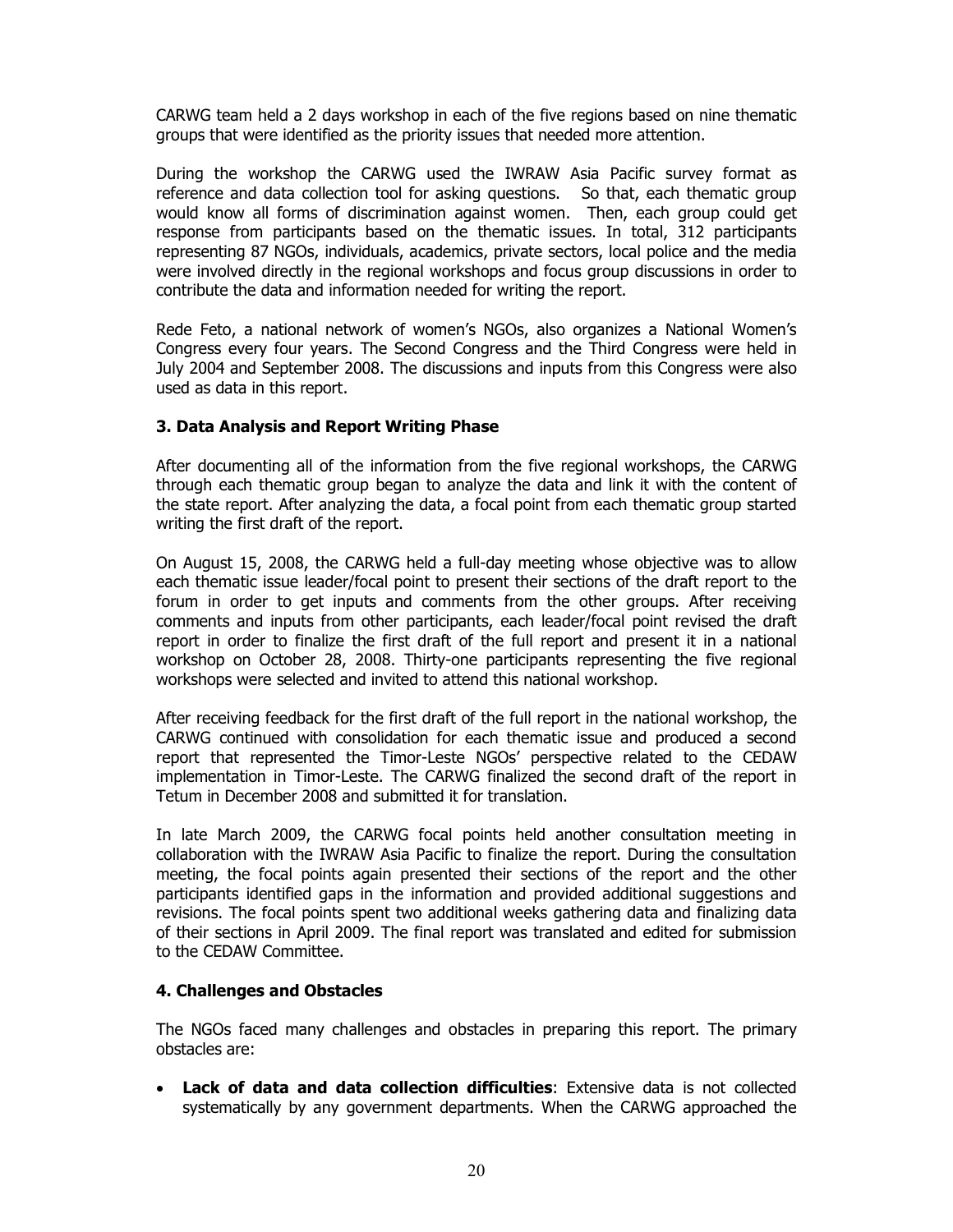CARWG team held a 2 days workshop in each of the five regions based on nine thematic groups that were identified as the priority issues that needed more attention.

During the workshop the CARWG used the IWRAW Asia Pacific survey format as reference and data collection tool for asking questions. So that, each thematic group would know all forms of discrimination against women. Then, each group could get response from participants based on the thematic issues. In total, 312 participants representing 87 NGOs, individuals, academics, private sectors, local police and the media were involved directly in the regional workshops and focus group discussions in order to contribute the data and information needed for writing the report.

Rede Feto, a national network of women's NGOs, also organizes a National Women's Congress every four years. The Second Congress and the Third Congress were held in July 2004 and September 2008. The discussions and inputs from this Congress were also used as data in this report.

### 3. Data Analysis and Report Writing Phase

After documenting all of the information from the five regional workshops, the CARWG through each thematic group began to analyze the data and link it with the content of the state report. After analyzing the data, a focal point from each thematic group started writing the first draft of the report.

On August 15, 2008, the CARWG held a full-day meeting whose objective was to allow each thematic issue leader/focal point to present their sections of the draft report to the forum in order to get inputs and comments from the other groups. After receiving comments and inputs from other participants, each leader/focal point revised the draft report in order to finalize the first draft of the full report and present it in a national workshop on October 28, 2008. Thirty-one participants representing the five regional workshops were selected and invited to attend this national workshop.

After receiving feedback for the first draft of the full report in the national workshop, the CARWG continued with consolidation for each thematic issue and produced a second report that represented the Timor-Leste NGOs' perspective related to the CEDAW implementation in Timor-Leste. The CARWG finalized the second draft of the report in Tetum in December 2008 and submitted it for translation.

In late March 2009, the CARWG focal points held another consultation meeting in collaboration with the IWRAW Asia Pacific to finalize the report. During the consultation meeting, the focal points again presented their sections of the report and the other participants identified gaps in the information and provided additional suggestions and revisions. The focal points spent two additional weeks gathering data and finalizing data of their sections in April 2009. The final report was translated and edited for submission to the CEDAW Committee.

### 4. Challenges and Obstacles

The NGOs faced many challenges and obstacles in preparing this report. The primary obstacles are:

- **Lack of data and data collection difficulties**: Extensive data is not collected systematically by any government departments. When the CARWG approached the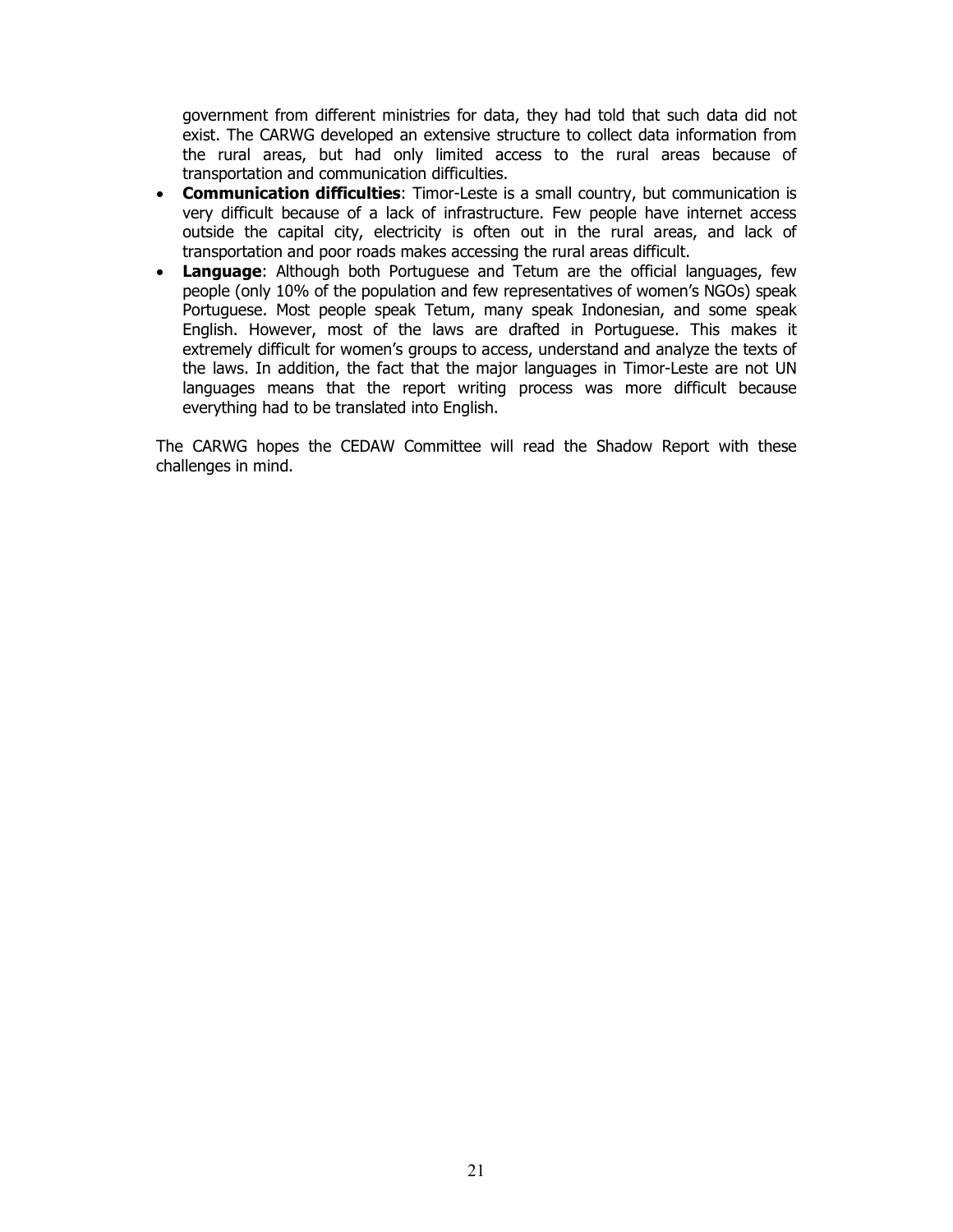government from different ministries for data, they had told that such data did not exist. The CARWG developed an extensive structure to collect data information from the rural areas, but had only limited access to the rural areas because of transportation and communication difficulties.

- **Communication difficulties**: Timor-Leste is a small country, but communication is very difficult because of a lack of infrastructure. Few people have internet access outside the capital city, electricity is often out in the rural areas, and lack of transportation and poor roads makes accessing the rural areas difficult.
- **Language**: Although both Portuguese and Tetum are the official languages, few people (only 10% of the population and few representatives of women's NGOs) speak Portuguese. Most people speak Tetum, many speak Indonesian, and some speak English. However, most of the laws are drafted in Portuguese. This makes it extremely difficult for women's groups to access, understand and analyze the texts of the laws. In addition, the fact that the major languages in Timor-Leste are not UN languages means that the report writing process was more difficult because everything had to be translated into English.

The CARWG hopes the CEDAW Committee will read the Shadow Report with these challenges in mind.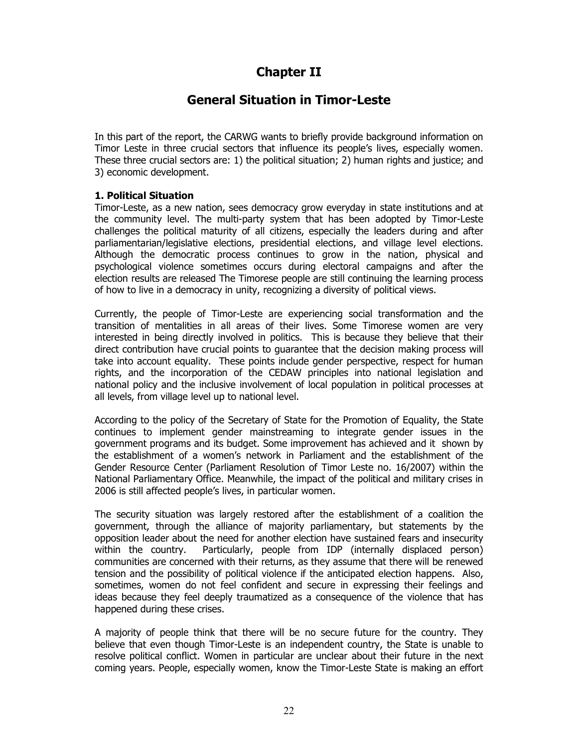# Chapter II

## General Situation in Timor-Leste

In this part of the report, the CARWG wants to briefly provide background information on Timor Leste in three crucial sectors that influence its people's lives, especially women. These three crucial sectors are: 1) the political situation; 2) human rights and justice; and 3) economic development.

**1. Political Situation**

Timor-Leste, as a new nation, sees democracy grow everyday in state institutions and at the community level. The multi-party system that has been adopted by Timor-Leste challenges the political maturity of all citizens, especially the leaders during and after parliamentarian/legislative elections, presidential elections, and village level elections. Although the democratic process continues to grow in the nation, physical and psychological violence sometimes occurs during electoral campaigns and after the election results are released The Timorese people are still continuing the learning process of how to live in a democracy in unity, recognizing a diversity of political views.

Currently, the people of Timor-Leste are experiencing social transformation and the transition of mentalities in all areas of their lives. Some Timorese women are very interested in being directly involved in politics. This is because they believe that their direct contribution have crucial points to guarantee that the decision making process will take into account equality. These points include gender perspective, respect for human rights, and the incorporation of the CEDAW principles into national legislation and national policy and the inclusive involvement of local population in political processes at all levels, from village level up to national level.

According to the policy of the Secretary of State for the Promotion of Equality, the State continues to implement gender mainstreaming to integrate gender issues in the government programs and its budget. Some improvement has achieved and it shown by the establishment of a women's network in Parliament and the establishment of the Gender Resource Center (Parliament Resolution of Timor Leste no. 16/2007) within the National Parliamentary Office. Meanwhile, the impact of the political and military crises in 2006 is still affected people's lives, in particular women.

The security situation was largely restored after the establishment of a coalition the government, through the alliance of majority parliamentary, but statements by the opposition leader about the need for another election have sustained fears and insecurity within the country. Particularly, people from IDP (internally displaced person) communities are concerned with their returns, as they assume that there will be renewed tension and the possibility of political violence if the anticipated election happens. Also, sometimes, women do not feel confident and secure in expressing their feelings and ideas because they feel deeply traumatized as a consequence of the violence that has happened during these crises.

A majority of people think that there will be no secure future for the country. They believe that even though Timor-Leste is an independent country, the State is unable to resolve political conflict. Women in particular are unclear about their future in the next coming years. People, especially women, know the Timor-Leste State is making an effort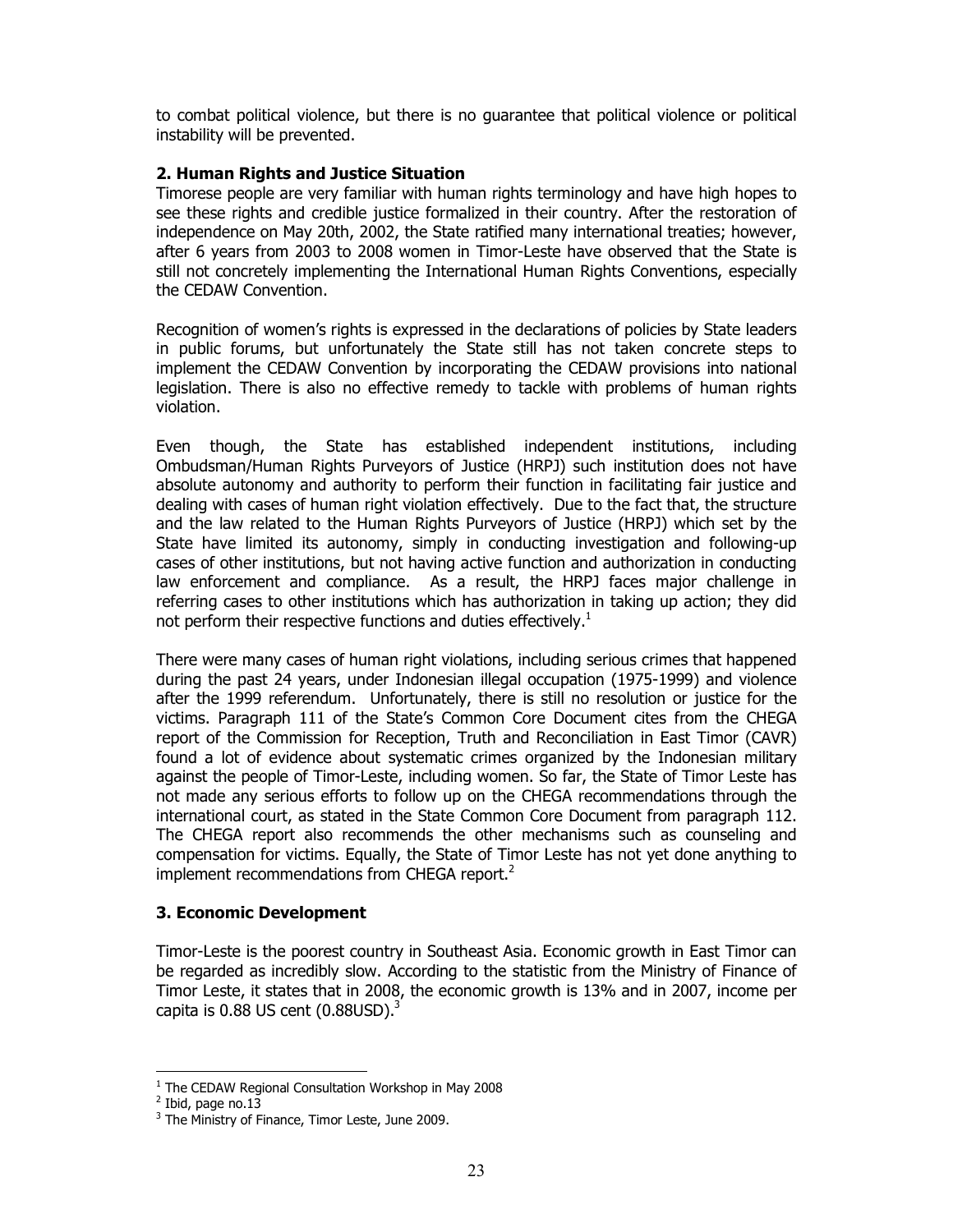to combat political violence, but there is no guarantee that political violence or political instability will be prevented.

## 2. Human Rights and Justice Situation

Timorese people are very familiar with human rights terminology and have high hopes to see these rights and credible justice formalized in their country. After the restoration of independence on May 20th, 2002, the State ratified many international treaties; however, after 6 years from 2003 to 2008 women in Timor-Leste have observed that the State is still not concretely implementing the International Human Rights Conventions, especially the CEDAW Convention.

Recognition of women's rights is expressed in the declarations of policies by State leaders in public forums, but unfortunately the State still has not taken concrete steps to implement the CEDAW Convention by incorporating the CEDAW provisions into national legislation. There is also no effective remedy to tackle with problems of human rights violation.

Even though, the State has established independent institutions, including Ombudsman/Human Rights Purveyors of Justice (HRPJ) such institution does not have absolute autonomy and authority to perform their function in facilitating fair justice and dealing with cases of human right violation effectively. Due to the fact that, the structure and the law related to the Human Rights Purveyors of Justice (HRPJ) which set by the State have limited its autonomy, simply in conducting investigation and following-up cases of other institutions, but not having active function and authorization in conducting law enforcement and compliance. As a result, the HRPJ faces major challenge in referring cases to other institutions which has authorization in taking up action; they did not perform their respective functions and duties effectively.[1]

There were many cases of human right violations, including serious crimes that happened during the past 24 years, under Indonesian illegal occupation (1975-1999) and violence after the 1999 referendum. Unfortunately, there is still no resolution or justice for the victims. Paragraph 111 of the State's Common Core Document cites from the CHEGA report of the Commission for Reception, Truth and Reconciliation in East Timor (CAVR) found a lot of evidence about systematic crimes organized by the Indonesian military against the people of Timor-Leste, including women. So far, the State of Timor Leste has not made any serious efforts to follow up on the CHEGA recommendations through the international court, as stated in the State Common Core Document from paragraph 112. The CHEGA report also recommends the other mechanisms such as counseling and compensation for victims. Equally, the State of Timor Leste has not yet done anything to implement recommendations from CHEGA report.[2]

## 3. Economic Development

Timor-Leste is the poorest country in Southeast Asia. Economic growth in East Timor can be regarded as incredibly slow. According to the statistic from the Ministry of Finance of Timor Leste, it states that in 2008, the economic growth is 13% and in 2007, income per capita is 0.88 US cent (0.88USD).[3]

---

[1] The CEDAW Regional Consultation Workshop in May 2008

[2] Ibid, page no.13

[3] The Ministry of Finance, Timor Leste, June 2009.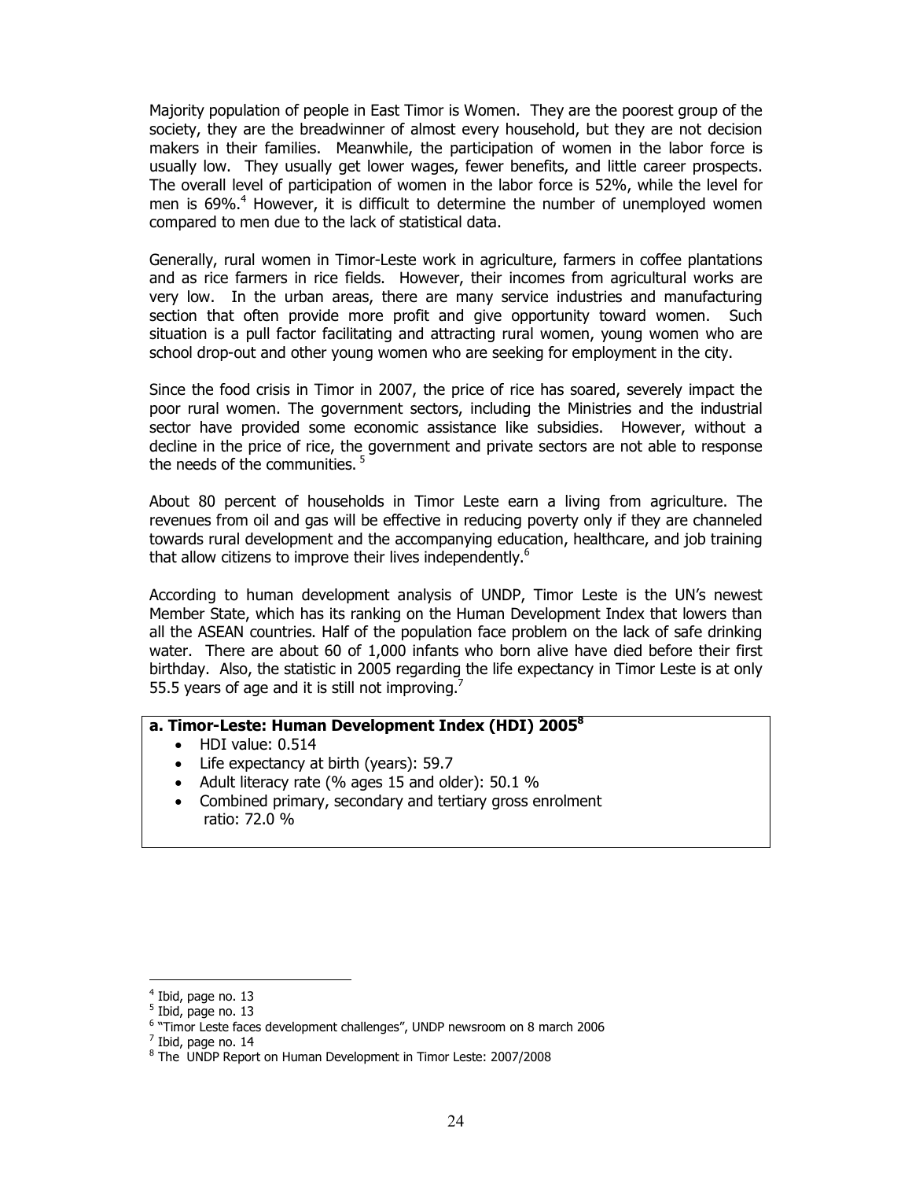Majority population of people in East Timor is Women. They are the poorest group of the society, they are the breadwinner of almost every household, but they are not decision makers in their families. Meanwhile, the participation of women in the labor force is usually low. They usually get lower wages, fewer benefits, and little career prospects. The overall level of participation of women in the labor force is 52%, while the level for men is 69%.[4] However, it is difficult to determine the number of unemployed women compared to men due to the lack of statistical data.

Generally, rural women in Timor-Leste work in agriculture, farmers in coffee plantations and as rice farmers in rice fields. However, their incomes from agricultural works are very low. In the urban areas, there are many service industries and manufacturing section that often provide more profit and give opportunity toward women. Such situation is a pull factor facilitating and attracting rural women, young women who are school drop-out and other young women who are seeking for employment in the city.

Since the food crisis in Timor in 2007, the price of rice has soared, severely impact the poor rural women. The government sectors, including the Ministries and the industrial sector have provided some economic assistance like subsidies. However, without a decline in the price of rice, the government and private sectors are not able to response the needs of the communities. [5]

About 80 percent of households in Timor Leste earn a living from agriculture. The revenues from oil and gas will be effective in reducing poverty only if they are channeled towards rural development and the accompanying education, healthcare, and job training that allow citizens to improve their lives independently.[6]

According to human development analysis of UNDP, Timor Leste is the UN's newest Member State, which has its ranking on the Human Development Index that lowers than all the ASEAN countries. Half of the population face problem on the lack of safe drinking water. There are about 60 of 1,000 infants who born alive have died before their first birthday. Also, the statistic in 2005 regarding the life expectancy in Timor Leste is at only 55.5 years of age and it is still not improving.[7]

**a. Timor-Leste: Human Development Index (HDI) 2005[8]**

- HDI value: 0.514
- Life expectancy at birth (years): 59.7
- Adult literacy rate (% ages 15 and older): 50.1 %
- Combined primary, secondary and tertiary gross enrolment ratio: 72.0 %

---

[4] Ibid, page no. 13

[5] Ibid, page no. 13

[6] "Timor Leste faces development challenges", UNDP newsroom on 8 march 2006

[7] Ibid, page no. 14

[8] The UNDP Report on Human Development in Timor Leste: 2007/2008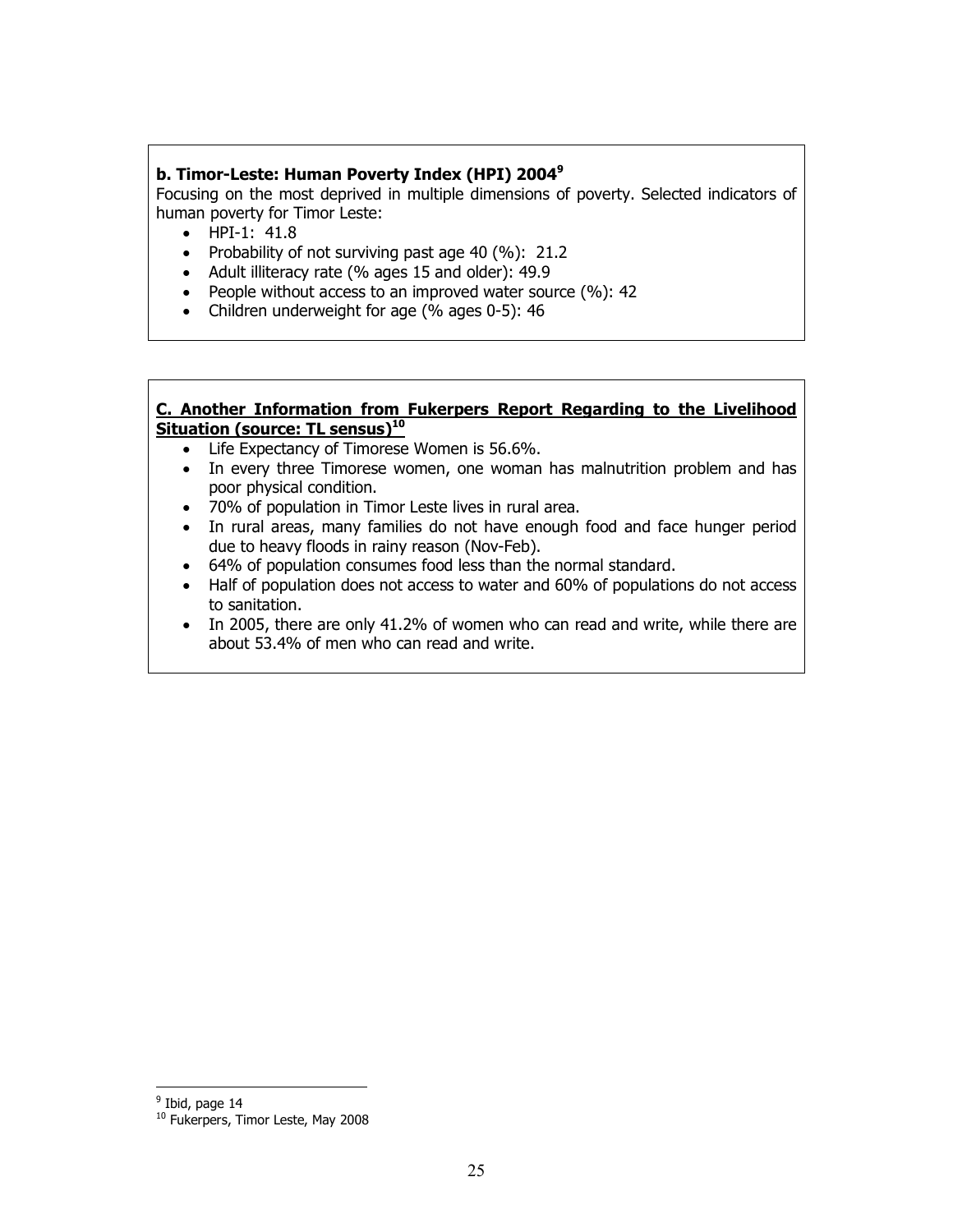**b. Timor-Leste: Human Poverty Index (HPI) 2004**[9]

Focusing on the most deprived in multiple dimensions of poverty. Selected indicators of human poverty for Timor Leste:

- HPI-1: 41.8
- Probability of not surviving past age 40 (%): 21.2
- Adult illiteracy rate (% ages 15 and older): 49.9
- People without access to an improved water source (%): 42
- Children underweight for age (% ages 0-5): 46

**C. Another Information from Fukerpers Report Regarding to the Livelihood Situation (source: TL sensus)**[10]

- Life Expectancy of Timorese Women is 56.6%.
- In every three Timorese women, one woman has malnutrition problem and has poor physical condition.
- 70% of population in Timor Leste lives in rural area.
- In rural areas, many families do not have enough food and face hunger period due to heavy floods in rainy reason (Nov-Feb).
- 64% of population consumes food less than the normal standard.
- Half of population does not access to water and 60% of populations do not access to sanitation.
- In 2005, there are only 41.2% of women who can read and write, while there are about 53.4% of men who can read and write.

---

[9] Ibid, page 14

[10] Fukerpers, Timor Leste, May 2008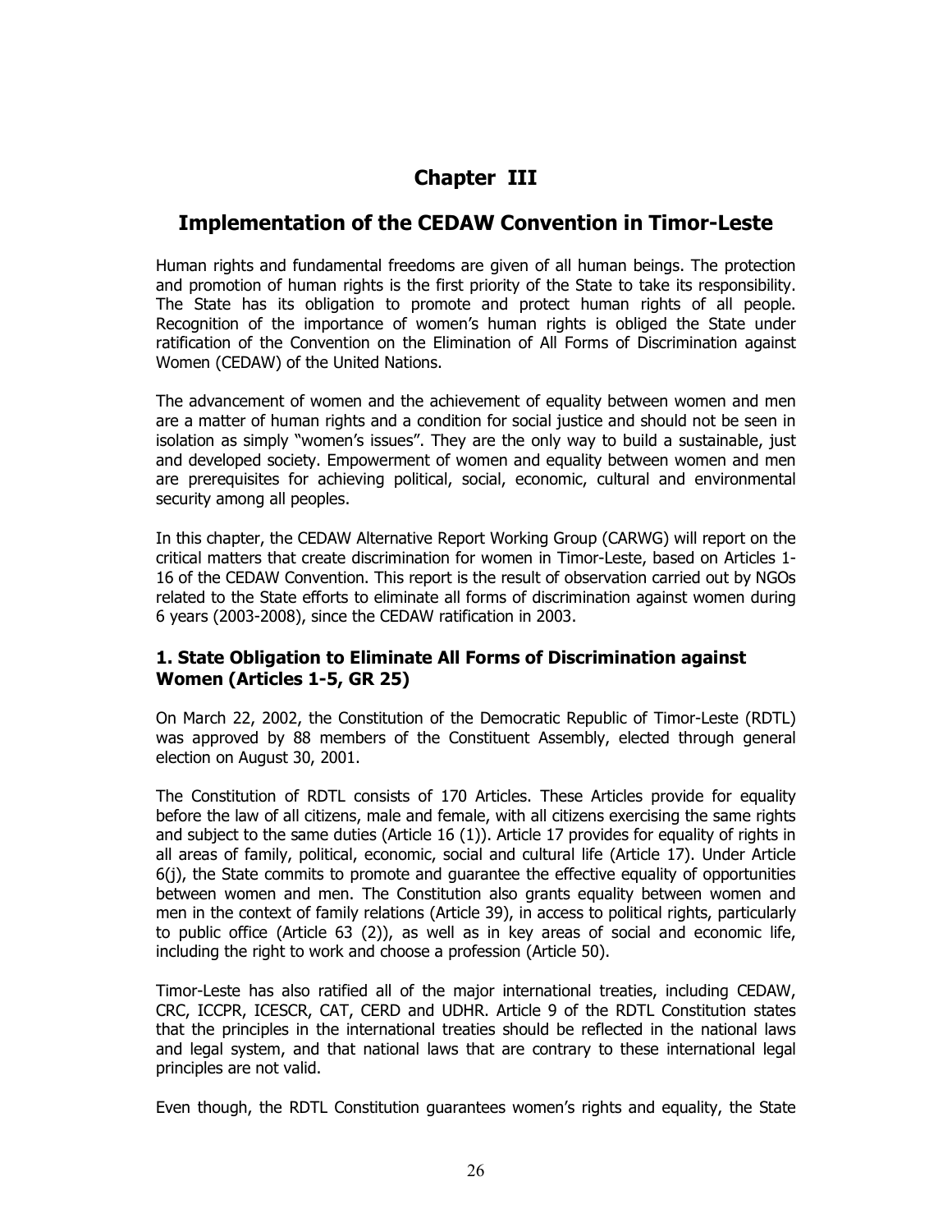# Chapter III

## Implementation of the CEDAW Convention in Timor-Leste

Human rights and fundamental freedoms are given of all human beings. The protection and promotion of human rights is the first priority of the State to take its responsibility. The State has its obligation to promote and protect human rights of all people. Recognition of the importance of women's human rights is obliged the State under ratification of the Convention on the Elimination of All Forms of Discrimination against Women (CEDAW) of the United Nations.

The advancement of women and the achievement of equality between women and men are a matter of human rights and a condition for social justice and should not be seen in isolation as simply "women's issues". They are the only way to build a sustainable, just and developed society. Empowerment of women and equality between women and men are prerequisites for achieving political, social, economic, cultural and environmental security among all peoples.

In this chapter, the CEDAW Alternative Report Working Group (CARWG) will report on the critical matters that create discrimination for women in Timor-Leste, based on Articles 1-16 of the CEDAW Convention. This report is the result of observation carried out by NGOs related to the State efforts to eliminate all forms of discrimination against women during 6 years (2003-2008), since the CEDAW ratification in 2003.

### 1. State Obligation to Eliminate All Forms of Discrimination against Women (Articles 1-5, GR 25)

On March 22, 2002, the Constitution of the Democratic Republic of Timor-Leste (RDTL) was approved by 88 members of the Constituent Assembly, elected through general election on August 30, 2001.

The Constitution of RDTL consists of 170 Articles. These Articles provide for equality before the law of all citizens, male and female, with all citizens exercising the same rights and subject to the same duties (Article 16 (1)). Article 17 provides for equality of rights in all areas of family, political, economic, social and cultural life (Article 17). Under Article 6(j), the State commits to promote and guarantee the effective equality of opportunities between women and men. The Constitution also grants equality between women and men in the context of family relations (Article 39), in access to political rights, particularly to public office (Article 63 (2)), as well as in key areas of social and economic life, including the right to work and choose a profession (Article 50).

Timor-Leste has also ratified all of the major international treaties, including CEDAW, CRC, ICCPR, ICESCR, CAT, CERD and UDHR. Article 9 of the RDTL Constitution states that the principles in the international treaties should be reflected in the national laws and legal system, and that national laws that are contrary to these international legal principles are not valid.

Even though, the RDTL Constitution guarantees women's rights and equality, the State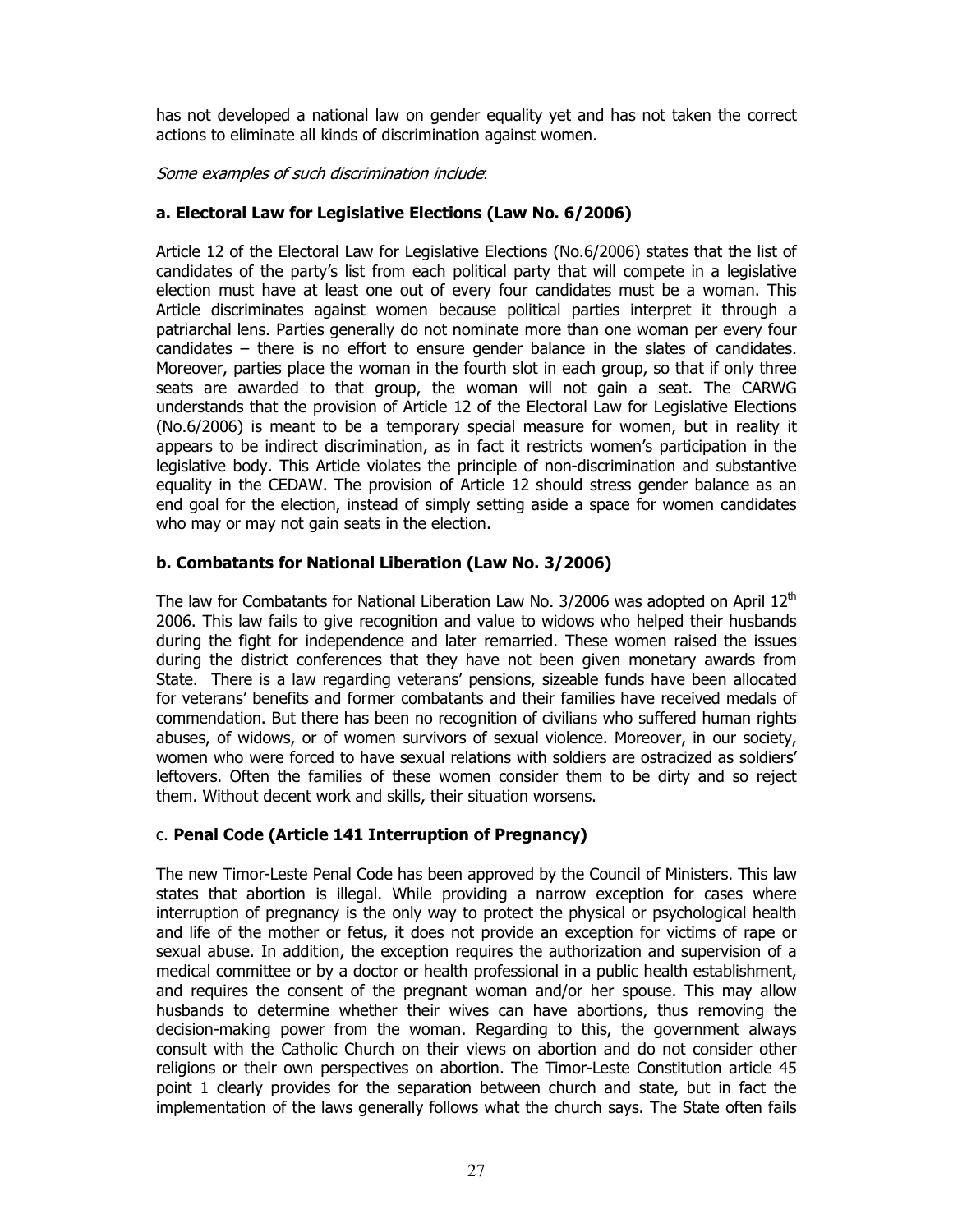has not developed a national law on gender equality yet and has not taken the correct actions to eliminate all kinds of discrimination against women.

*Some examples of such discrimination include*:

### a. Electoral Law for Legislative Elections (Law No. 6/2006)

Article 12 of the Electoral Law for Legislative Elections (No.6/2006) states that the list of candidates of the party's list from each political party that will compete in a legislative election must have at least one out of every four candidates must be a woman. This Article discriminates against women because political parties interpret it through a patriarchal lens. Parties generally do not nominate more than one woman per every four candidates – there is no effort to ensure gender balance in the slates of candidates. Moreover, parties place the woman in the fourth slot in each group, so that if only three seats are awarded to that group, the woman will not gain a seat. The CARWG understands that the provision of Article 12 of the Electoral Law for Legislative Elections (No.6/2006) is meant to be a temporary special measure for women, but in reality it appears to be indirect discrimination, as in fact it restricts women's participation in the legislative body. This Article violates the principle of non-discrimination and substantive equality in the CEDAW. The provision of Article 12 should stress gender balance as an end goal for the election, instead of simply setting aside a space for women candidates who may or may not gain seats in the election.

### b. Combatants for National Liberation (Law No. 3/2006)

The law for Combatants for National Liberation Law No. 3/2006 was adopted on April 12th 2006. This law fails to give recognition and value to widows who helped their husbands during the fight for independence and later remarried. These women raised the issues during the district conferences that they have not been given monetary awards from State. There is a law regarding veterans' pensions, sizeable funds have been allocated for veterans' benefits and former combatants and their families have received medals of commendation. But there has been no recognition of civilians who suffered human rights abuses, of widows, or of women survivors of sexual violence. Moreover, in our society, women who were forced to have sexual relations with soldiers are ostracized as soldiers' leftovers. Often the families of these women consider them to be dirty and so reject them. Without decent work and skills, their situation worsens.

### c. **Penal Code (Article 141 Interruption of Pregnancy)**

The new Timor-Leste Penal Code has been approved by the Council of Ministers. This law states that abortion is illegal. While providing a narrow exception for cases where interruption of pregnancy is the only way to protect the physical or psychological health and life of the mother or fetus, it does not provide an exception for victims of rape or sexual abuse. In addition, the exception requires the authorization and supervision of a medical committee or by a doctor or health professional in a public health establishment, and requires the consent of the pregnant woman and/or her spouse. This may allow husbands to determine whether their wives can have abortions, thus removing the decision-making power from the woman. Regarding to this, the government always consult with the Catholic Church on their views on abortion and do not consider other religions or their own perspectives on abortion. The Timor-Leste Constitution article 45 point 1 clearly provides for the separation between church and state, but in fact the implementation of the laws generally follows what the church says. The State often fails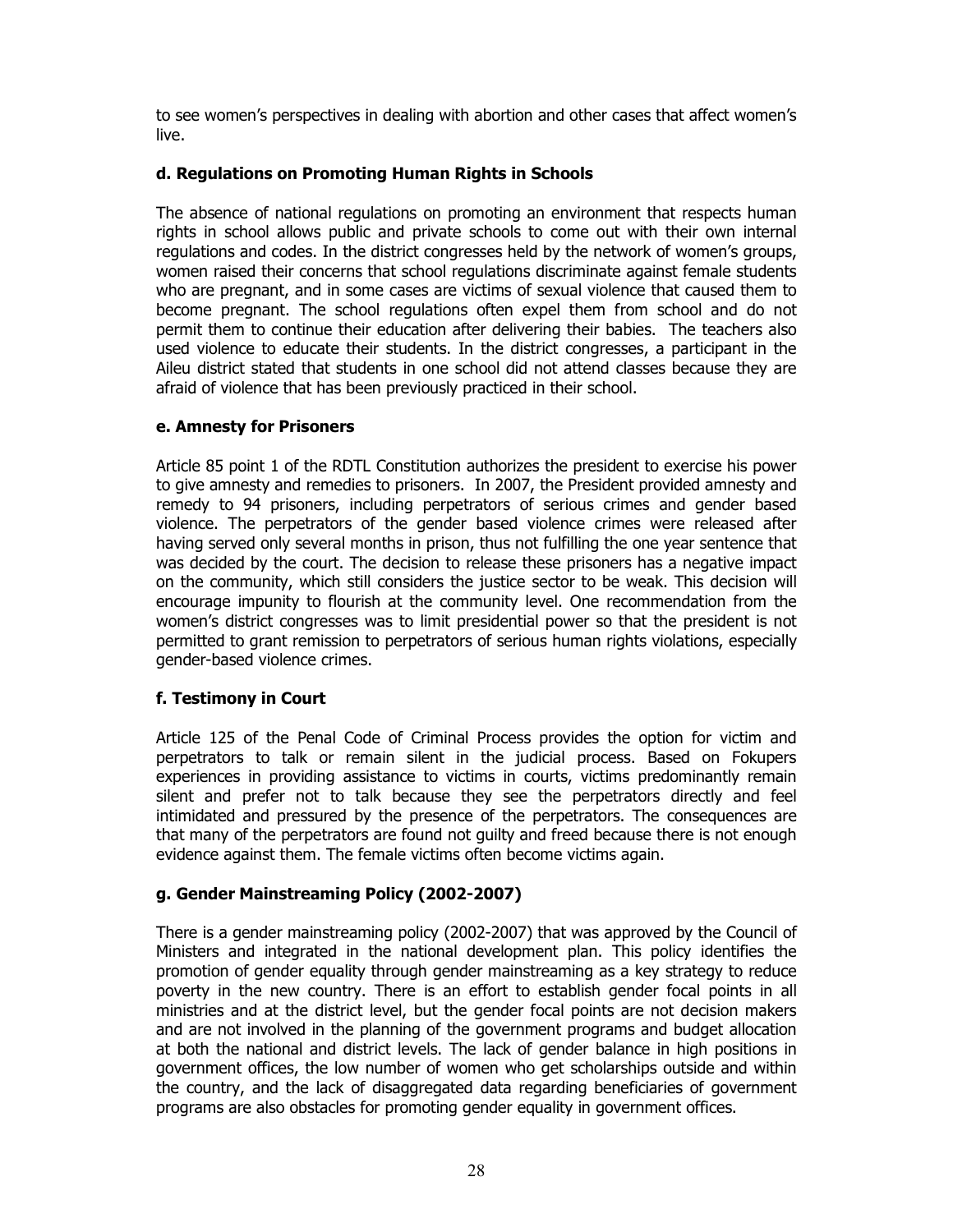to see women's perspectives in dealing with abortion and other cases that affect women's live.

### d. Regulations on Promoting Human Rights in Schools

The absence of national regulations on promoting an environment that respects human rights in school allows public and private schools to come out with their own internal regulations and codes. In the district congresses held by the network of women's groups, women raised their concerns that school regulations discriminate against female students who are pregnant, and in some cases are victims of sexual violence that caused them to become pregnant. The school regulations often expel them from school and do not permit them to continue their education after delivering their babies. The teachers also used violence to educate their students. In the district congresses, a participant in the Aileu district stated that students in one school did not attend classes because they are afraid of violence that has been previously practiced in their school.

### e. Amnesty for Prisoners

Article 85 point 1 of the RDTL Constitution authorizes the president to exercise his power to give amnesty and remedies to prisoners. In 2007, the President provided amnesty and remedy to 94 prisoners, including perpetrators of serious crimes and gender based violence. The perpetrators of the gender based violence crimes were released after having served only several months in prison, thus not fulfilling the one year sentence that was decided by the court. The decision to release these prisoners has a negative impact on the community, which still considers the justice sector to be weak. This decision will encourage impunity to flourish at the community level. One recommendation from the women's district congresses was to limit presidential power so that the president is not permitted to grant remission to perpetrators of serious human rights violations, especially gender-based violence crimes.

### f. Testimony in Court

Article 125 of the Penal Code of Criminal Process provides the option for victim and perpetrators to talk or remain silent in the judicial process. Based on Fokupers experiences in providing assistance to victims in courts, victims predominantly remain silent and prefer not to talk because they see the perpetrators directly and feel intimidated and pressured by the presence of the perpetrators. The consequences are that many of the perpetrators are found not guilty and freed because there is not enough evidence against them. The female victims often become victims again.

### g. Gender Mainstreaming Policy (2002-2007)

There is a gender mainstreaming policy (2002-2007) that was approved by the Council of Ministers and integrated in the national development plan. This policy identifies the promotion of gender equality through gender mainstreaming as a key strategy to reduce poverty in the new country. There is an effort to establish gender focal points in all ministries and at the district level, but the gender focal points are not decision makers and are not involved in the planning of the government programs and budget allocation at both the national and district levels. The lack of gender balance in high positions in government offices, the low number of women who get scholarships outside and within the country, and the lack of disaggregated data regarding beneficiaries of government programs are also obstacles for promoting gender equality in government offices.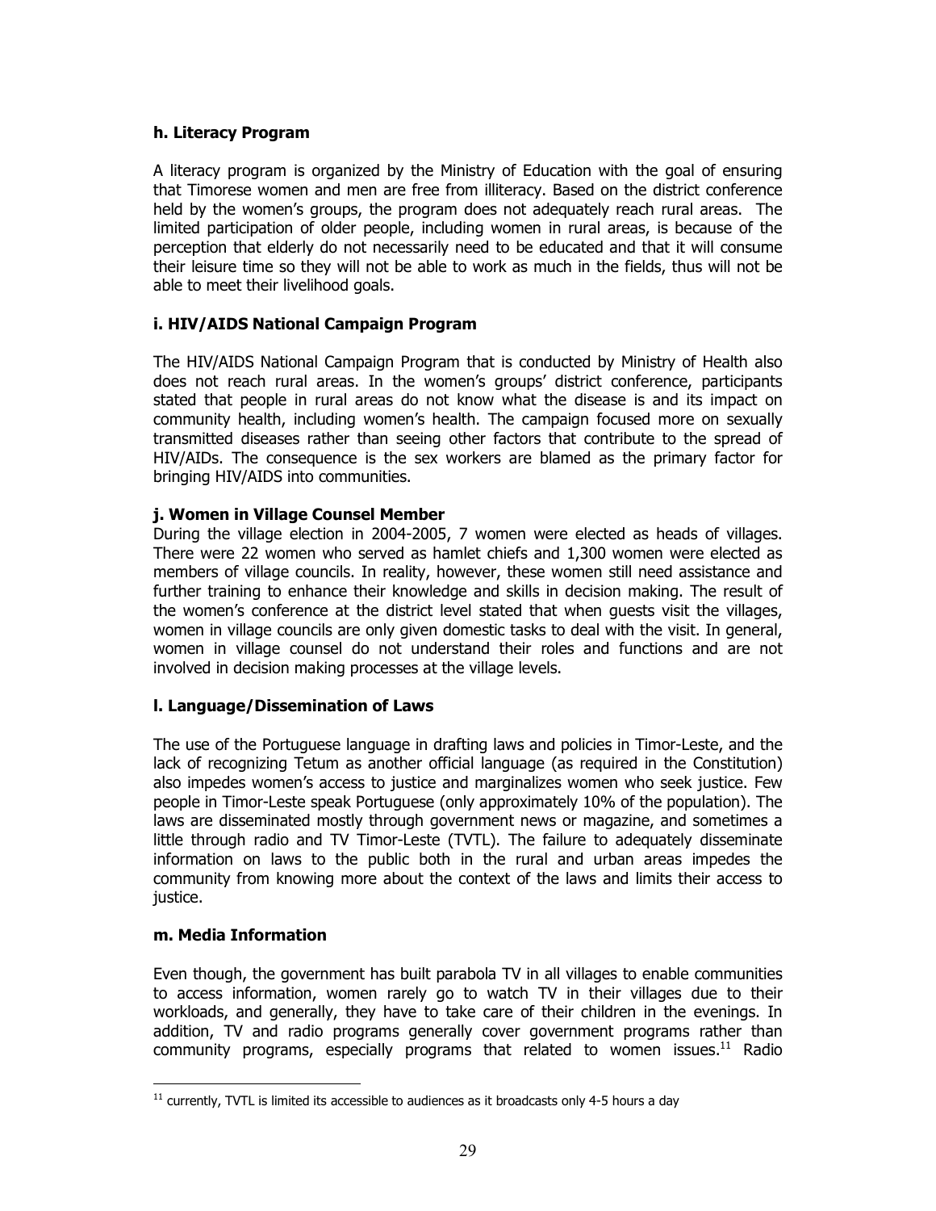#### h. Literacy Program

A literacy program is organized by the Ministry of Education with the goal of ensuring that Timorese women and men are free from illiteracy. Based on the district conference held by the women's groups, the program does not adequately reach rural areas. The limited participation of older people, including women in rural areas, is because of the perception that elderly do not necessarily need to be educated and that it will consume their leisure time so they will not be able to work as much in the fields, thus will not be able to meet their livelihood goals.

#### i. HIV/AIDS National Campaign Program

The HIV/AIDS National Campaign Program that is conducted by Ministry of Health also does not reach rural areas. In the women's groups' district conference, participants stated that people in rural areas do not know what the disease is and its impact on community health, including women's health. The campaign focused more on sexually transmitted diseases rather than seeing other factors that contribute to the spread of HIV/AIDs. The consequence is the sex workers are blamed as the primary factor for bringing HIV/AIDS into communities.

#### j. Women in Village Counsel Member

During the village election in 2004-2005, 7 women were elected as heads of villages. There were 22 women who served as hamlet chiefs and 1,300 women were elected as members of village councils. In reality, however, these women still need assistance and further training to enhance their knowledge and skills in decision making. The result of the women's conference at the district level stated that when guests visit the villages, women in village councils are only given domestic tasks to deal with the visit. In general, women in village counsel do not understand their roles and functions and are not involved in decision making processes at the village levels.

#### l. Language/Dissemination of Laws

The use of the Portuguese language in drafting laws and policies in Timor-Leste, and the lack of recognizing Tetum as another official language (as required in the Constitution) also impedes women's access to justice and marginalizes women who seek justice. Few people in Timor-Leste speak Portuguese (only approximately 10% of the population). The laws are disseminated mostly through government news or magazine, and sometimes a little through radio and TV Timor-Leste (TVTL). The failure to adequately disseminate information on laws to the public both in the rural and urban areas impedes the community from knowing more about the context of the laws and limits their access to justice.

#### m. Media Information

Even though, the government has built parabola TV in all villages to enable communities to access information, women rarely go to watch TV in their villages due to their workloads, and generally, they have to take care of their children in the evenings. In addition, TV and radio programs generally cover government programs rather than community programs, especially programs that related to women issues.[11] Radio

[11] currently, TVTL is limited its accessible to audiences as it broadcasts only 4-5 hours a day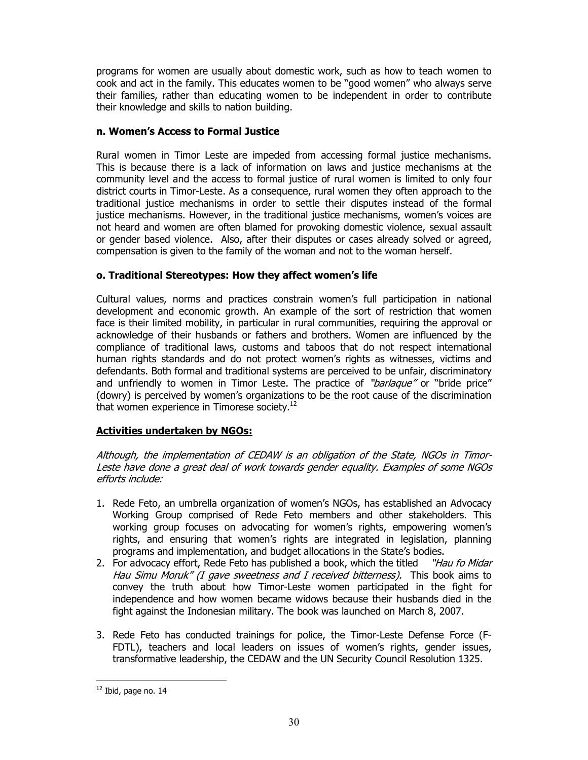programs for women are usually about domestic work, such as how to teach women to cook and act in the family. This educates women to be "good women" who always serve their families, rather than educating women to be independent in order to contribute their knowledge and skills to nation building.

### n. Women's Access to Formal Justice

Rural women in Timor Leste are impeded from accessing formal justice mechanisms. This is because there is a lack of information on laws and justice mechanisms at the community level and the access to formal justice of rural women is limited to only four district courts in Timor-Leste. As a consequence, rural women they often approach to the traditional justice mechanisms in order to settle their disputes instead of the formal justice mechanisms. However, in the traditional justice mechanisms, women's voices are not heard and women are often blamed for provoking domestic violence, sexual assault or gender based violence. Also, after their disputes or cases already solved or agreed, compensation is given to the family of the woman and not to the woman herself.

### o. Traditional Stereotypes: How they affect women's life

Cultural values, norms and practices constrain women's full participation in national development and economic growth. An example of the sort of restriction that women face is their limited mobility, in particular in rural communities, requiring the approval or acknowledge of their husbands or fathers and brothers. Women are influenced by the compliance of traditional laws, customs and taboos that do not respect international human rights standards and do not protect women's rights as witnesses, victims and defendants. Both formal and traditional systems are perceived to be unfair, discriminatory and unfriendly to women in Timor Leste. The practice of *"barlaque"* or "bride price" (dowry) is perceived by women's organizations to be the root cause of the discrimination that women experience in Timorese society.[12]

### Activities undertaken by NGOs:

*Although, the implementation of CEDAW is an obligation of the State, NGOs in Timor-Leste have done a great deal of work towards gender equality. Examples of some NGOs efforts include:*

1. Rede Feto, an umbrella organization of women's NGOs, has established an Advocacy Working Group comprised of Rede Feto members and other stakeholders. This working group focuses on advocating for women's rights, empowering women's rights, and ensuring that women's rights are integrated in legislation, planning programs and implementation, and budget allocations in the State's bodies.
2. For advocacy effort, Rede Feto has published a book, which the titled *"Hau fo Midar Hau Simu Moruk" (I gave sweetness and I received bitterness).* This book aims to convey the truth about how Timor-Leste women participated in the fight for independence and how women became widows because their husbands died in the fight against the Indonesian military. The book was launched on March 8, 2007.
3. Rede Feto has conducted trainings for police, the Timor-Leste Defense Force (F-FDTL), teachers and local leaders on issues of women's rights, gender issues, transformative leadership, the CEDAW and the UN Security Council Resolution 1325.

[12] Ibid, page no. 14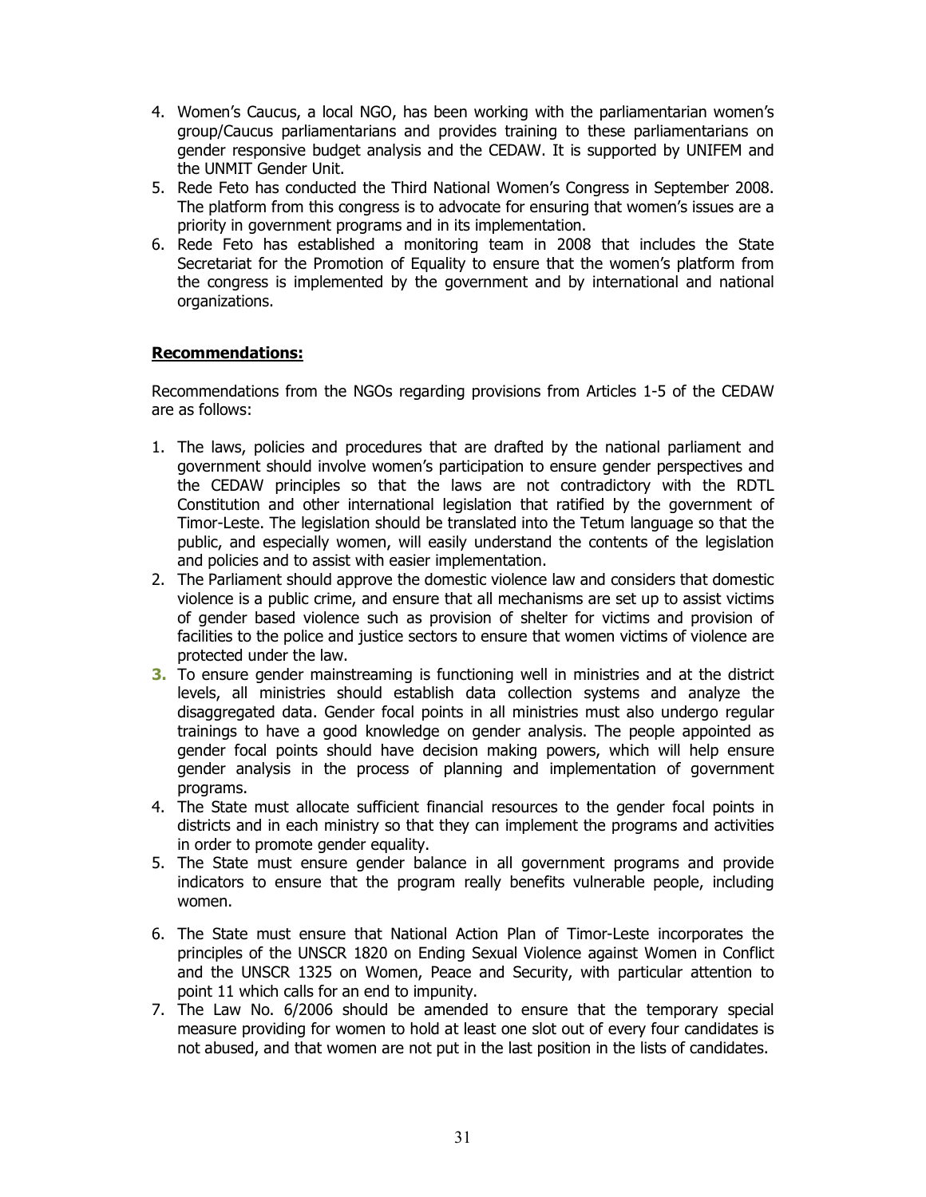4. Women's Caucus, a local NGO, has been working with the parliamentarian women's group/Caucus parliamentarians and provides training to these parliamentarians on gender responsive budget analysis and the CEDAW. It is supported by UNIFEM and the UNMIT Gender Unit.
5. Rede Feto has conducted the Third National Women's Congress in September 2008. The platform from this congress is to advocate for ensuring that women's issues are a priority in government programs and in its implementation.
6. Rede Feto has established a monitoring team in 2008 that includes the State Secretariat for the Promotion of Equality to ensure that the women's platform from the congress is implemented by the government and by international and national organizations.

**Recommendations:**

Recommendations from the NGOs regarding provisions from Articles 1-5 of the CEDAW are as follows:

1. The laws, policies and procedures that are drafted by the national parliament and government should involve women's participation to ensure gender perspectives and the CEDAW principles so that the laws are not contradictory with the RDTL Constitution and other international legislation that ratified by the government of Timor-Leste. The legislation should be translated into the Tetum language so that the public, and especially women, will easily understand the contents of the legislation and policies and to assist with easier implementation.
2. The Parliament should approve the domestic violence law and considers that domestic violence is a public crime, and ensure that all mechanisms are set up to assist victims of gender based violence such as provision of shelter for victims and provision of facilities to the police and justice sectors to ensure that women victims of violence are protected under the law.
3. To ensure gender mainstreaming is functioning well in ministries and at the district levels, all ministries should establish data collection systems and analyze the disaggregated data. Gender focal points in all ministries must also undergo regular trainings to have a good knowledge on gender analysis. The people appointed as gender focal points should have decision making powers, which will help ensure gender analysis in the process of planning and implementation of government programs.
4. The State must allocate sufficient financial resources to the gender focal points in districts and in each ministry so that they can implement the programs and activities in order to promote gender equality.
5. The State must ensure gender balance in all government programs and provide indicators to ensure that the program really benefits vulnerable people, including women.
6. The State must ensure that National Action Plan of Timor-Leste incorporates the principles of the UNSCR 1820 on Ending Sexual Violence against Women in Conflict and the UNSCR 1325 on Women, Peace and Security, with particular attention to point 11 which calls for an end to impunity.
7. The Law No. 6/2006 should be amended to ensure that the temporary special measure providing for women to hold at least one slot out of every four candidates is not abused, and that women are not put in the last position in the lists of candidates.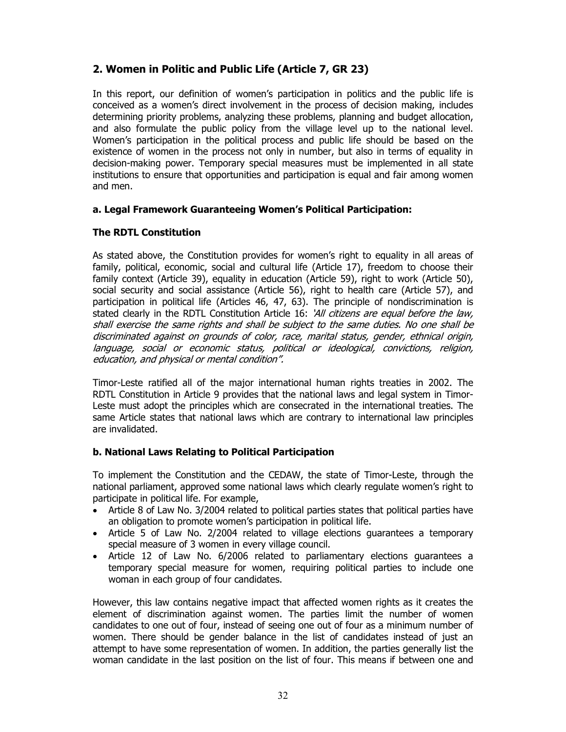## 2. Women in Politic and Public Life (Article 7, GR 23)

In this report, our definition of women's participation in politics and the public life is conceived as a women's direct involvement in the process of decision making, includes determining priority problems, analyzing these problems, planning and budget allocation, and also formulate the public policy from the village level up to the national level. Women's participation in the political process and public life should be based on the existence of women in the process not only in number, but also in terms of equality in decision-making power. Temporary special measures must be implemented in all state institutions to ensure that opportunities and participation is equal and fair among women and men.

### a. Legal Framework Guaranteeing Women's Political Participation:

### The RDTL Constitution

As stated above, the Constitution provides for women's right to equality in all areas of family, political, economic, social and cultural life (Article 17), freedom to choose their family context (Article 39), equality in education (Article 59), right to work (Article 50), social security and social assistance (Article 56), right to health care (Article 57), and participation in political life (Articles 46, 47, 63). The principle of nondiscrimination is stated clearly in the RDTL Constitution Article 16: *'All citizens are equal before the law, shall exercise the same rights and shall be subject to the same duties. No one shall be discriminated against on grounds of color, race, marital status, gender, ethnical origin, language, social or economic status, political or ideological, convictions, religion, education, and physical or mental condition".*

Timor-Leste ratified all of the major international human rights treaties in 2002. The RDTL Constitution in Article 9 provides that the national laws and legal system in Timor-Leste must adopt the principles which are consecrated in the international treaties. The same Article states that national laws which are contrary to international law principles are invalidated.

### b. National Laws Relating to Political Participation

To implement the Constitution and the CEDAW, the state of Timor-Leste, through the national parliament, approved some national laws which clearly regulate women's right to participate in political life. For example,

- Article 8 of Law No. 3/2004 related to political parties states that political parties have an obligation to promote women's participation in political life.
- Article 5 of Law No. 2/2004 related to village elections guarantees a temporary special measure of 3 women in every village council.
- Article 12 of Law No. 6/2006 related to parliamentary elections guarantees a temporary special measure for women, requiring political parties to include one woman in each group of four candidates.

However, this law contains negative impact that affected women rights as it creates the element of discrimination against women. The parties limit the number of women candidates to one out of four, instead of seeing one out of four as a minimum number of women. There should be gender balance in the list of candidates instead of just an attempt to have some representation of women. In addition, the parties generally list the woman candidate in the last position on the list of four. This means if between one and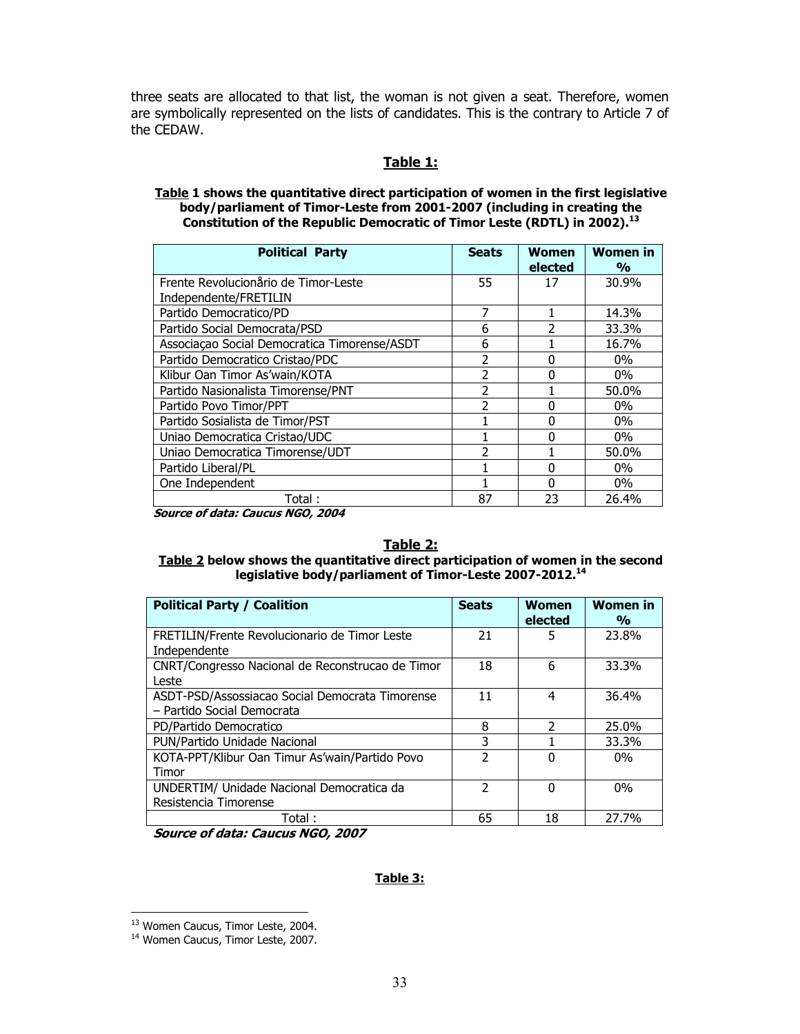three seats are allocated to that list, the woman is not given a seat. Therefore, women are symbolically represented on the lists of candidates. This is the contrary to Article 7 of the CEDAW.

## Table 1:

**Table 1 shows the quantitative direct participation of women in the first legislative body/parliament of Timor-Leste from 2001-2007 (including in creating the Constitution of the Republic Democratic of Timor Leste (RDTL) in 2002).[13]**

| Political Party | Seats | Women elected | Women in % |
|---|---|---|---|
| Frente Revolucionårio de Timor-Leste Independente/FRETILIN | 55 | 17 | 30.9% |
| Partido Democratico/PD | 7 | 1 | 14.3% |
| Partido Social Democrata/PSD | 6 | 2 | 33.3% |
| Associaçao Social Democratica Timorense/ASDT | 6 | 1 | 16.7% |
| Partido Democratico Cristao/PDC | 2 | 0 | 0% |
| Klibur Oan Timor As'wain/KOTA | 2 | 0 | 0% |
| Partido Nasionalista Timorense/PNT | 2 | 1 | 50.0% |
| Partido Povo Timor/PPT | 2 | 0 | 0% |
| Partido Sosialista de Timor/PST | 1 | 0 | 0% |
| Uniao Democratica Cristao/UDC | 1 | 0 | 0% |
| Uniao Democratica Timorense/UDT | 2 | 1 | 50.0% |
| Partido Liberal/PL | 1 | 0 | 0% |
| One Independent | 1 | 0 | 0% |
| Total : | 87 | 23 | 26.4% |

***Source of data: Caucus NGO, 2004***

## Table 2:

**Table 2 below shows the quantitative direct participation of women in the second legislative body/parliament of Timor-Leste 2007-2012.[14]**

| Political Party / Coalition | Seats | Women elected | Women in % |
|---|---|---|---|
| FRETILIN/Frente Revolucionario de Timor Leste Independente | 21 | 5 | 23.8% |
| CNRT/Congresso Nacional de Reconstrucao de Timor Leste | 18 | 6 | 33.3% |
| ASDT-PSD/Assossiacao Social Democrata Timorense – Partido Social Democrata | 11 | 4 | 36.4% |
| PD/Partido Democratico | 8 | 2 | 25.0% |
| PUN/Partido Unidade Nacional | 3 | 1 | 33.3% |
| KOTA-PPT/Klibur Oan Timur As'wain/Partido Povo Timor | 2 | 0 | 0% |
| UNDERTIM/ Unidade Nacional Democratica da Resistencia Timorense | 2 | 0 | 0% |
| Total : | 65 | 18 | 27.7% |

***Source of data: Caucus NGO, 2007***

## Table 3:

[13] Women Caucus, Timor Leste, 2004.

[14] Women Caucus, Timor Leste, 2007.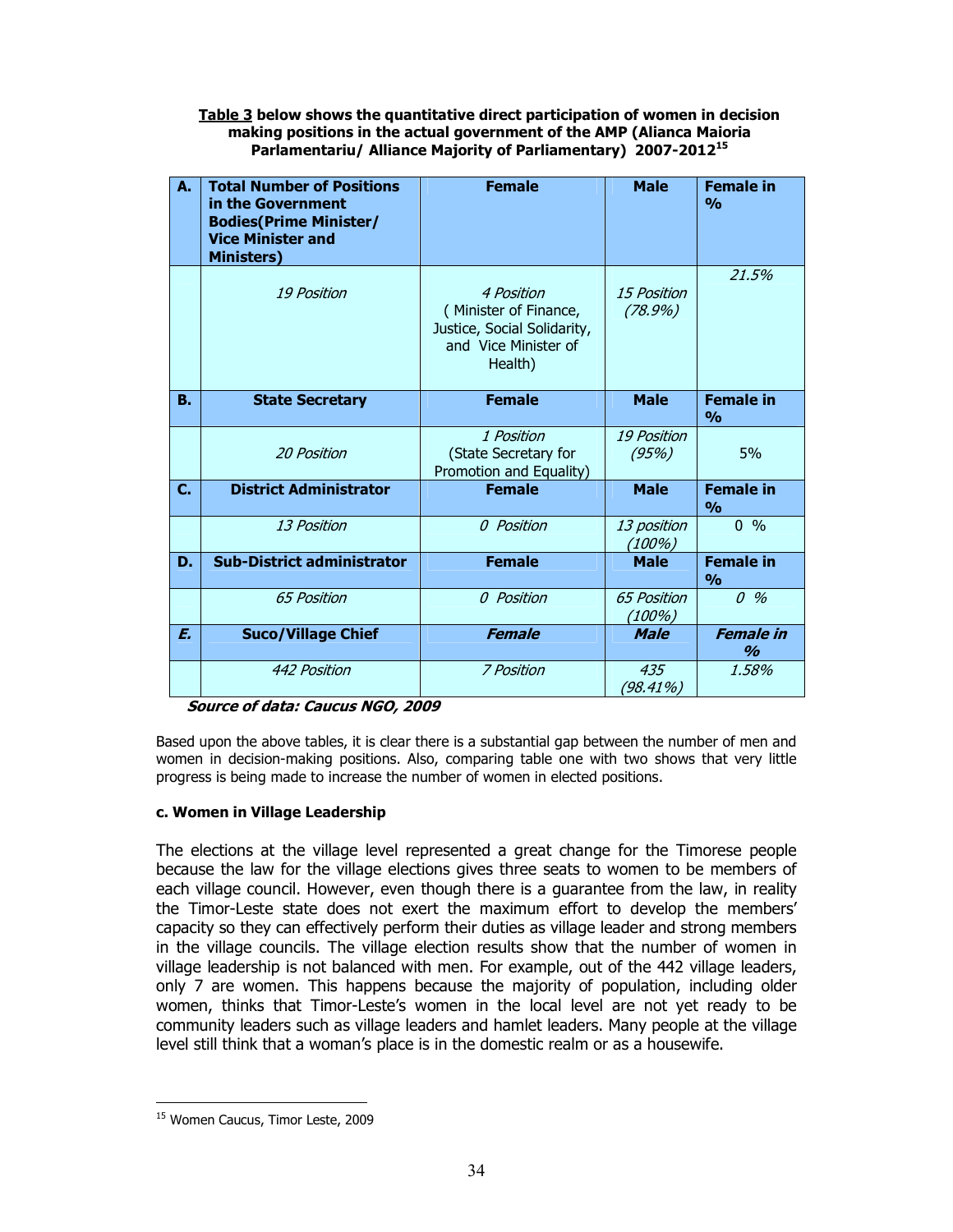**Table 3 below shows the quantitative direct participation of women in decision making positions in the actual government of the AMP (Alianca Maioria Parlamentariu/ Alliance Majority of Parliamentary) 2007-2012[15]**

| A. | Total Number of Positions in the Government Bodies(Prime Minister/ Vice Minister and Ministers) | Female | Male | Female in % |
|---|---|---|---|---|
| | *19 Position* | *4 Position* ( Minister of Finance, Justice, Social Solidarity, and Vice Minister of Health) | *15 Position (78.9%)* | *21.5%* |
| **B.** | **State Secretary** | **Female** | **Male** | **Female in %** |
| | *20 Position* | *1 Position* (State Secretary for Promotion and Equality) | *19 Position (95%)* | 5% |
| **C.** | **District Administrator** | **Female** | **Male** | **Female in %** |
| | *13 Position* | *0 Position* | *13 position (100%)* | 0 % |
| **D.** | **Sub-District administrator** | **Female** | **Male** | **Female in %** |
| | *65 Position* | *0 Position* | *65 Position (100%)* | *0 %* |
| ***E.*** | **Suco/Village Chief** | ***Female*** | ***Male*** | ***Female in %*** |
| | *442 Position* | *7 Position* | *435 (98.41%)* | *1.58%* |

***Source of data: Caucus NGO, 2009***

Based upon the above tables, it is clear there is a substantial gap between the number of men and women in decision-making positions. Also, comparing table one with two shows that very little progress is being made to increase the number of women in elected positions.

**c. Women in Village Leadership**

The elections at the village level represented a great change for the Timorese people because the law for the village elections gives three seats to women to be members of each village council. However, even though there is a guarantee from the law, in reality the Timor-Leste state does not exert the maximum effort to develop the members' capacity so they can effectively perform their duties as village leader and strong members in the village councils. The village election results show that the number of women in village leadership is not balanced with men. For example, out of the 442 village leaders, only 7 are women. This happens because the majority of population, including older women, thinks that Timor-Leste's women in the local level are not yet ready to be community leaders such as village leaders and hamlet leaders. Many people at the village level still think that a woman's place is in the domestic realm or as a housewife.

[15] Women Caucus, Timor Leste, 2009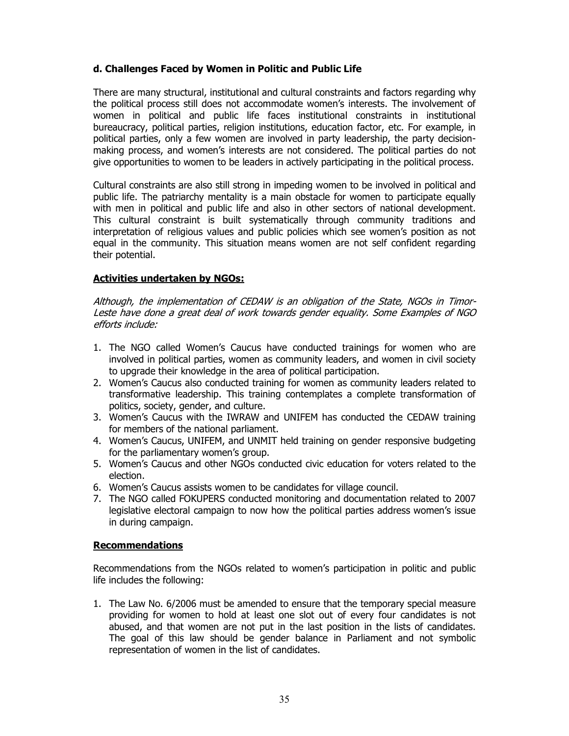### d. Challenges Faced by Women in Politic and Public Life

There are many structural, institutional and cultural constraints and factors regarding why the political process still does not accommodate women's interests. The involvement of women in political and public life faces institutional constraints in institutional bureaucracy, political parties, religion institutions, education factor, etc. For example, in political parties, only a few women are involved in party leadership, the party decision-making process, and women's interests are not considered. The political parties do not give opportunities to women to be leaders in actively participating in the political process.

Cultural constraints are also still strong in impeding women to be involved in political and public life. The patriarchy mentality is a main obstacle for women to participate equally with men in political and public life and also in other sectors of national development. This cultural constraint is built systematically through community traditions and interpretation of religious values and public policies which see women's position as not equal in the community. This situation means women are not self confident regarding their potential.

**Activities undertaken by NGOs:**

*Although, the implementation of CEDAW is an obligation of the State, NGOs in Timor-Leste have done a great deal of work towards gender equality. Some Examples of NGO efforts include:*

1. The NGO called Women's Caucus have conducted trainings for women who are involved in political parties, women as community leaders, and women in civil society to upgrade their knowledge in the area of political participation.
2. Women's Caucus also conducted training for women as community leaders related to transformative leadership. This training contemplates a complete transformation of politics, society, gender, and culture.
3. Women's Caucus with the IWRAW and UNIFEM has conducted the CEDAW training for members of the national parliament.
4. Women's Caucus, UNIFEM, and UNMIT held training on gender responsive budgeting for the parliamentary women's group.
5. Women's Caucus and other NGOs conducted civic education for voters related to the election.
6. Women's Caucus assists women to be candidates for village council.
7. The NGO called FOKUPERS conducted monitoring and documentation related to 2007 legislative electoral campaign to now how the political parties address women's issue in during campaign.

**Recommendations**

Recommendations from the NGOs related to women's participation in politic and public life includes the following:

1. The Law No. 6/2006 must be amended to ensure that the temporary special measure providing for women to hold at least one slot out of every four candidates is not abused, and that women are not put in the last position in the lists of candidates. The goal of this law should be gender balance in Parliament and not symbolic representation of women in the list of candidates.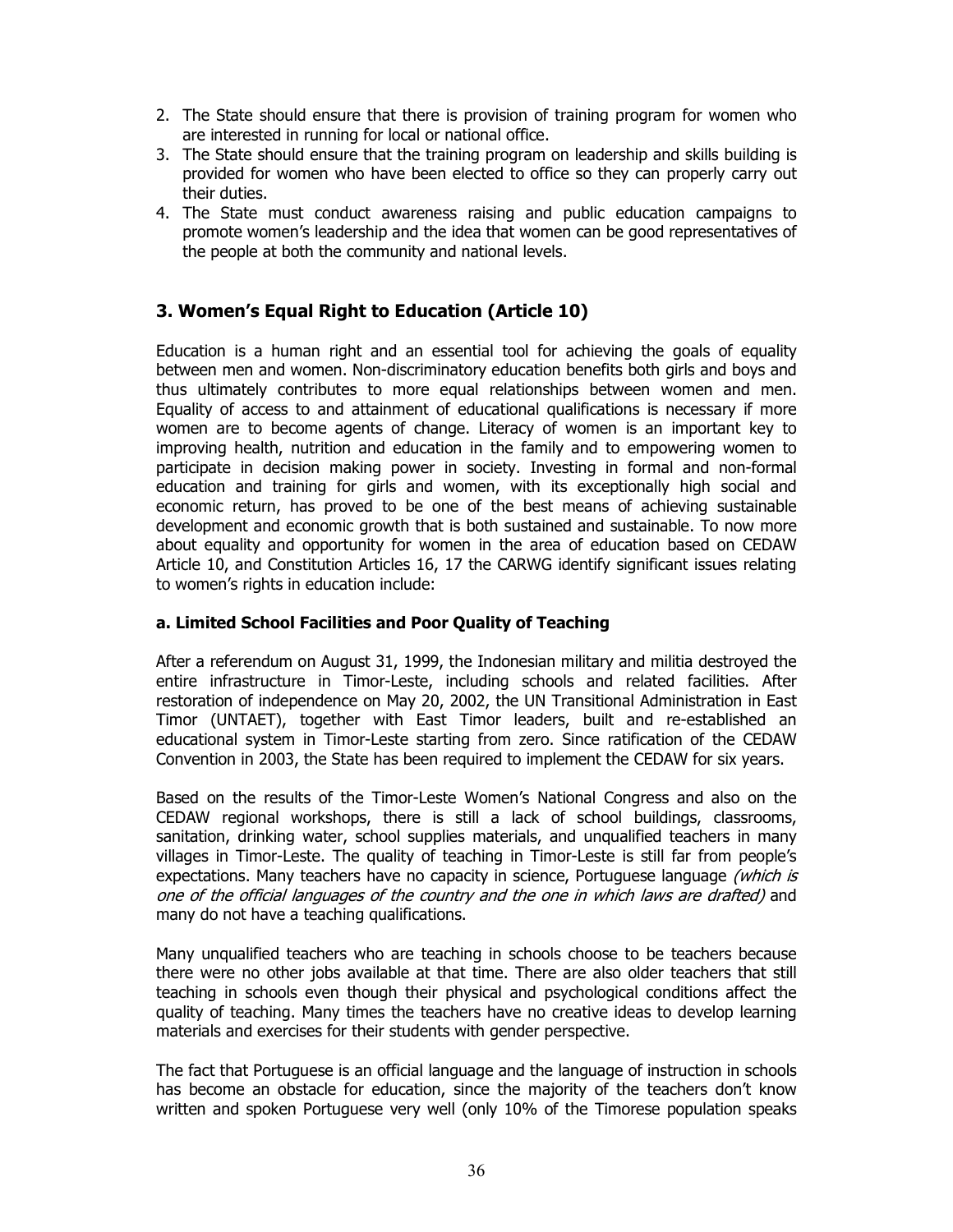2. The State should ensure that there is provision of training program for women who are interested in running for local or national office.
3. The State should ensure that the training program on leadership and skills building is provided for women who have been elected to office so they can properly carry out their duties.
4. The State must conduct awareness raising and public education campaigns to promote women's leadership and the idea that women can be good representatives of the people at both the community and national levels.

## 3. Women's Equal Right to Education (Article 10)

Education is a human right and an essential tool for achieving the goals of equality between men and women. Non-discriminatory education benefits both girls and boys and thus ultimately contributes to more equal relationships between women and men. Equality of access to and attainment of educational qualifications is necessary if more women are to become agents of change. Literacy of women is an important key to improving health, nutrition and education in the family and to empowering women to participate in decision making power in society. Investing in formal and non-formal education and training for girls and women, with its exceptionally high social and economic return, has proved to be one of the best means of achieving sustainable development and economic growth that is both sustained and sustainable. To now more about equality and opportunity for women in the area of education based on CEDAW Article 10, and Constitution Articles 16, 17 the CARWG identify significant issues relating to women's rights in education include:

### a. Limited School Facilities and Poor Quality of Teaching

After a referendum on August 31, 1999, the Indonesian military and militia destroyed the entire infrastructure in Timor-Leste, including schools and related facilities. After restoration of independence on May 20, 2002, the UN Transitional Administration in East Timor (UNTAET), together with East Timor leaders, built and re-established an educational system in Timor-Leste starting from zero. Since ratification of the CEDAW Convention in 2003, the State has been required to implement the CEDAW for six years.

Based on the results of the Timor-Leste Women's National Congress and also on the CEDAW regional workshops, there is still a lack of school buildings, classrooms, sanitation, drinking water, school supplies materials, and unqualified teachers in many villages in Timor-Leste. The quality of teaching in Timor-Leste is still far from people's expectations. Many teachers have no capacity in science, Portuguese language *(which is one of the official languages of the country and the one in which laws are drafted)* and many do not have a teaching qualifications.

Many unqualified teachers who are teaching in schools choose to be teachers because there were no other jobs available at that time. There are also older teachers that still teaching in schools even though their physical and psychological conditions affect the quality of teaching. Many times the teachers have no creative ideas to develop learning materials and exercises for their students with gender perspective.

The fact that Portuguese is an official language and the language of instruction in schools has become an obstacle for education, since the majority of the teachers don't know written and spoken Portuguese very well (only 10% of the Timorese population speaks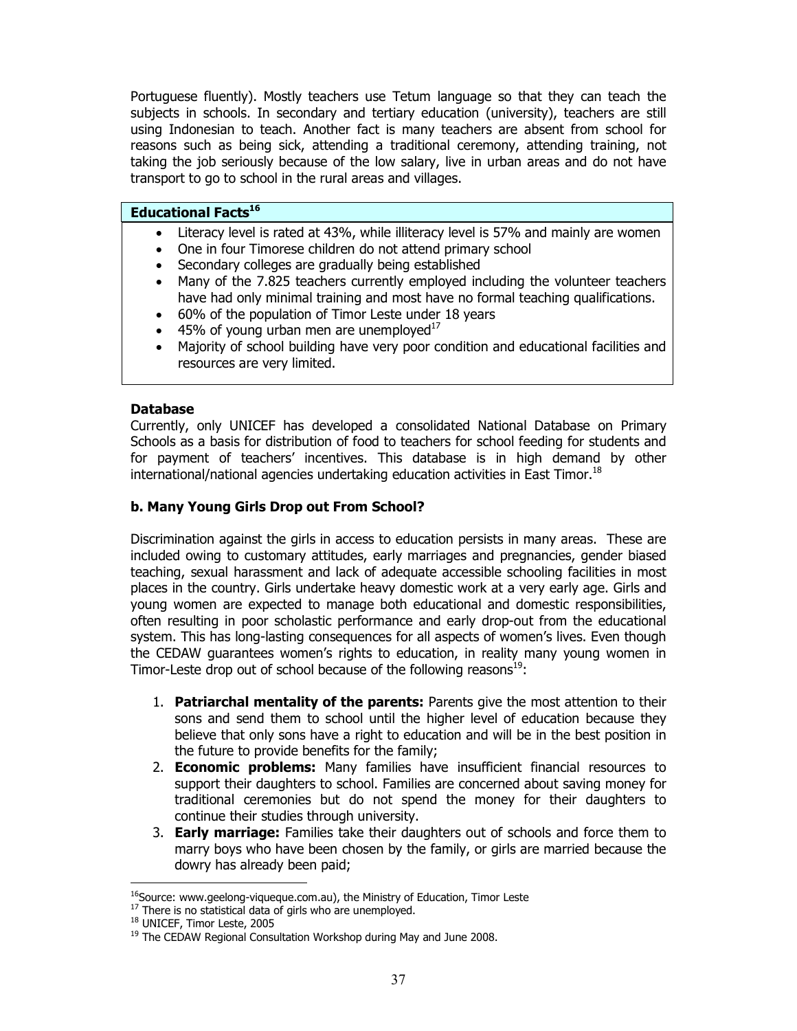Portuguese fluently). Mostly teachers use Tetum language so that they can teach the subjects in schools. In secondary and tertiary education (university), teachers are still using Indonesian to teach. Another fact is many teachers are absent from school for reasons such as being sick, attending a traditional ceremony, attending training, not taking the job seriously because of the low salary, live in urban areas and do not have transport to go to school in the rural areas and villages.

| **Educational Facts[16]** |
|---|
| • Literacy level is rated at 43%, while illiteracy level is 57% and mainly are women<br>• One in four Timorese children do not attend primary school<br>• Secondary colleges are gradually being established<br>• Many of the 7.825 teachers currently employed including the volunteer teachers have had only minimal training and most have no formal teaching qualifications.<br>• 60% of the population of Timor Leste under 18 years<br>• 45% of young urban men are unemployed[17]<br>• Majority of school building have very poor condition and educational facilities and resources are very limited. |

**Database**

Currently, only UNICEF has developed a consolidated National Database on Primary Schools as a basis for distribution of food to teachers for school feeding for students and for payment of teachers' incentives. This database is in high demand by other international/national agencies undertaking education activities in East Timor.[18]

**b. Many Young Girls Drop out From School?**

Discrimination against the girls in access to education persists in many areas. These are included owing to customary attitudes, early marriages and pregnancies, gender biased teaching, sexual harassment and lack of adequate accessible schooling facilities in most places in the country. Girls undertake heavy domestic work at a very early age. Girls and young women are expected to manage both educational and domestic responsibilities, often resulting in poor scholastic performance and early drop-out from the educational system. This has long-lasting consequences for all aspects of women's lives. Even though the CEDAW guarantees women's rights to education, in reality many young women in Timor-Leste drop out of school because of the following reasons[19]:

1. **Patriarchal mentality of the parents:** Parents give the most attention to their sons and send them to school until the higher level of education because they believe that only sons have a right to education and will be in the best position in the future to provide benefits for the family;
2. **Economic problems:** Many families have insufficient financial resources to support their daughters to school. Families are concerned about saving money for traditional ceremonies but do not spend the money for their daughters to continue their studies through university.
3. **Early marriage:** Families take their daughters out of schools and force them to marry boys who have been chosen by the family, or girls are married because the dowry has already been paid;

---

[16] Source: www.geelong-viqueque.com.au), the Ministry of Education, Timor Leste

[17] There is no statistical data of girls who are unemployed.

[18] UNICEF, Timor Leste, 2005

[19] The CEDAW Regional Consultation Workshop during May and June 2008.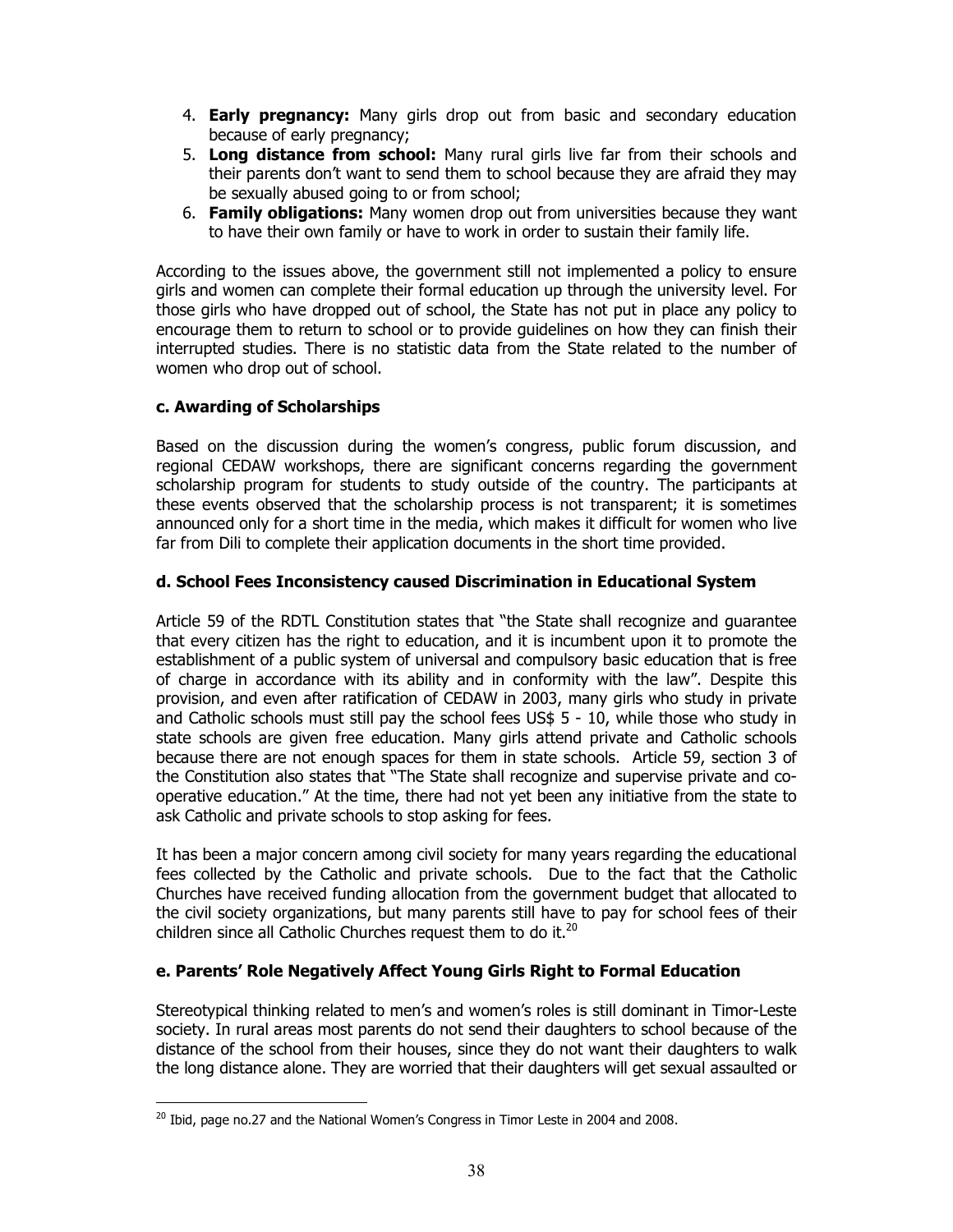4. **Early pregnancy:** Many girls drop out from basic and secondary education because of early pregnancy;
5. **Long distance from school:** Many rural girls live far from their schools and their parents don't want to send them to school because they are afraid they may be sexually abused going to or from school;
6. **Family obligations:** Many women drop out from universities because they want to have their own family or have to work in order to sustain their family life.

According to the issues above, the government still not implemented a policy to ensure girls and women can complete their formal education up through the university level. For those girls who have dropped out of school, the State has not put in place any policy to encourage them to return to school or to provide guidelines on how they can finish their interrupted studies. There is no statistic data from the State related to the number of women who drop out of school.

### c. Awarding of Scholarships

Based on the discussion during the women's congress, public forum discussion, and regional CEDAW workshops, there are significant concerns regarding the government scholarship program for students to study outside of the country. The participants at these events observed that the scholarship process is not transparent; it is sometimes announced only for a short time in the media, which makes it difficult for women who live far from Dili to complete their application documents in the short time provided.

### d. School Fees Inconsistency caused Discrimination in Educational System

Article 59 of the RDTL Constitution states that "the State shall recognize and guarantee that every citizen has the right to education, and it is incumbent upon it to promote the establishment of a public system of universal and compulsory basic education that is free of charge in accordance with its ability and in conformity with the law". Despite this provision, and even after ratification of CEDAW in 2003, many girls who study in private and Catholic schools must still pay the school fees US$ 5 - 10, while those who study in state schools are given free education. Many girls attend private and Catholic schools because there are not enough spaces for them in state schools. Article 59, section 3 of the Constitution also states that "The State shall recognize and supervise private and co-operative education." At the time, there had not yet been any initiative from the state to ask Catholic and private schools to stop asking for fees.

It has been a major concern among civil society for many years regarding the educational fees collected by the Catholic and private schools. Due to the fact that the Catholic Churches have received funding allocation from the government budget that allocated to the civil society organizations, but many parents still have to pay for school fees of their children since all Catholic Churches request them to do it.[20]

### e. Parents' Role Negatively Affect Young Girls Right to Formal Education

Stereotypical thinking related to men's and women's roles is still dominant in Timor-Leste society. In rural areas most parents do not send their daughters to school because of the distance of the school from their houses, since they do not want their daughters to walk the long distance alone. They are worried that their daughters will get sexual assaulted or

[20] Ibid, page no.27 and the National Women's Congress in Timor Leste in 2004 and 2008.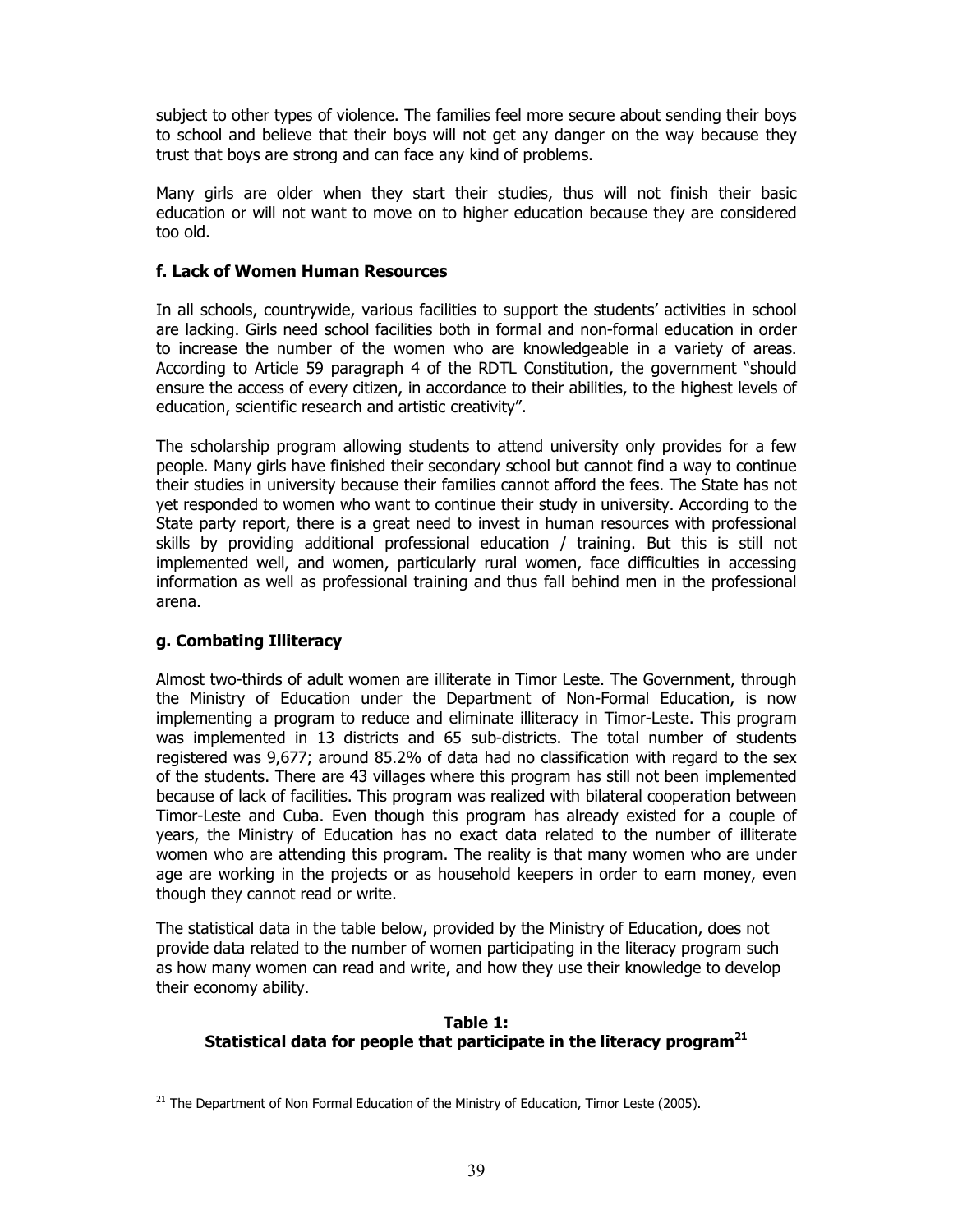subject to other types of violence. The families feel more secure about sending their boys to school and believe that their boys will not get any danger on the way because they trust that boys are strong and can face any kind of problems.

Many girls are older when they start their studies, thus will not finish their basic education or will not want to move on to higher education because they are considered too old.

### f. Lack of Women Human Resources

In all schools, countrywide, various facilities to support the students' activities in school are lacking. Girls need school facilities both in formal and non-formal education in order to increase the number of the women who are knowledgeable in a variety of areas. According to Article 59 paragraph 4 of the RDTL Constitution, the government "should ensure the access of every citizen, in accordance to their abilities, to the highest levels of education, scientific research and artistic creativity".

The scholarship program allowing students to attend university only provides for a few people. Many girls have finished their secondary school but cannot find a way to continue their studies in university because their families cannot afford the fees. The State has not yet responded to women who want to continue their study in university. According to the State party report, there is a great need to invest in human resources with professional skills by providing additional professional education / training. But this is still not implemented well, and women, particularly rural women, face difficulties in accessing information as well as professional training and thus fall behind men in the professional arena.

### g. Combating Illiteracy

Almost two-thirds of adult women are illiterate in Timor Leste. The Government, through the Ministry of Education under the Department of Non-Formal Education, is now implementing a program to reduce and eliminate illiteracy in Timor-Leste. This program was implemented in 13 districts and 65 sub-districts. The total number of students registered was 9,677; around 85.2% of data had no classification with regard to the sex of the students. There are 43 villages where this program has still not been implemented because of lack of facilities. This program was realized with bilateral cooperation between Timor-Leste and Cuba. Even though this program has already existed for a couple of years, the Ministry of Education has no exact data related to the number of illiterate women who are attending this program. The reality is that many women who are under age are working in the projects or as household keepers in order to earn money, even though they cannot read or write.

The statistical data in the table below, provided by the Ministry of Education, does not provide data related to the number of women participating in the literacy program such as how many women can read and write, and how they use their knowledge to develop their economy ability.

**Table 1:**
**Statistical data for people that participate in the literacy program[21]**

[21] The Department of Non Formal Education of the Ministry of Education, Timor Leste (2005).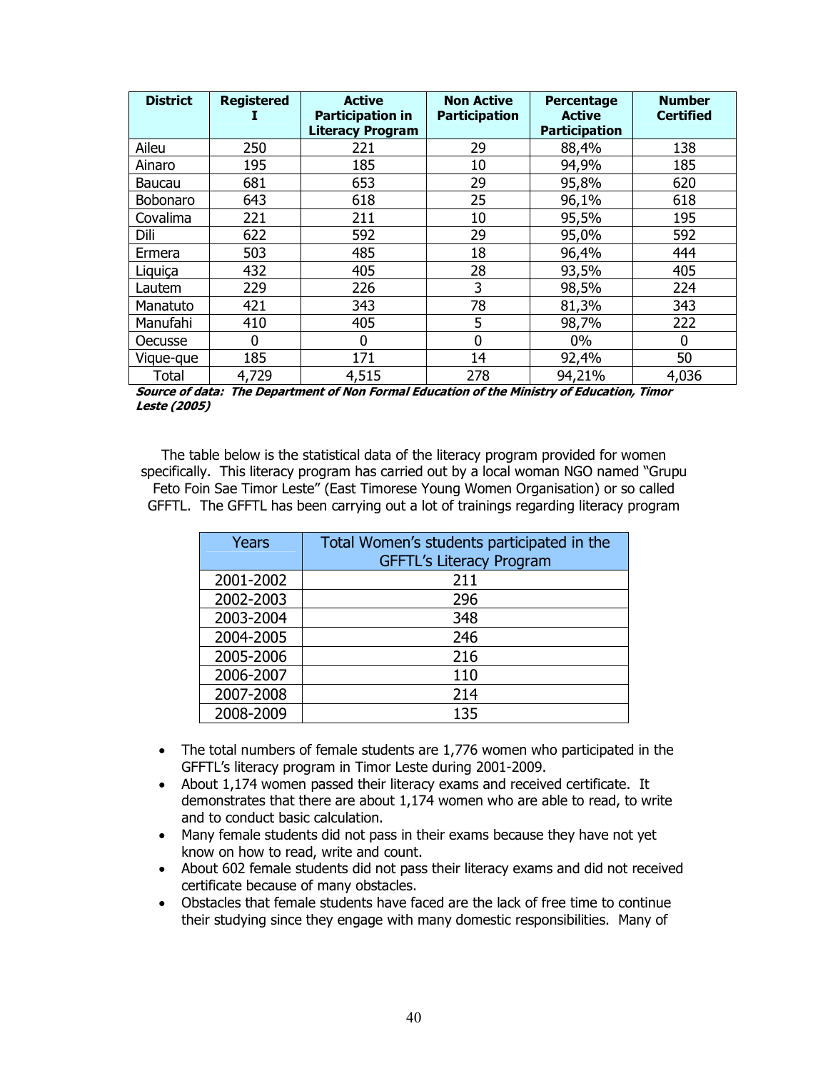| District | Registered I | Active Participation in Literacy Program | Non Active Participation | Percentage Active Participation | Number Certified |
|---|---|---|---|---|---|
| Aileu | 250 | 221 | 29 | 88,4% | 138 |
| Ainaro | 195 | 185 | 10 | 94,9% | 185 |
| Baucau | 681 | 653 | 29 | 95,8% | 620 |
| Bobonaro | 643 | 618 | 25 | 96,1% | 618 |
| Covalima | 221 | 211 | 10 | 95,5% | 195 |
| Dili | 622 | 592 | 29 | 95,0% | 592 |
| Ermera | 503 | 485 | 18 | 96,4% | 444 |
| Liquiça | 432 | 405 | 28 | 93,5% | 405 |
| Lautem | 229 | 226 | 3 | 98,5% | 224 |
| Manatuto | 421 | 343 | 78 | 81,3% | 343 |
| Manufahi | 410 | 405 | 5 | 98,7% | 222 |
| Oecusse | 0 | 0 | 0 | 0% | 0 |
| Vique-que | 185 | 171 | 14 | 92,4% | 50 |
| Total | 4,729 | 4,515 | 278 | 94,21% | 4,036 |

***Source of data: The Department of Non Formal Education of the Ministry of Education, Timor Leste (2005)***

The table below is the statistical data of the literacy program provided for women specifically. This literacy program has carried out by a local woman NGO named "Grupu Feto Foin Sae Timor Leste" (East Timorese Young Women Organisation) or so called GFFTL. The GFFTL has been carrying out a lot of trainings regarding literacy program

| Years | Total Women's students participated in the GFFTL's Literacy Program |
|---|---|
| 2001-2002 | 211 |
| 2002-2003 | 296 |
| 2003-2004 | 348 |
| 2004-2005 | 246 |
| 2005-2006 | 216 |
| 2006-2007 | 110 |
| 2007-2008 | 214 |
| 2008-2009 | 135 |

- The total numbers of female students are 1,776 women who participated in the GFFTL's literacy program in Timor Leste during 2001-2009.
- About 1,174 women passed their literacy exams and received certificate. It demonstrates that there are about 1,174 women who are able to read, to write and to conduct basic calculation.
- Many female students did not pass in their exams because they have not yet know on how to read, write and count.
- About 602 female students did not pass their literacy exams and did not received certificate because of many obstacles.
- Obstacles that female students have faced are the lack of free time to continue their studying since they engage with many domestic responsibilities. Many of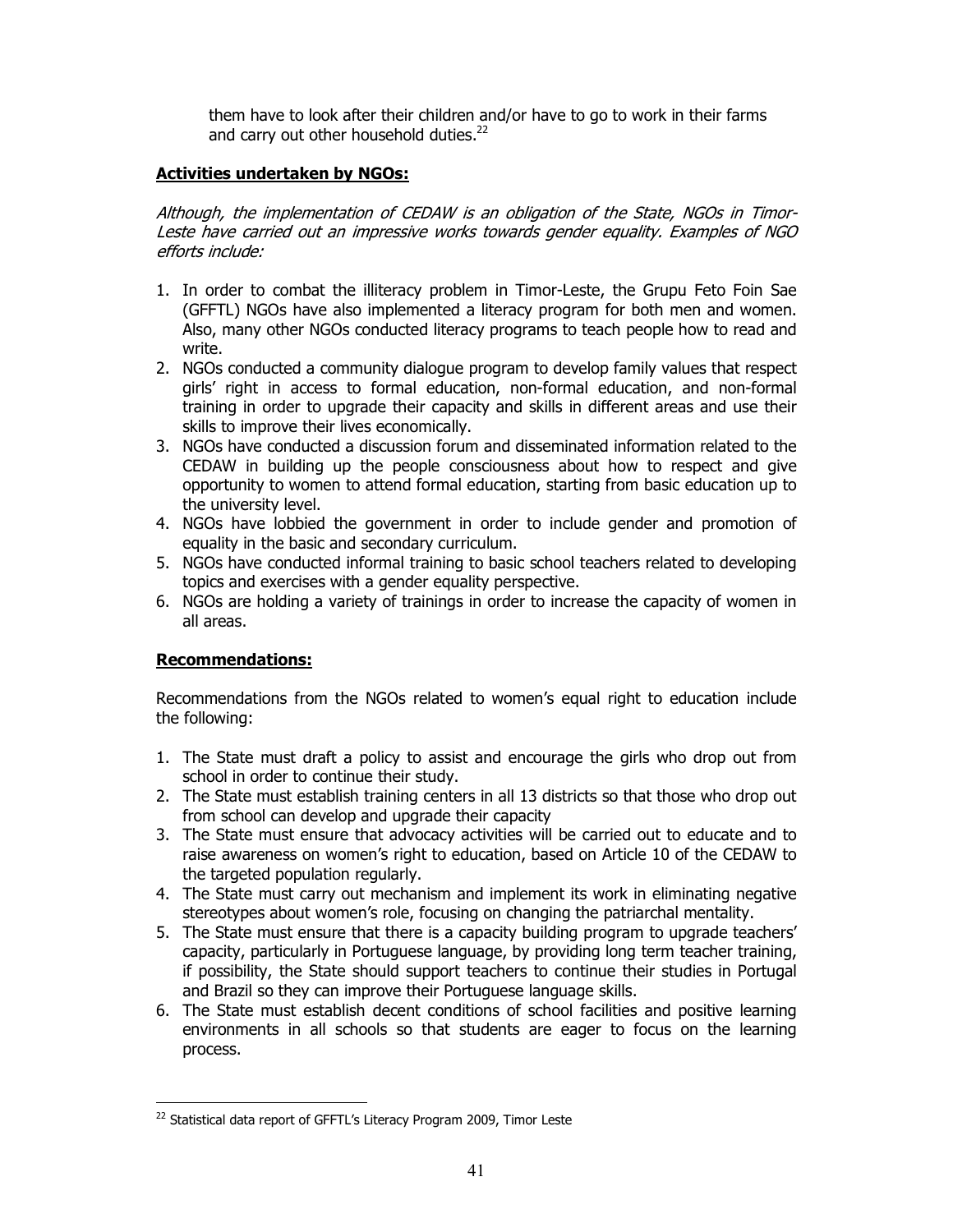them have to look after their children and/or have to go to work in their farms and carry out other household duties.[22]

**Activities undertaken by NGOs:**

*Although, the implementation of CEDAW is an obligation of the State, NGOs in Timor-Leste have carried out an impressive works towards gender equality. Examples of NGO efforts include:*

1. In order to combat the illiteracy problem in Timor-Leste, the Grupu Feto Foin Sae (GFFTL) NGOs have also implemented a literacy program for both men and women. Also, many other NGOs conducted literacy programs to teach people how to read and write.
2. NGOs conducted a community dialogue program to develop family values that respect girls' right in access to formal education, non-formal education, and non-formal training in order to upgrade their capacity and skills in different areas and use their skills to improve their lives economically.
3. NGOs have conducted a discussion forum and disseminated information related to the CEDAW in building up the people consciousness about how to respect and give opportunity to women to attend formal education, starting from basic education up to the university level.
4. NGOs have lobbied the government in order to include gender and promotion of equality in the basic and secondary curriculum.
5. NGOs have conducted informal training to basic school teachers related to developing topics and exercises with a gender equality perspective.
6. NGOs are holding a variety of trainings in order to increase the capacity of women in all areas.

**Recommendations:**

Recommendations from the NGOs related to women's equal right to education include the following:

1. The State must draft a policy to assist and encourage the girls who drop out from school in order to continue their study.
2. The State must establish training centers in all 13 districts so that those who drop out from school can develop and upgrade their capacity
3. The State must ensure that advocacy activities will be carried out to educate and to raise awareness on women's right to education, based on Article 10 of the CEDAW to the targeted population regularly.
4. The State must carry out mechanism and implement its work in eliminating negative stereotypes about women's role, focusing on changing the patriarchal mentality.
5. The State must ensure that there is a capacity building program to upgrade teachers' capacity, particularly in Portuguese language, by providing long term teacher training, if possibility, the State should support teachers to continue their studies in Portugal and Brazil so they can improve their Portuguese language skills.
6. The State must establish decent conditions of school facilities and positive learning environments in all schools so that students are eager to focus on the learning process.

[22] Statistical data report of GFFTL's Literacy Program 2009, Timor Leste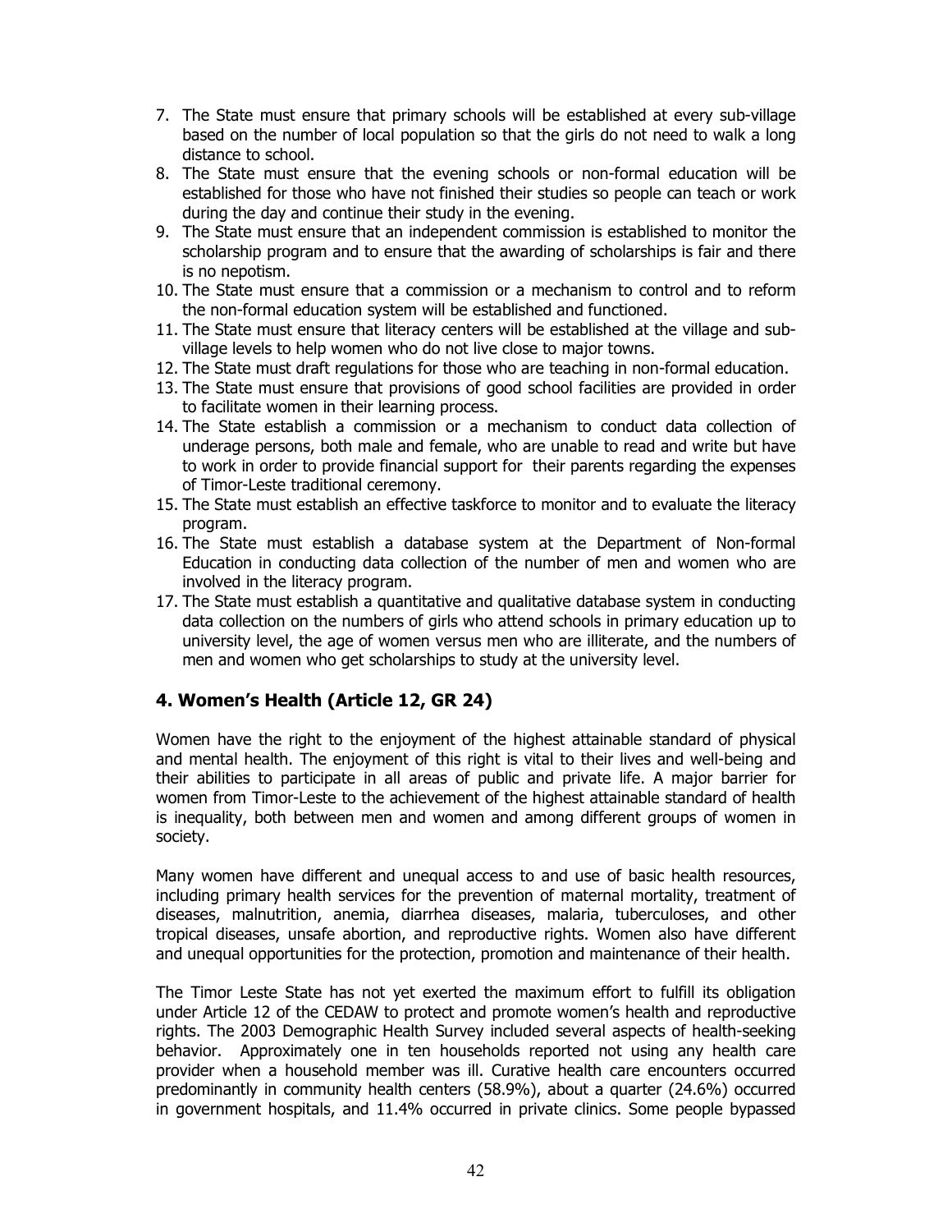7. The State must ensure that primary schools will be established at every sub-village based on the number of local population so that the girls do not need to walk a long distance to school.
8. The State must ensure that the evening schools or non-formal education will be established for those who have not finished their studies so people can teach or work during the day and continue their study in the evening.
9. The State must ensure that an independent commission is established to monitor the scholarship program and to ensure that the awarding of scholarships is fair and there is no nepotism.
10. The State must ensure that a commission or a mechanism to control and to reform the non-formal education system will be established and functioned.
11. The State must ensure that literacy centers will be established at the village and sub-village levels to help women who do not live close to major towns.
12. The State must draft regulations for those who are teaching in non-formal education.
13. The State must ensure that provisions of good school facilities are provided in order to facilitate women in their learning process.
14. The State establish a commission or a mechanism to conduct data collection of underage persons, both male and female, who are unable to read and write but have to work in order to provide financial support for their parents regarding the expenses of Timor-Leste traditional ceremony.
15. The State must establish an effective taskforce to monitor and to evaluate the literacy program.
16. The State must establish a database system at the Department of Non-formal Education in conducting data collection of the number of men and women who are involved in the literacy program.
17. The State must establish a quantitative and qualitative database system in conducting data collection on the numbers of girls who attend schools in primary education up to university level, the age of women versus men who are illiterate, and the numbers of men and women who get scholarships to study at the university level.

## 4. Women's Health (Article 12, GR 24)

Women have the right to the enjoyment of the highest attainable standard of physical and mental health. The enjoyment of this right is vital to their lives and well-being and their abilities to participate in all areas of public and private life. A major barrier for women from Timor-Leste to the achievement of the highest attainable standard of health is inequality, both between men and women and among different groups of women in society.

Many women have different and unequal access to and use of basic health resources, including primary health services for the prevention of maternal mortality, treatment of diseases, malnutrition, anemia, diarrhea diseases, malaria, tuberculoses, and other tropical diseases, unsafe abortion, and reproductive rights. Women also have different and unequal opportunities for the protection, promotion and maintenance of their health.

The Timor Leste State has not yet exerted the maximum effort to fulfill its obligation under Article 12 of the CEDAW to protect and promote women's health and reproductive rights. The 2003 Demographic Health Survey included several aspects of health-seeking behavior. Approximately one in ten households reported not using any health care provider when a household member was ill. Curative health care encounters occurred predominantly in community health centers (58.9%), about a quarter (24.6%) occurred in government hospitals, and 11.4% occurred in private clinics. Some people bypassed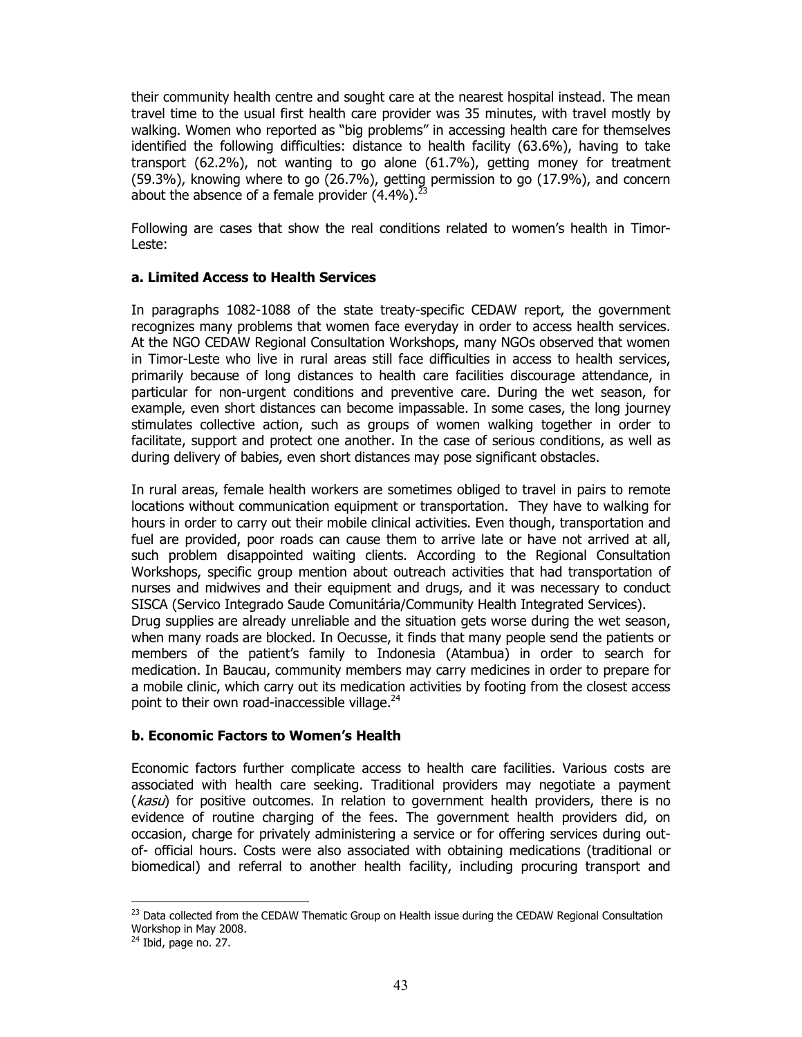their community health centre and sought care at the nearest hospital instead. The mean travel time to the usual first health care provider was 35 minutes, with travel mostly by walking. Women who reported as "big problems" in accessing health care for themselves identified the following difficulties: distance to health facility (63.6%), having to take transport (62.2%), not wanting to go alone (61.7%), getting money for treatment (59.3%), knowing where to go (26.7%), getting permission to go (17.9%), and concern about the absence of a female provider (4.4%).[23]

Following are cases that show the real conditions related to women's health in Timor-Leste:

**a. Limited Access to Health Services**

In paragraphs 1082-1088 of the state treaty-specific CEDAW report, the government recognizes many problems that women face everyday in order to access health services. At the NGO CEDAW Regional Consultation Workshops, many NGOs observed that women in Timor-Leste who live in rural areas still face difficulties in access to health services, primarily because of long distances to health care facilities discourage attendance, in particular for non-urgent conditions and preventive care. During the wet season, for example, even short distances can become impassable. In some cases, the long journey stimulates collective action, such as groups of women walking together in order to facilitate, support and protect one another. In the case of serious conditions, as well as during delivery of babies, even short distances may pose significant obstacles.

In rural areas, female health workers are sometimes obliged to travel in pairs to remote locations without communication equipment or transportation. They have to walking for hours in order to carry out their mobile clinical activities. Even though, transportation and fuel are provided, poor roads can cause them to arrive late or have not arrived at all, such problem disappointed waiting clients. According to the Regional Consultation Workshops, specific group mention about outreach activities that had transportation of nurses and midwives and their equipment and drugs, and it was necessary to conduct SISCA (Servico Integrado Saude Comunitária/Community Health Integrated Services).
Drug supplies are already unreliable and the situation gets worse during the wet season, when many roads are blocked. In Oecusse, it finds that many people send the patients or members of the patient's family to Indonesia (Atambua) in order to search for medication. In Baucau, community members may carry medicines in order to prepare for a mobile clinic, which carry out its medication activities by footing from the closest access point to their own road-inaccessible village.[24]

**b. Economic Factors to Women's Health**

Economic factors further complicate access to health care facilities. Various costs are associated with health care seeking. Traditional providers may negotiate a payment (*kasu*) for positive outcomes. In relation to government health providers, there is no evidence of routine charging of the fees. The government health providers did, on occasion, charge for privately administering a service or for offering services during out-of- official hours. Costs were also associated with obtaining medications (traditional or biomedical) and referral to another health facility, including procuring transport and

---

[23] Data collected from the CEDAW Thematic Group on Health issue during the CEDAW Regional Consultation Workshop in May 2008.

[24] Ibid, page no. 27.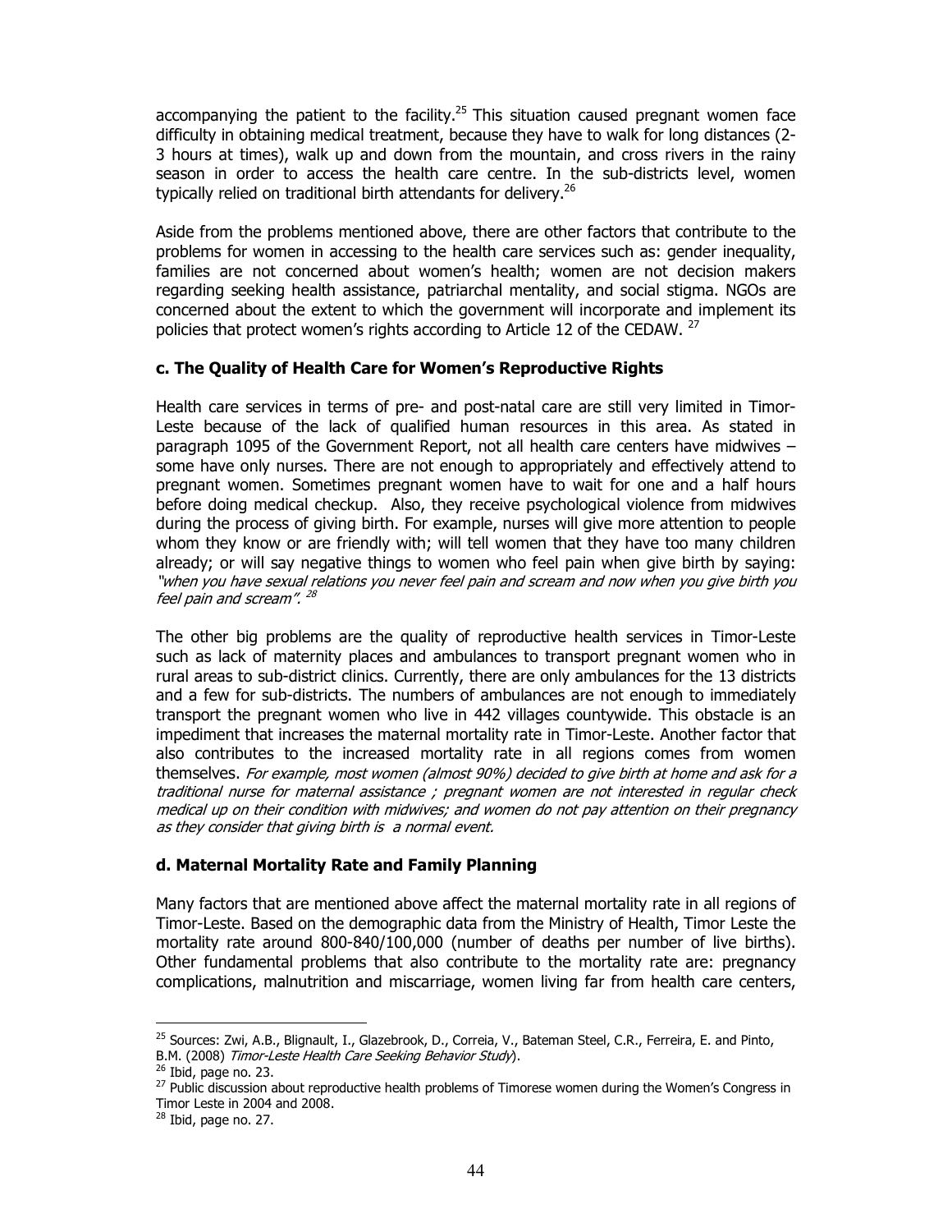accompanying the patient to the facility.[25] This situation caused pregnant women face difficulty in obtaining medical treatment, because they have to walk for long distances (2-3 hours at times), walk up and down from the mountain, and cross rivers in the rainy season in order to access the health care centre. In the sub-districts level, women typically relied on traditional birth attendants for delivery.[26]

Aside from the problems mentioned above, there are other factors that contribute to the problems for women in accessing to the health care services such as: gender inequality, families are not concerned about women's health; women are not decision makers regarding seeking health assistance, patriarchal mentality, and social stigma. NGOs are concerned about the extent to which the government will incorporate and implement its policies that protect women's rights according to Article 12 of the CEDAW. [27]

### c. The Quality of Health Care for Women's Reproductive Rights

Health care services in terms of pre- and post-natal care are still very limited in Timor-Leste because of the lack of qualified human resources in this area. As stated in paragraph 1095 of the Government Report, not all health care centers have midwives – some have only nurses. There are not enough to appropriately and effectively attend to pregnant women. Sometimes pregnant women have to wait for one and a half hours before doing medical checkup. Also, they receive psychological violence from midwives during the process of giving birth. For example, nurses will give more attention to people whom they know or are friendly with; will tell women that they have too many children already; or will say negative things to women who feel pain when give birth by saying: *"when you have sexual relations you never feel pain and scream and now when you give birth you feel pain and scream".* [28]

The other big problems are the quality of reproductive health services in Timor-Leste such as lack of maternity places and ambulances to transport pregnant women who in rural areas to sub-district clinics. Currently, there are only ambulances for the 13 districts and a few for sub-districts. The numbers of ambulances are not enough to immediately transport the pregnant women who live in 442 villages countywide. This obstacle is an impediment that increases the maternal mortality rate in Timor-Leste. Another factor that also contributes to the increased mortality rate in all regions comes from women themselves. *For example, most women (almost 90%) decided to give birth at home and ask for a traditional nurse for maternal assistance ; pregnant women are not interested in regular check medical up on their condition with midwives; and women do not pay attention on their pregnancy as they consider that giving birth is a normal event.*

### d. Maternal Mortality Rate and Family Planning

Many factors that are mentioned above affect the maternal mortality rate in all regions of Timor-Leste. Based on the demographic data from the Ministry of Health, Timor Leste the mortality rate around 800-840/100,000 (number of deaths per number of live births). Other fundamental problems that also contribute to the mortality rate are: pregnancy complications, malnutrition and miscarriage, women living far from health care centers,

---

[25] Sources: Zwi, A.B., Blignault, I., Glazebrook, D., Correia, V., Bateman Steel, C.R., Ferreira, E. and Pinto, B.M. (2008) *Timor-Leste Health Care Seeking Behavior Study*).

[26] Ibid, page no. 23.

[27] Public discussion about reproductive health problems of Timorese women during the Women's Congress in Timor Leste in 2004 and 2008.

[28] Ibid, page no. 27.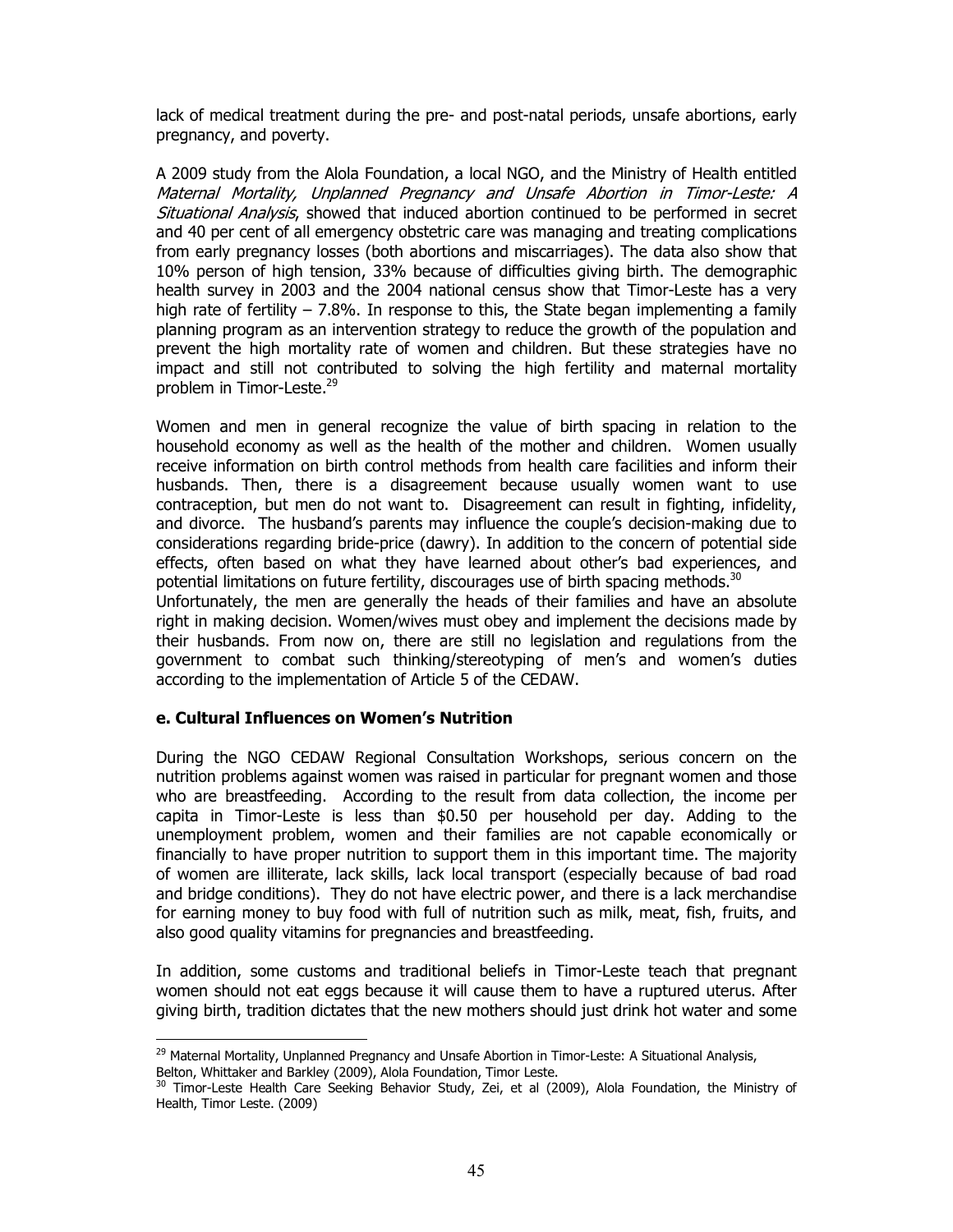lack of medical treatment during the pre- and post-natal periods, unsafe abortions, early pregnancy, and poverty.

A 2009 study from the Alola Foundation, a local NGO, and the Ministry of Health entitled *Maternal Mortality, Unplanned Pregnancy and Unsafe Abortion in Timor-Leste: A Situational Analysis*, showed that induced abortion continued to be performed in secret and 40 per cent of all emergency obstetric care was managing and treating complications from early pregnancy losses (both abortions and miscarriages). The data also show that 10% person of high tension, 33% because of difficulties giving birth. The demographic health survey in 2003 and the 2004 national census show that Timor-Leste has a very high rate of fertility – 7.8%. In response to this, the State began implementing a family planning program as an intervention strategy to reduce the growth of the population and prevent the high mortality rate of women and children. But these strategies have no impact and still not contributed to solving the high fertility and maternal mortality problem in Timor-Leste.[29]

Women and men in general recognize the value of birth spacing in relation to the household economy as well as the health of the mother and children. Women usually receive information on birth control methods from health care facilities and inform their husbands. Then, there is a disagreement because usually women want to use contraception, but men do not want to. Disagreement can result in fighting, infidelity, and divorce. The husband's parents may influence the couple's decision-making due to considerations regarding bride-price (dawry). In addition to the concern of potential side effects, often based on what they have learned about other's bad experiences, and potential limitations on future fertility, discourages use of birth spacing methods.[30]
Unfortunately, the men are generally the heads of their families and have an absolute right in making decision. Women/wives must obey and implement the decisions made by their husbands. From now on, there are still no legislation and regulations from the government to combat such thinking/stereotyping of men's and women's duties according to the implementation of Article 5 of the CEDAW.

**e. Cultural Influences on Women's Nutrition**

During the NGO CEDAW Regional Consultation Workshops, serious concern on the nutrition problems against women was raised in particular for pregnant women and those who are breastfeeding. According to the result from data collection, the income per capita in Timor-Leste is less than $0.50 per household per day. Adding to the unemployment problem, women and their families are not capable economically or financially to have proper nutrition to support them in this important time. The majority of women are illiterate, lack skills, lack local transport (especially because of bad road and bridge conditions). They do not have electric power, and there is a lack merchandise for earning money to buy food with full of nutrition such as milk, meat, fish, fruits, and also good quality vitamins for pregnancies and breastfeeding.

In addition, some customs and traditional beliefs in Timor-Leste teach that pregnant women should not eat eggs because it will cause them to have a ruptured uterus. After giving birth, tradition dictates that the new mothers should just drink hot water and some

---

[29] Maternal Mortality, Unplanned Pregnancy and Unsafe Abortion in Timor-Leste: A Situational Analysis, Belton, Whittaker and Barkley (2009), Alola Foundation, Timor Leste.

[30] Timor-Leste Health Care Seeking Behavior Study, Zei, et al (2009), Alola Foundation, the Ministry of Health, Timor Leste. (2009)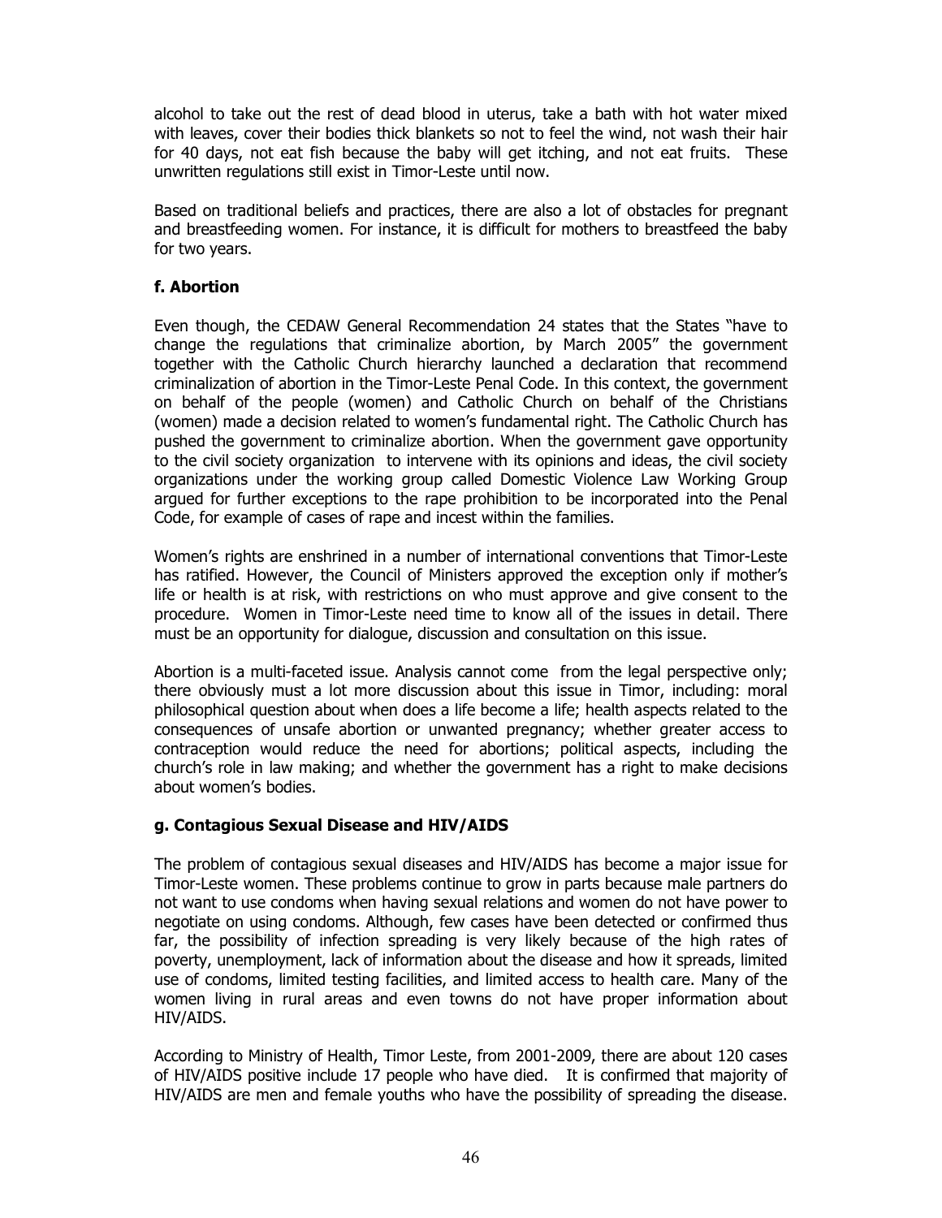alcohol to take out the rest of dead blood in uterus, take a bath with hot water mixed with leaves, cover their bodies thick blankets so not to feel the wind, not wash their hair for 40 days, not eat fish because the baby will get itching, and not eat fruits. These unwritten regulations still exist in Timor-Leste until now.

Based on traditional beliefs and practices, there are also a lot of obstacles for pregnant and breastfeeding women. For instance, it is difficult for mothers to breastfeed the baby for two years.

### f. Abortion

Even though, the CEDAW General Recommendation 24 states that the States "have to change the regulations that criminalize abortion, by March 2005" the government together with the Catholic Church hierarchy launched a declaration that recommend criminalization of abortion in the Timor-Leste Penal Code. In this context, the government on behalf of the people (women) and Catholic Church on behalf of the Christians (women) made a decision related to women's fundamental right. The Catholic Church has pushed the government to criminalize abortion. When the government gave opportunity to the civil society organization to intervene with its opinions and ideas, the civil society organizations under the working group called Domestic Violence Law Working Group argued for further exceptions to the rape prohibition to be incorporated into the Penal Code, for example of cases of rape and incest within the families.

Women's rights are enshrined in a number of international conventions that Timor-Leste has ratified. However, the Council of Ministers approved the exception only if mother's life or health is at risk, with restrictions on who must approve and give consent to the procedure. Women in Timor-Leste need time to know all of the issues in detail. There must be an opportunity for dialogue, discussion and consultation on this issue.

Abortion is a multi-faceted issue. Analysis cannot come from the legal perspective only; there obviously must a lot more discussion about this issue in Timor, including: moral philosophical question about when does a life become a life; health aspects related to the consequences of unsafe abortion or unwanted pregnancy; whether greater access to contraception would reduce the need for abortions; political aspects, including the church's role in law making; and whether the government has a right to make decisions about women's bodies.

### g. Contagious Sexual Disease and HIV/AIDS

The problem of contagious sexual diseases and HIV/AIDS has become a major issue for Timor-Leste women. These problems continue to grow in parts because male partners do not want to use condoms when having sexual relations and women do not have power to negotiate on using condoms. Although, few cases have been detected or confirmed thus far, the possibility of infection spreading is very likely because of the high rates of poverty, unemployment, lack of information about the disease and how it spreads, limited use of condoms, limited testing facilities, and limited access to health care. Many of the women living in rural areas and even towns do not have proper information about HIV/AIDS.

According to Ministry of Health, Timor Leste, from 2001-2009, there are about 120 cases of HIV/AIDS positive include 17 people who have died. It is confirmed that majority of HIV/AIDS are men and female youths who have the possibility of spreading the disease.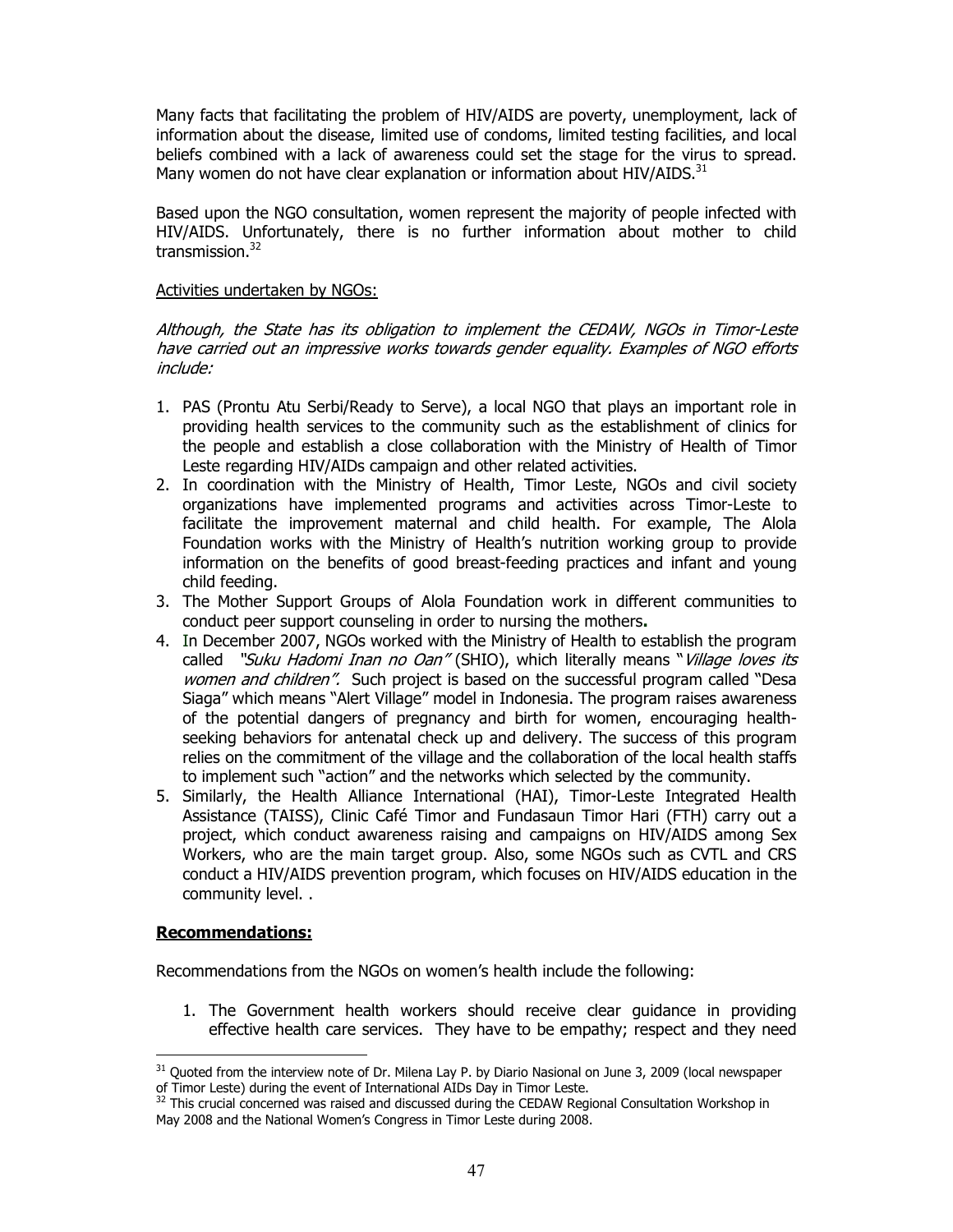Many facts that facilitating the problem of HIV/AIDS are poverty, unemployment, lack of information about the disease, limited use of condoms, limited testing facilities, and local beliefs combined with a lack of awareness could set the stage for the virus to spread. Many women do not have clear explanation or information about HIV/AIDS.[31]

Based upon the NGO consultation, women represent the majority of people infected with HIV/AIDS. Unfortunately, there is no further information about mother to child transmission.[32]

Activities undertaken by NGOs:

*Although, the State has its obligation to implement the CEDAW, NGOs in Timor-Leste have carried out an impressive works towards gender equality. Examples of NGO efforts include:*

1. PAS (Prontu Atu Serbi/Ready to Serve), a local NGO that plays an important role in providing health services to the community such as the establishment of clinics for the people and establish a close collaboration with the Ministry of Health of Timor Leste regarding HIV/AIDs campaign and other related activities.
2. In coordination with the Ministry of Health, Timor Leste, NGOs and civil society organizations have implemented programs and activities across Timor-Leste to facilitate the improvement maternal and child health. For example, The Alola Foundation works with the Ministry of Health's nutrition working group to provide information on the benefits of good breast-feeding practices and infant and young child feeding.
3. The Mother Support Groups of Alola Foundation work in different communities to conduct peer support counseling in order to nursing the mothers**.**
4. In December 2007, NGOs worked with the Ministry of Health to establish the program called *"Suku Hadomi Inan no Oan"* (SHIO), which literally means "*Village loves its women and children".* Such project is based on the successful program called "Desa Siaga" which means "Alert Village" model in Indonesia. The program raises awareness of the potential dangers of pregnancy and birth for women, encouraging health-seeking behaviors for antenatal check up and delivery. The success of this program relies on the commitment of the village and the collaboration of the local health staffs to implement such "action" and the networks which selected by the community.
5. Similarly, the Health Alliance International (HAI), Timor-Leste Integrated Health Assistance (TAISS), Clinic Café Timor and Fundasaun Timor Hari (FTH) carry out a project, which conduct awareness raising and campaigns on HIV/AIDS among Sex Workers, who are the main target group. Also, some NGOs such as CVTL and CRS conduct a HIV/AIDS prevention program, which focuses on HIV/AIDS education in the community level. .

**Recommendations:**

Recommendations from the NGOs on women's health include the following:

1. The Government health workers should receive clear guidance in providing effective health care services. They have to be empathy; respect and they need

---

[31] Quoted from the interview note of Dr. Milena Lay P. by Diario Nasional on June 3, 2009 (local newspaper of Timor Leste) during the event of International AIDs Day in Timor Leste.

[32] This crucial concerned was raised and discussed during the CEDAW Regional Consultation Workshop in May 2008 and the National Women's Congress in Timor Leste during 2008.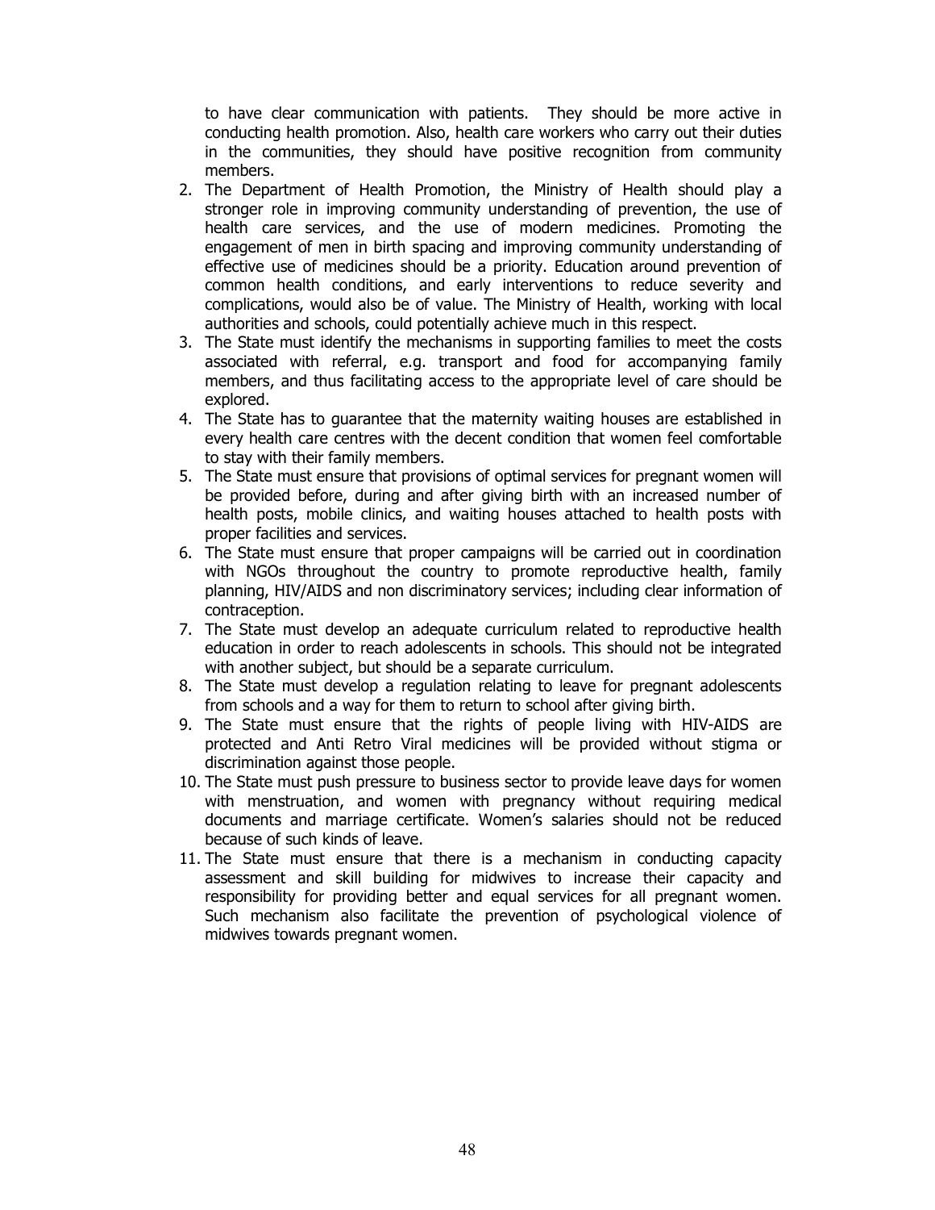to have clear communication with patients. They should be more active in conducting health promotion. Also, health care workers who carry out their duties in the communities, they should have positive recognition from community members.

2. The Department of Health Promotion, the Ministry of Health should play a stronger role in improving community understanding of prevention, the use of health care services, and the use of modern medicines. Promoting the engagement of men in birth spacing and improving community understanding of effective use of medicines should be a priority. Education around prevention of common health conditions, and early interventions to reduce severity and complications, would also be of value. The Ministry of Health, working with local authorities and schools, could potentially achieve much in this respect.
3. The State must identify the mechanisms in supporting families to meet the costs associated with referral, e.g. transport and food for accompanying family members, and thus facilitating access to the appropriate level of care should be explored.
4. The State has to guarantee that the maternity waiting houses are established in every health care centres with the decent condition that women feel comfortable to stay with their family members.
5. The State must ensure that provisions of optimal services for pregnant women will be provided before, during and after giving birth with an increased number of health posts, mobile clinics, and waiting houses attached to health posts with proper facilities and services.
6. The State must ensure that proper campaigns will be carried out in coordination with NGOs throughout the country to promote reproductive health, family planning, HIV/AIDS and non discriminatory services; including clear information of contraception.
7. The State must develop an adequate curriculum related to reproductive health education in order to reach adolescents in schools. This should not be integrated with another subject, but should be a separate curriculum.
8. The State must develop a regulation relating to leave for pregnant adolescents from schools and a way for them to return to school after giving birth.
9. The State must ensure that the rights of people living with HIV-AIDS are protected and Anti Retro Viral medicines will be provided without stigma or discrimination against those people.
10. The State must push pressure to business sector to provide leave days for women with menstruation, and women with pregnancy without requiring medical documents and marriage certificate. Women's salaries should not be reduced because of such kinds of leave.
11. The State must ensure that there is a mechanism in conducting capacity assessment and skill building for midwives to increase their capacity and responsibility for providing better and equal services for all pregnant women. Such mechanism also facilitate the prevention of psychological violence of midwives towards pregnant women.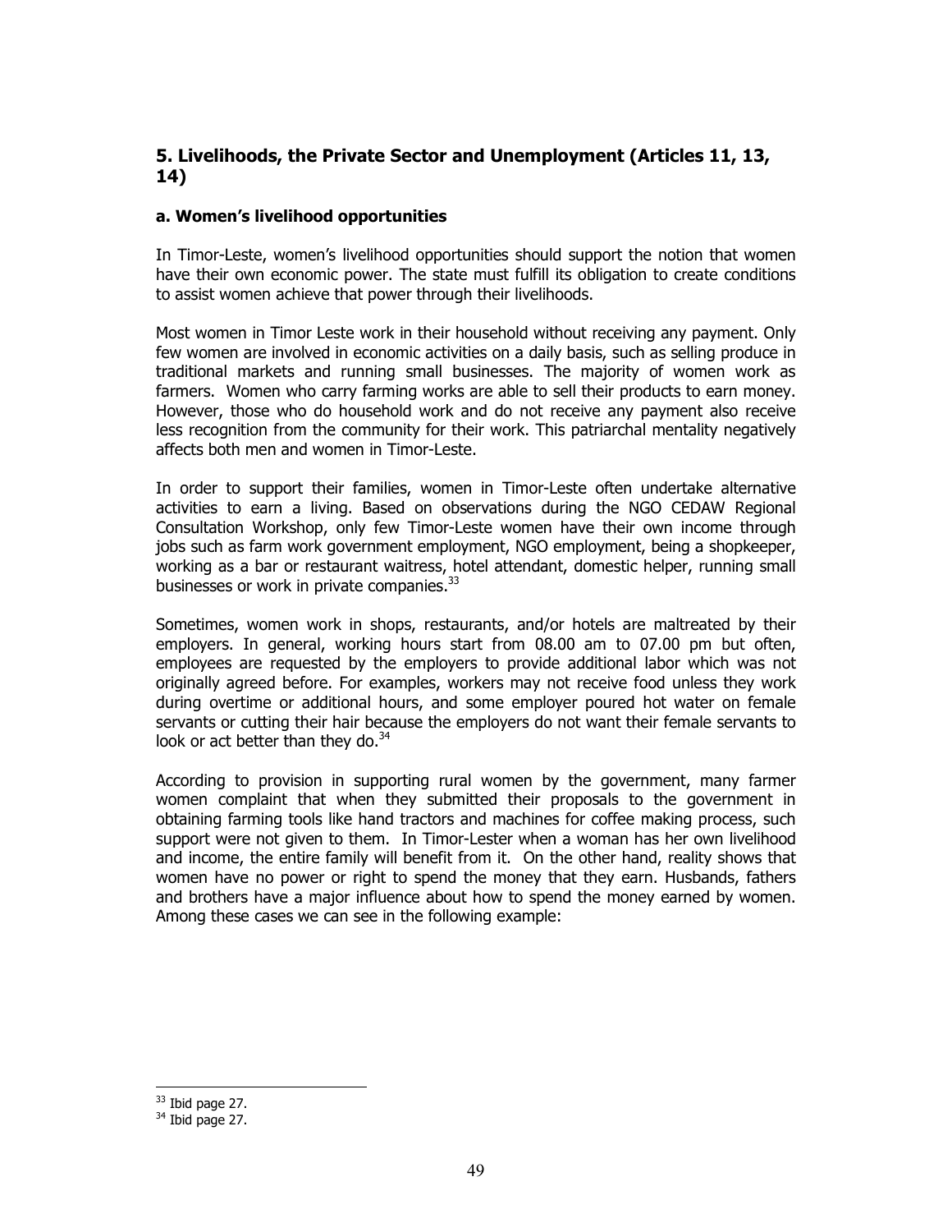## 5. Livelihoods, the Private Sector and Unemployment (Articles 11, 13, 14)

### a. Women's livelihood opportunities

In Timor-Leste, women's livelihood opportunities should support the notion that women have their own economic power. The state must fulfill its obligation to create conditions to assist women achieve that power through their livelihoods.

Most women in Timor Leste work in their household without receiving any payment. Only few women are involved in economic activities on a daily basis, such as selling produce in traditional markets and running small businesses. The majority of women work as farmers. Women who carry farming works are able to sell their products to earn money. However, those who do household work and do not receive any payment also receive less recognition from the community for their work. This patriarchal mentality negatively affects both men and women in Timor-Leste.

In order to support their families, women in Timor-Leste often undertake alternative activities to earn a living. Based on observations during the NGO CEDAW Regional Consultation Workshop, only few Timor-Leste women have their own income through jobs such as farm work government employment, NGO employment, being a shopkeeper, working as a bar or restaurant waitress, hotel attendant, domestic helper, running small businesses or work in private companies.[33]

Sometimes, women work in shops, restaurants, and/or hotels are maltreated by their employers. In general, working hours start from 08.00 am to 07.00 pm but often, employees are requested by the employers to provide additional labor which was not originally agreed before. For examples, workers may not receive food unless they work during overtime or additional hours, and some employer poured hot water on female servants or cutting their hair because the employers do not want their female servants to look or act better than they do.[34]

According to provision in supporting rural women by the government, many farmer women complaint that when they submitted their proposals to the government in obtaining farming tools like hand tractors and machines for coffee making process, such support were not given to them. In Timor-Lester when a woman has her own livelihood and income, the entire family will benefit from it. On the other hand, reality shows that women have no power or right to spend the money that they earn. Husbands, fathers and brothers have a major influence about how to spend the money earned by women. Among these cases we can see in the following example:

---

[33] Ibid page 27.

[34] Ibid page 27.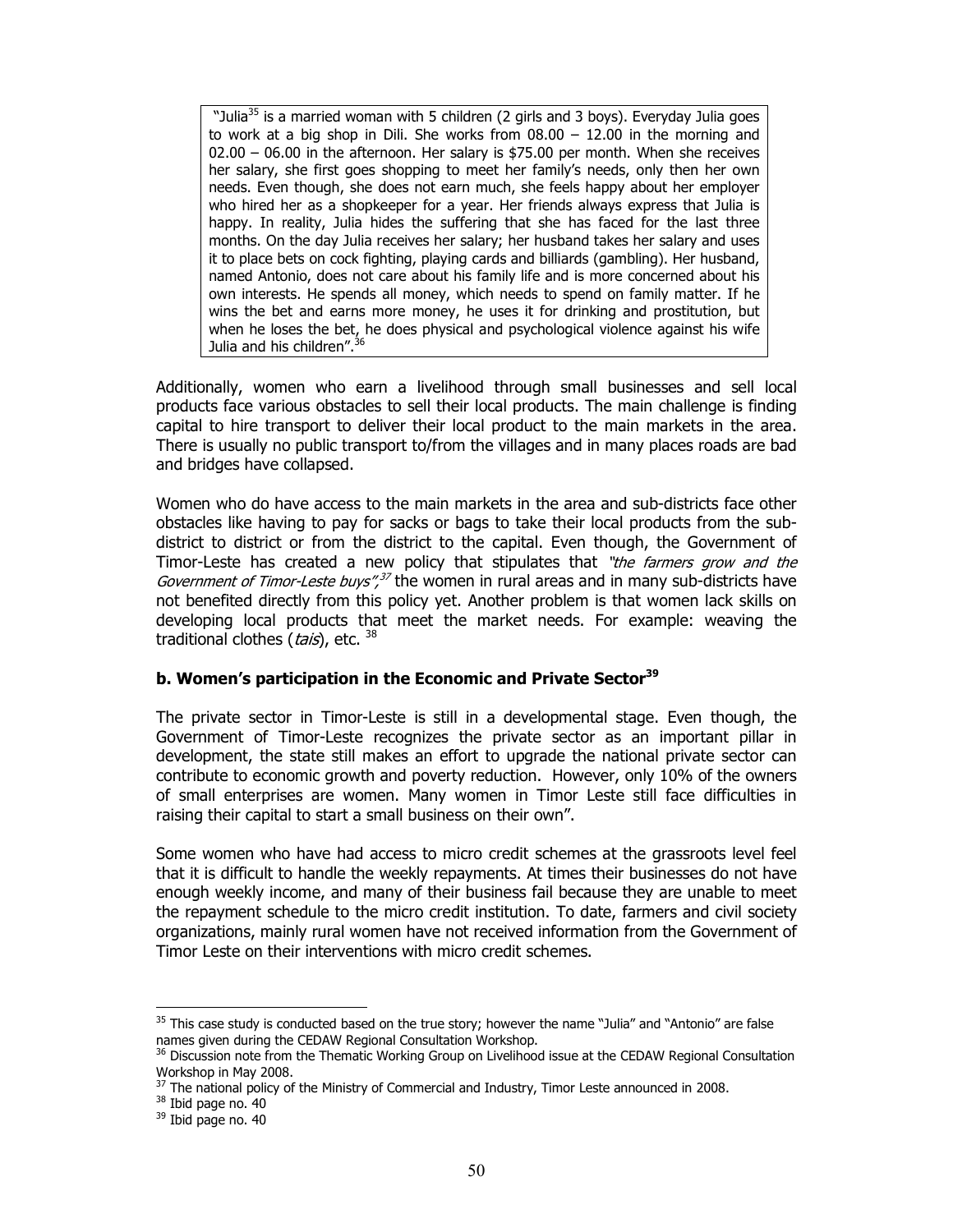> "Julia[35] is a married woman with 5 children (2 girls and 3 boys). Everyday Julia goes to work at a big shop in Dili. She works from 08.00 – 12.00 in the morning and 02.00 – 06.00 in the afternoon. Her salary is $75.00 per month. When she receives her salary, she first goes shopping to meet her family's needs, only then her own needs. Even though, she does not earn much, she feels happy about her employer who hired her as a shopkeeper for a year. Her friends always express that Julia is happy. In reality, Julia hides the suffering that she has faced for the last three months. On the day Julia receives her salary; her husband takes her salary and uses it to place bets on cock fighting, playing cards and billiards (gambling). Her husband, named Antonio, does not care about his family life and is more concerned about his own interests. He spends all money, which needs to spend on family matter. If he wins the bet and earns more money, he uses it for drinking and prostitution, but when he loses the bet, he does physical and psychological violence against his wife Julia and his children".[36]

Additionally, women who earn a livelihood through small businesses and sell local products face various obstacles to sell their local products. The main challenge is finding capital to hire transport to deliver their local product to the main markets in the area. There is usually no public transport to/from the villages and in many places roads are bad and bridges have collapsed.

Women who do have access to the main markets in the area and sub-districts face other obstacles like having to pay for sacks or bags to take their local products from the sub-district to district or from the district to the capital. Even though, the Government of Timor-Leste has created a new policy that stipulates that *"the farmers grow and the Government of Timor-Leste buys"*,[37] the women in rural areas and in many sub-districts have not benefited directly from this policy yet. Another problem is that women lack skills on developing local products that meet the market needs. For example: weaving the traditional clothes (*tais*), etc. [38]

### b. Women's participation in the Economic and Private Sector[39]

The private sector in Timor-Leste is still in a developmental stage. Even though, the Government of Timor-Leste recognizes the private sector as an important pillar in development, the state still makes an effort to upgrade the national private sector can contribute to economic growth and poverty reduction. However, only 10% of the owners of small enterprises are women. Many women in Timor Leste still face difficulties in raising their capital to start a small business on their own".

Some women who have had access to micro credit schemes at the grassroots level feel that it is difficult to handle the weekly repayments. At times their businesses do not have enough weekly income, and many of their business fail because they are unable to meet the repayment schedule to the micro credit institution. To date, farmers and civil society organizations, mainly rural women have not received information from the Government of Timor Leste on their interventions with micro credit schemes.

---

[35] This case study is conducted based on the true story; however the name "Julia" and "Antonio" are false names given during the CEDAW Regional Consultation Workshop.

[36] Discussion note from the Thematic Working Group on Livelihood issue at the CEDAW Regional Consultation Workshop in May 2008.

[37] The national policy of the Ministry of Commercial and Industry, Timor Leste announced in 2008.

[38] Ibid page no. 40

[39] Ibid page no. 40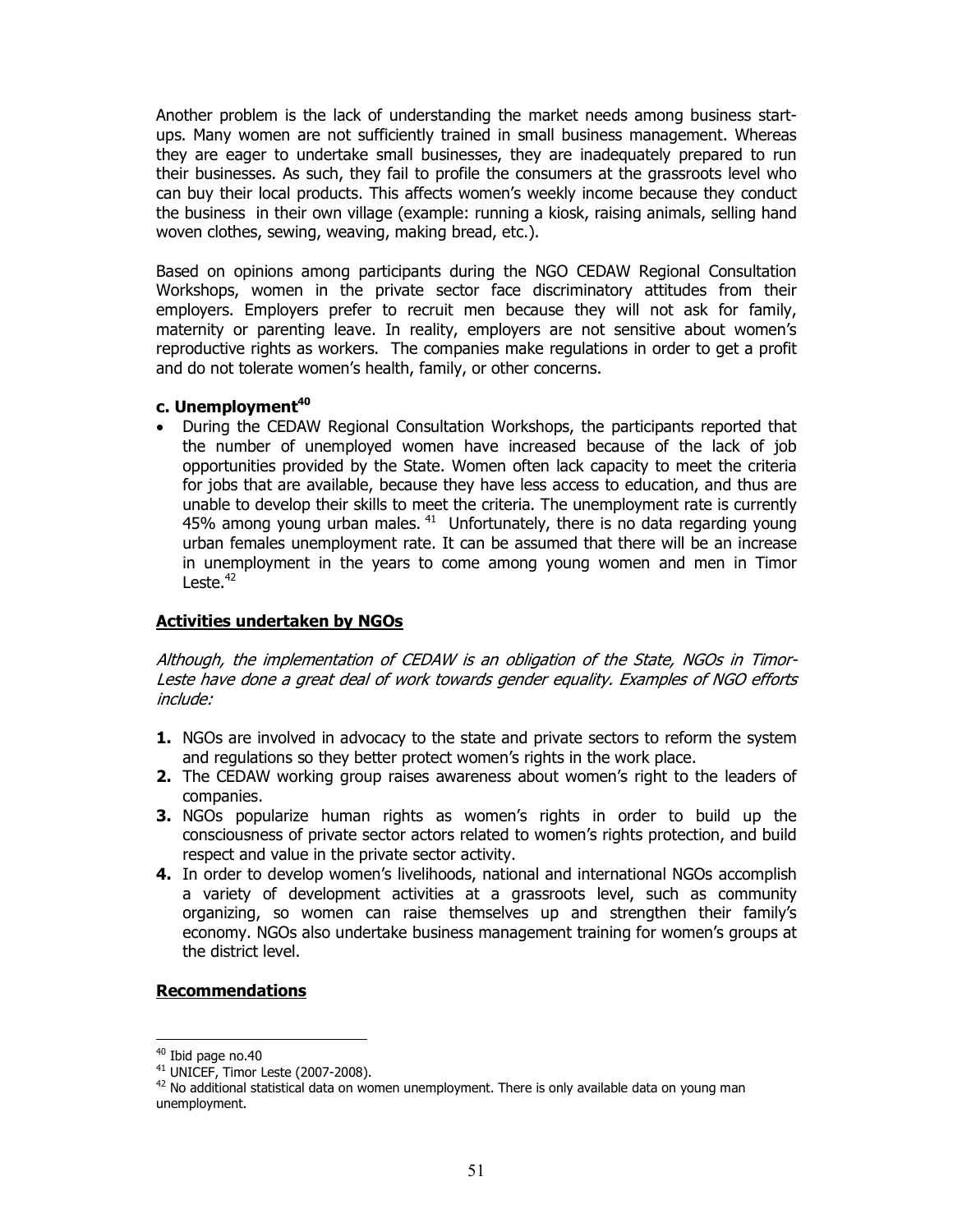Another problem is the lack of understanding the market needs among business start-ups. Many women are not sufficiently trained in small business management. Whereas they are eager to undertake small businesses, they are inadequately prepared to run their businesses. As such, they fail to profile the consumers at the grassroots level who can buy their local products. This affects women's weekly income because they conduct the business in their own village (example: running a kiosk, raising animals, selling hand woven clothes, sewing, weaving, making bread, etc.).

Based on opinions among participants during the NGO CEDAW Regional Consultation Workshops, women in the private sector face discriminatory attitudes from their employers. Employers prefer to recruit men because they will not ask for family, maternity or parenting leave. In reality, employers are not sensitive about women's reproductive rights as workers. The companies make regulations in order to get a profit and do not tolerate women's health, family, or other concerns.

**c. Unemployment[40]**

- During the CEDAW Regional Consultation Workshops, the participants reported that the number of unemployed women have increased because of the lack of job opportunities provided by the State. Women often lack capacity to meet the criteria for jobs that are available, because they have less access to education, and thus are unable to develop their skills to meet the criteria. The unemployment rate is currently 45% among young urban males. [41] Unfortunately, there is no data regarding young urban females unemployment rate. It can be assumed that there will be an increase in unemployment in the years to come among young women and men in Timor Leste.[42]

**Activities undertaken by NGOs**

*Although, the implementation of CEDAW is an obligation of the State, NGOs in Timor-Leste have done a great deal of work towards gender equality. Examples of NGO efforts include:*

1. NGOs are involved in advocacy to the state and private sectors to reform the system and regulations so they better protect women's rights in the work place.
2. The CEDAW working group raises awareness about women's right to the leaders of companies.
3. NGOs popularize human rights as women's rights in order to build up the consciousness of private sector actors related to women's rights protection, and build respect and value in the private sector activity.
4. In order to develop women's livelihoods, national and international NGOs accomplish a variety of development activities at a grassroots level, such as community organizing, so women can raise themselves up and strengthen their family's economy. NGOs also undertake business management training for women's groups at the district level.

**Recommendations**

---

[40] Ibid page no.40

[41] UNICEF, Timor Leste (2007-2008).

[42] No additional statistical data on women unemployment. There is only available data on young man unemployment.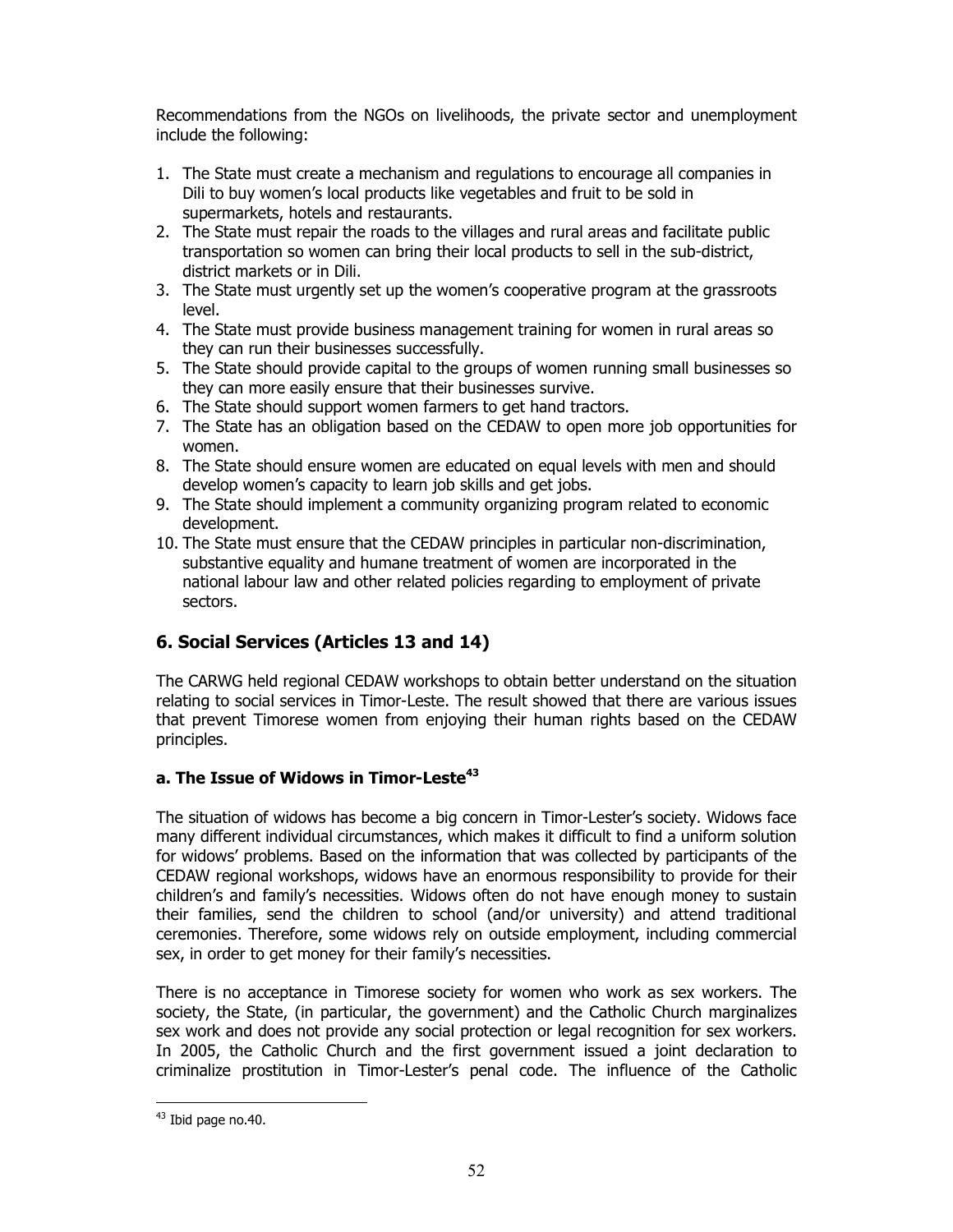Recommendations from the NGOs on livelihoods, the private sector and unemployment include the following:

1. The State must create a mechanism and regulations to encourage all companies in Dili to buy women's local products like vegetables and fruit to be sold in supermarkets, hotels and restaurants.
2. The State must repair the roads to the villages and rural areas and facilitate public transportation so women can bring their local products to sell in the sub-district, district markets or in Dili.
3. The State must urgently set up the women's cooperative program at the grassroots level.
4. The State must provide business management training for women in rural areas so they can run their businesses successfully.
5. The State should provide capital to the groups of women running small businesses so they can more easily ensure that their businesses survive.
6. The State should support women farmers to get hand tractors.
7. The State has an obligation based on the CEDAW to open more job opportunities for women.
8. The State should ensure women are educated on equal levels with men and should develop women's capacity to learn job skills and get jobs.
9. The State should implement a community organizing program related to economic development.
10. The State must ensure that the CEDAW principles in particular non-discrimination, substantive equality and humane treatment of women are incorporated in the national labour law and other related policies regarding to employment of private sectors.

## 6. Social Services (Articles 13 and 14)

The CARWG held regional CEDAW workshops to obtain better understand on the situation relating to social services in Timor-Leste. The result showed that there are various issues that prevent Timorese women from enjoying their human rights based on the CEDAW principles.

### a. The Issue of Widows in Timor-Leste[43]

The situation of widows has become a big concern in Timor-Lester's society. Widows face many different individual circumstances, which makes it difficult to find a uniform solution for widows' problems. Based on the information that was collected by participants of the CEDAW regional workshops, widows have an enormous responsibility to provide for their children's and family's necessities. Widows often do not have enough money to sustain their families, send the children to school (and/or university) and attend traditional ceremonies. Therefore, some widows rely on outside employment, including commercial sex, in order to get money for their family's necessities.

There is no acceptance in Timorese society for women who work as sex workers. The society, the State, (in particular, the government) and the Catholic Church marginalizes sex work and does not provide any social protection or legal recognition for sex workers. In 2005, the Catholic Church and the first government issued a joint declaration to criminalize prostitution in Timor-Lester's penal code. The influence of the Catholic

[43] Ibid page no.40.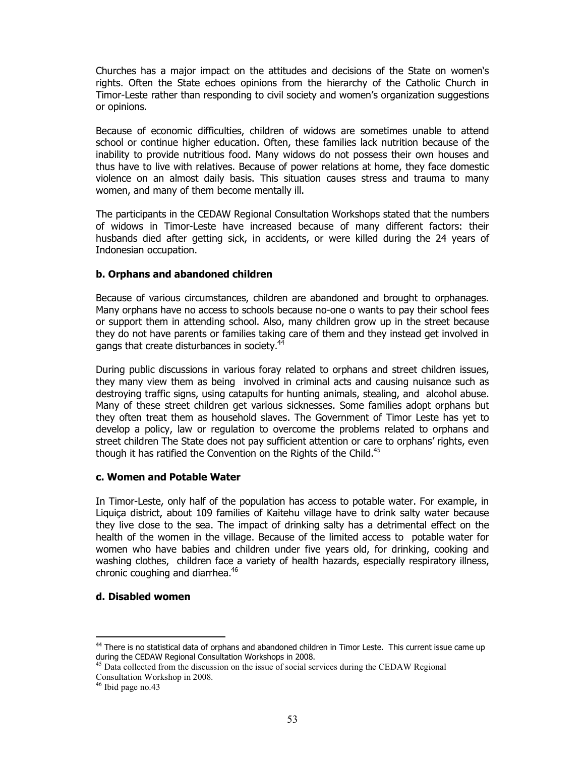Churches has a major impact on the attitudes and decisions of the State on women's rights. Often the State echoes opinions from the hierarchy of the Catholic Church in Timor-Leste rather than responding to civil society and women's organization suggestions or opinions.

Because of economic difficulties, children of widows are sometimes unable to attend school or continue higher education. Often, these families lack nutrition because of the inability to provide nutritious food. Many widows do not possess their own houses and thus have to live with relatives. Because of power relations at home, they face domestic violence on an almost daily basis. This situation causes stress and trauma to many women, and many of them become mentally ill.

The participants in the CEDAW Regional Consultation Workshops stated that the numbers of widows in Timor-Leste have increased because of many different factors: their husbands died after getting sick, in accidents, or were killed during the 24 years of Indonesian occupation.

**b. Orphans and abandoned children**

Because of various circumstances, children are abandoned and brought to orphanages. Many orphans have no access to schools because no-one o wants to pay their school fees or support them in attending school. Also, many children grow up in the street because they do not have parents or families taking care of them and they instead get involved in gangs that create disturbances in society.[44]

During public discussions in various foray related to orphans and street children issues, they many view them as being involved in criminal acts and causing nuisance such as destroying traffic signs, using catapults for hunting animals, stealing, and alcohol abuse. Many of these street children get various sicknesses. Some families adopt orphans but they often treat them as household slaves. The Government of Timor Leste has yet to develop a policy, law or regulation to overcome the problems related to orphans and street children The State does not pay sufficient attention or care to orphans' rights, even though it has ratified the Convention on the Rights of the Child.[45]

**c. Women and Potable Water**

In Timor-Leste, only half of the population has access to potable water. For example, in Liquiça district, about 109 families of Kaitehu village have to drink salty water because they live close to the sea. The impact of drinking salty has a detrimental effect on the health of the women in the village. Because of the limited access to potable water for women who have babies and children under five years old, for drinking, cooking and washing clothes, children face a variety of health hazards, especially respiratory illness, chronic coughing and diarrhea.[46]

**d. Disabled women**

---

[44] There is no statistical data of orphans and abandoned children in Timor Leste. This current issue came up during the CEDAW Regional Consultation Workshops in 2008.

[45] Data collected from the discussion on the issue of social services during the CEDAW Regional Consultation Workshop in 2008.

[46] Ibid page no.43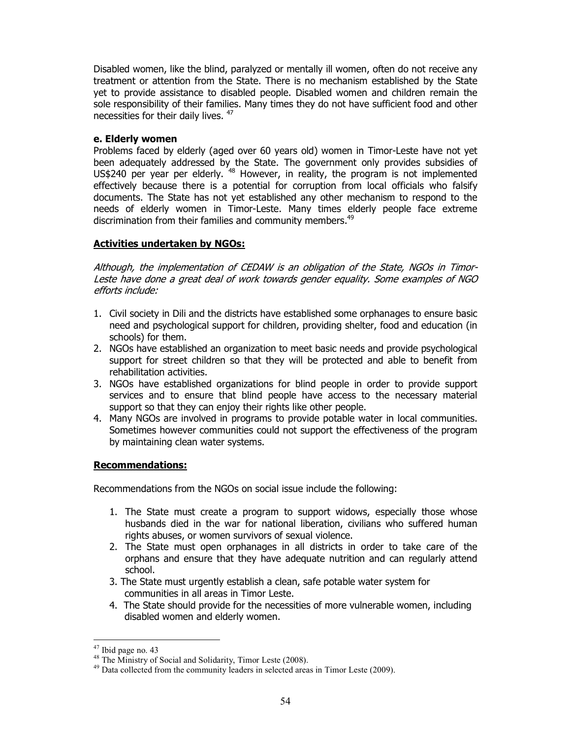Disabled women, like the blind, paralyzed or mentally ill women, often do not receive any treatment or attention from the State. There is no mechanism established by the State yet to provide assistance to disabled people. Disabled women and children remain the sole responsibility of their families. Many times they do not have sufficient food and other necessities for their daily lives. [47]

#### e. Elderly women

Problems faced by elderly (aged over 60 years old) women in Timor-Leste have not yet been adequately addressed by the State. The government only provides subsidies of US$240 per year per elderly. [48] However, in reality, the program is not implemented effectively because there is a potential for corruption from local officials who falsify documents. The State has not yet established any other mechanism to respond to the needs of elderly women in Timor-Leste. Many times elderly people face extreme discrimination from their families and community members.[49]

**<u>Activities undertaken by NGOs:</u>**

*Although, the implementation of CEDAW is an obligation of the State, NGOs in Timor-Leste have done a great deal of work towards gender equality. Some examples of NGO efforts include:*

1. Civil society in Dili and the districts have established some orphanages to ensure basic need and psychological support for children, providing shelter, food and education (in schools) for them.
2. NGOs have established an organization to meet basic needs and provide psychological support for street children so that they will be protected and able to benefit from rehabilitation activities.
3. NGOs have established organizations for blind people in order to provide support services and to ensure that blind people have access to the necessary material support so that they can enjoy their rights like other people.
4. Many NGOs are involved in programs to provide potable water in local communities. Sometimes however communities could not support the effectiveness of the program by maintaining clean water systems.

**<u>Recommendations:</u>**

Recommendations from the NGOs on social issue include the following:

1. The State must create a program to support widows, especially those whose husbands died in the war for national liberation, civilians who suffered human rights abuses, or women survivors of sexual violence.
2. The State must open orphanages in all districts in order to take care of the orphans and ensure that they have adequate nutrition and can regularly attend school.
3. The State must urgently establish a clean, safe potable water system for communities in all areas in Timor Leste.
4. The State should provide for the necessities of more vulnerable women, including disabled women and elderly women.

---

[47] Ibid page no. 43

[48] The Ministry of Social and Solidarity, Timor Leste (2008).

[49] Data collected from the community leaders in selected areas in Timor Leste (2009).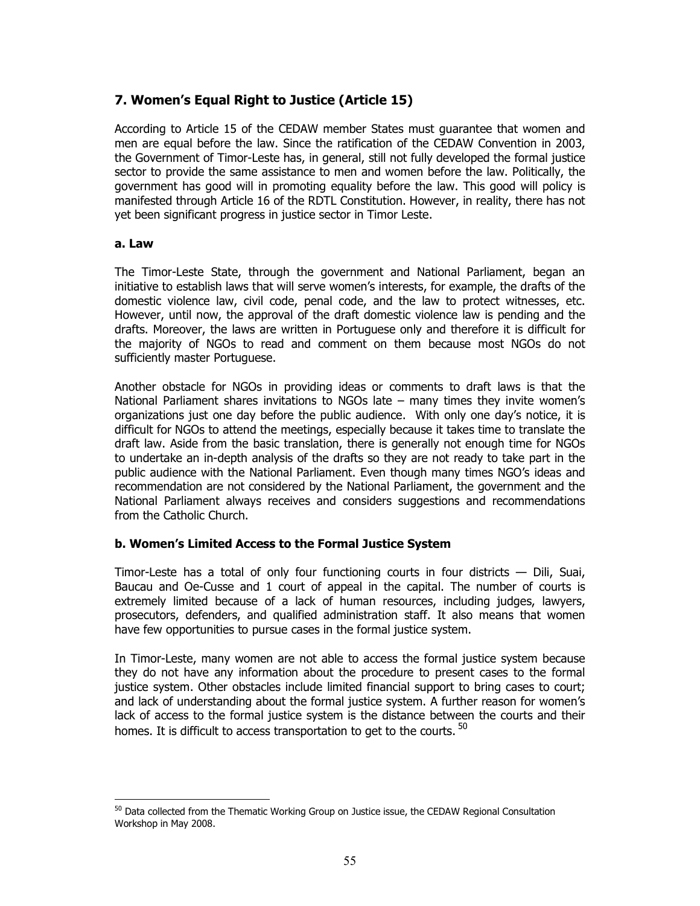## 7. Women's Equal Right to Justice (Article 15)

According to Article 15 of the CEDAW member States must guarantee that women and men are equal before the law. Since the ratification of the CEDAW Convention in 2003, the Government of Timor-Leste has, in general, still not fully developed the formal justice sector to provide the same assistance to men and women before the law. Politically, the government has good will in promoting equality before the law. This good will policy is manifested through Article 16 of the RDTL Constitution. However, in reality, there has not yet been significant progress in justice sector in Timor Leste.

### a. Law

The Timor-Leste State, through the government and National Parliament, began an initiative to establish laws that will serve women's interests, for example, the drafts of the domestic violence law, civil code, penal code, and the law to protect witnesses, etc. However, until now, the approval of the draft domestic violence law is pending and the drafts. Moreover, the laws are written in Portuguese only and therefore it is difficult for the majority of NGOs to read and comment on them because most NGOs do not sufficiently master Portuguese.

Another obstacle for NGOs in providing ideas or comments to draft laws is that the National Parliament shares invitations to NGOs late – many times they invite women's organizations just one day before the public audience. With only one day's notice, it is difficult for NGOs to attend the meetings, especially because it takes time to translate the draft law. Aside from the basic translation, there is generally not enough time for NGOs to undertake an in-depth analysis of the drafts so they are not ready to take part in the public audience with the National Parliament. Even though many times NGO's ideas and recommendation are not considered by the National Parliament, the government and the National Parliament always receives and considers suggestions and recommendations from the Catholic Church.

### b. Women's Limited Access to the Formal Justice System

Timor-Leste has a total of only four functioning courts in four districts — Dili, Suai, Baucau and Oe-Cusse and 1 court of appeal in the capital. The number of courts is extremely limited because of a lack of human resources, including judges, lawyers, prosecutors, defenders, and qualified administration staff. It also means that women have few opportunities to pursue cases in the formal justice system.

In Timor-Leste, many women are not able to access the formal justice system because they do not have any information about the procedure to present cases to the formal justice system. Other obstacles include limited financial support to bring cases to court; and lack of understanding about the formal justice system. A further reason for women's lack of access to the formal justice system is the distance between the courts and their homes. It is difficult to access transportation to get to the courts. [50]

---

[50] Data collected from the Thematic Working Group on Justice issue, the CEDAW Regional Consultation Workshop in May 2008.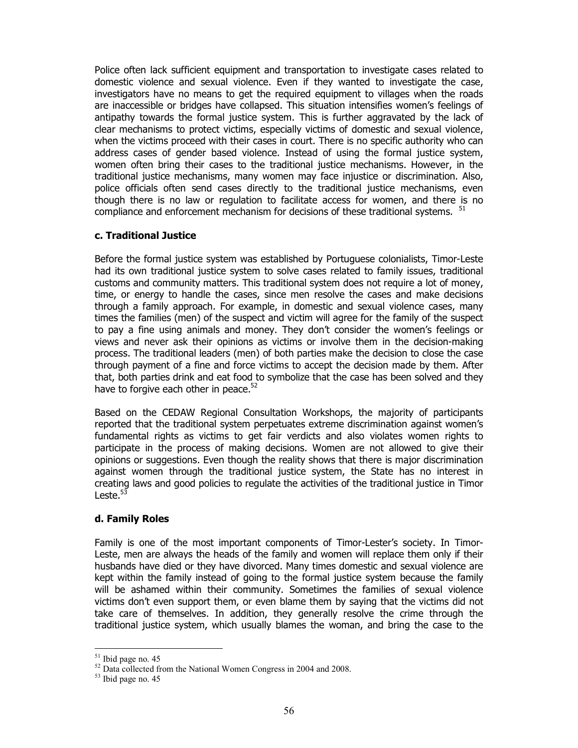Police often lack sufficient equipment and transportation to investigate cases related to domestic violence and sexual violence. Even if they wanted to investigate the case, investigators have no means to get the required equipment to villages when the roads are inaccessible or bridges have collapsed. This situation intensifies women's feelings of antipathy towards the formal justice system. This is further aggravated by the lack of clear mechanisms to protect victims, especially victims of domestic and sexual violence, when the victims proceed with their cases in court. There is no specific authority who can address cases of gender based violence. Instead of using the formal justice system, women often bring their cases to the traditional justice mechanisms. However, in the traditional justice mechanisms, many women may face injustice or discrimination. Also, police officials often send cases directly to the traditional justice mechanisms, even though there is no law or regulation to facilitate access for women, and there is no compliance and enforcement mechanism for decisions of these traditional systems. [51]

### c. Traditional Justice

Before the formal justice system was established by Portuguese colonialists, Timor-Leste had its own traditional justice system to solve cases related to family issues, traditional customs and community matters. This traditional system does not require a lot of money, time, or energy to handle the cases, since men resolve the cases and make decisions through a family approach. For example, in domestic and sexual violence cases, many times the families (men) of the suspect and victim will agree for the family of the suspect to pay a fine using animals and money. They don't consider the women's feelings or views and never ask their opinions as victims or involve them in the decision-making process. The traditional leaders (men) of both parties make the decision to close the case through payment of a fine and force victims to accept the decision made by them. After that, both parties drink and eat food to symbolize that the case has been solved and they have to forgive each other in peace.[52]

Based on the CEDAW Regional Consultation Workshops, the majority of participants reported that the traditional system perpetuates extreme discrimination against women's fundamental rights as victims to get fair verdicts and also violates women rights to participate in the process of making decisions. Women are not allowed to give their opinions or suggestions. Even though the reality shows that there is major discrimination against women through the traditional justice system, the State has no interest in creating laws and good policies to regulate the activities of the traditional justice in Timor Leste.[53]

### d. Family Roles

Family is one of the most important components of Timor-Lester's society. In Timor-Leste, men are always the heads of the family and women will replace them only if their husbands have died or they have divorced. Many times domestic and sexual violence are kept within the family instead of going to the formal justice system because the family will be ashamed within their community. Sometimes the families of sexual violence victims don't even support them, or even blame them by saying that the victims did not take care of themselves. In addition, they generally resolve the crime through the traditional justice system, which usually blames the woman, and bring the case to the

[51] Ibid page no. 45
[52] Data collected from the National Women Congress in 2004 and 2008.
[53] Ibid page no. 45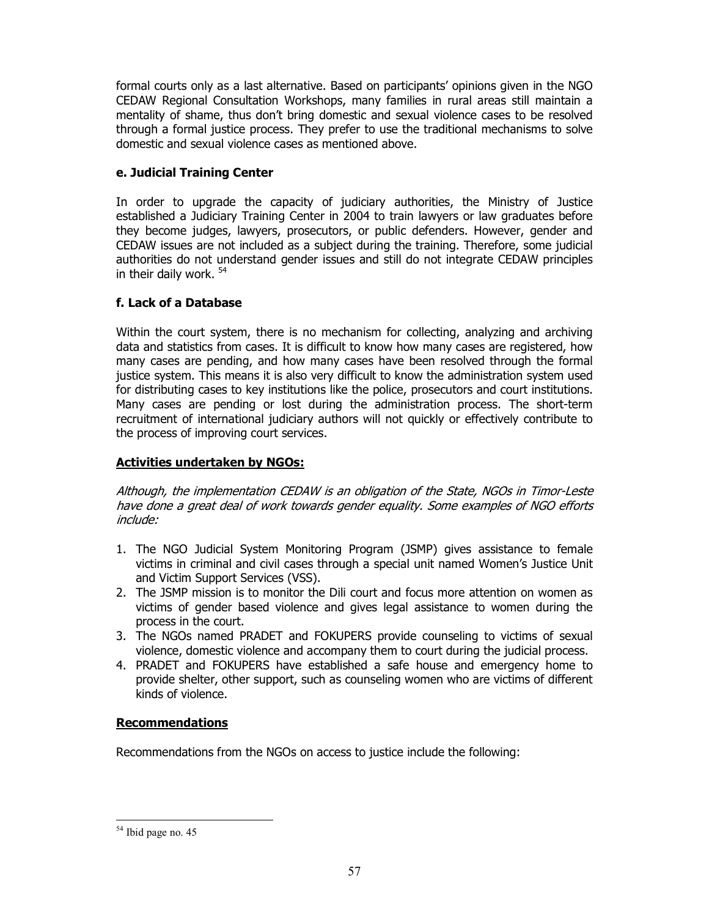formal courts only as a last alternative. Based on participants' opinions given in the NGO CEDAW Regional Consultation Workshops, many families in rural areas still maintain a mentality of shame, thus don't bring domestic and sexual violence cases to be resolved through a formal justice process. They prefer to use the traditional mechanisms to solve domestic and sexual violence cases as mentioned above.

### e. Judicial Training Center

In order to upgrade the capacity of judiciary authorities, the Ministry of Justice established a Judiciary Training Center in 2004 to train lawyers or law graduates before they become judges, lawyers, prosecutors, or public defenders. However, gender and CEDAW issues are not included as a subject during the training. Therefore, some judicial authorities do not understand gender issues and still do not integrate CEDAW principles in their daily work. [54]

### f. Lack of a Database

Within the court system, there is no mechanism for collecting, analyzing and archiving data and statistics from cases. It is difficult to know how many cases are registered, how many cases are pending, and how many cases have been resolved through the formal justice system. This means it is also very difficult to know the administration system used for distributing cases to key institutions like the police, prosecutors and court institutions. Many cases are pending or lost during the administration process. The short-term recruitment of international judiciary authors will not quickly or effectively contribute to the process of improving court services.

**Activities undertaken by NGOs:**

*Although, the implementation CEDAW is an obligation of the State, NGOs in Timor-Leste have done a great deal of work towards gender equality. Some examples of NGO efforts include:*

1. The NGO Judicial System Monitoring Program (JSMP) gives assistance to female victims in criminal and civil cases through a special unit named Women's Justice Unit and Victim Support Services (VSS).
2. The JSMP mission is to monitor the Dili court and focus more attention on women as victims of gender based violence and gives legal assistance to women during the process in the court.
3. The NGOs named PRADET and FOKUPERS provide counseling to victims of sexual violence, domestic violence and accompany them to court during the judicial process.
4. PRADET and FOKUPERS have established a safe house and emergency home to provide shelter, other support, such as counseling women who are victims of different kinds of violence.

**Recommendations**

Recommendations from the NGOs on access to justice include the following:

[54] Ibid page no. 45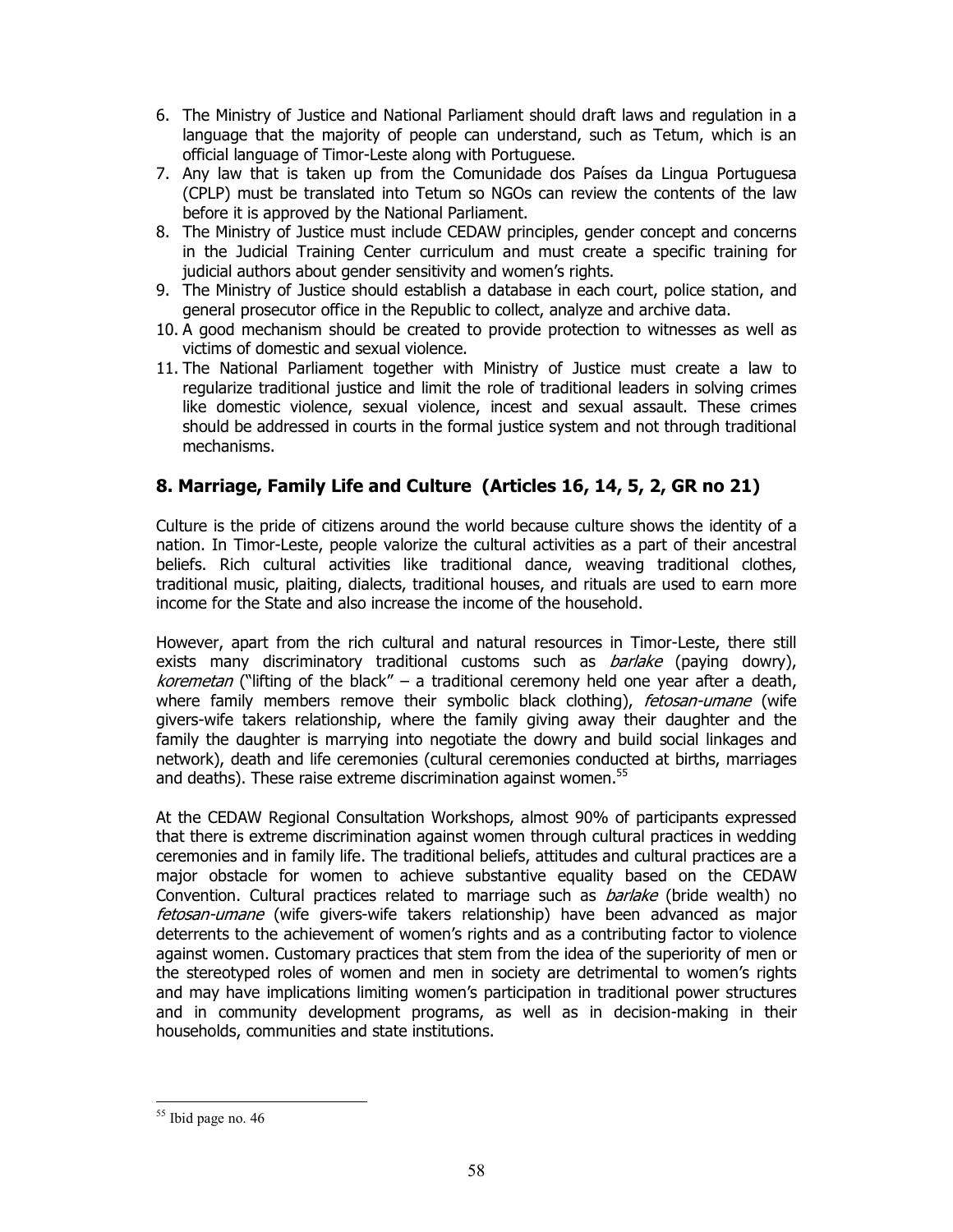6. The Ministry of Justice and National Parliament should draft laws and regulation in a language that the majority of people can understand, such as Tetum, which is an official language of Timor-Leste along with Portuguese.
7. Any law that is taken up from the Comunidade dos Países da Lingua Portuguesa (CPLP) must be translated into Tetum so NGOs can review the contents of the law before it is approved by the National Parliament.
8. The Ministry of Justice must include CEDAW principles, gender concept and concerns in the Judicial Training Center curriculum and must create a specific training for judicial authors about gender sensitivity and women's rights.
9. The Ministry of Justice should establish a database in each court, police station, and general prosecutor office in the Republic to collect, analyze and archive data.
10. A good mechanism should be created to provide protection to witnesses as well as victims of domestic and sexual violence.
11. The National Parliament together with Ministry of Justice must create a law to regularize traditional justice and limit the role of traditional leaders in solving crimes like domestic violence, sexual violence, incest and sexual assault. These crimes should be addressed in courts in the formal justice system and not through traditional mechanisms.

## 8. Marriage, Family Life and Culture (Articles 16, 14, 5, 2, GR no 21)

Culture is the pride of citizens around the world because culture shows the identity of a nation. In Timor-Leste, people valorize the cultural activities as a part of their ancestral beliefs. Rich cultural activities like traditional dance, weaving traditional clothes, traditional music, plaiting, dialects, traditional houses, and rituals are used to earn more income for the State and also increase the income of the household.

However, apart from the rich cultural and natural resources in Timor-Leste, there still exists many discriminatory traditional customs such as *barlake* (paying dowry), *koremetan* ("lifting of the black" – a traditional ceremony held one year after a death, where family members remove their symbolic black clothing), *fetosan-umane* (wife givers-wife takers relationship, where the family giving away their daughter and the family the daughter is marrying into negotiate the dowry and build social linkages and network), death and life ceremonies (cultural ceremonies conducted at births, marriages and deaths). These raise extreme discrimination against women.[55]

At the CEDAW Regional Consultation Workshops, almost 90% of participants expressed that there is extreme discrimination against women through cultural practices in wedding ceremonies and in family life. The traditional beliefs, attitudes and cultural practices are a major obstacle for women to achieve substantive equality based on the CEDAW Convention. Cultural practices related to marriage such as *barlake* (bride wealth) no *fetosan-umane* (wife givers-wife takers relationship) have been advanced as major deterrents to the achievement of women's rights and as a contributing factor to violence against women. Customary practices that stem from the idea of the superiority of men or the stereotyped roles of women and men in society are detrimental to women's rights and may have implications limiting women's participation in traditional power structures and in community development programs, as well as in decision-making in their households, communities and state institutions.

[55] Ibid page no. 46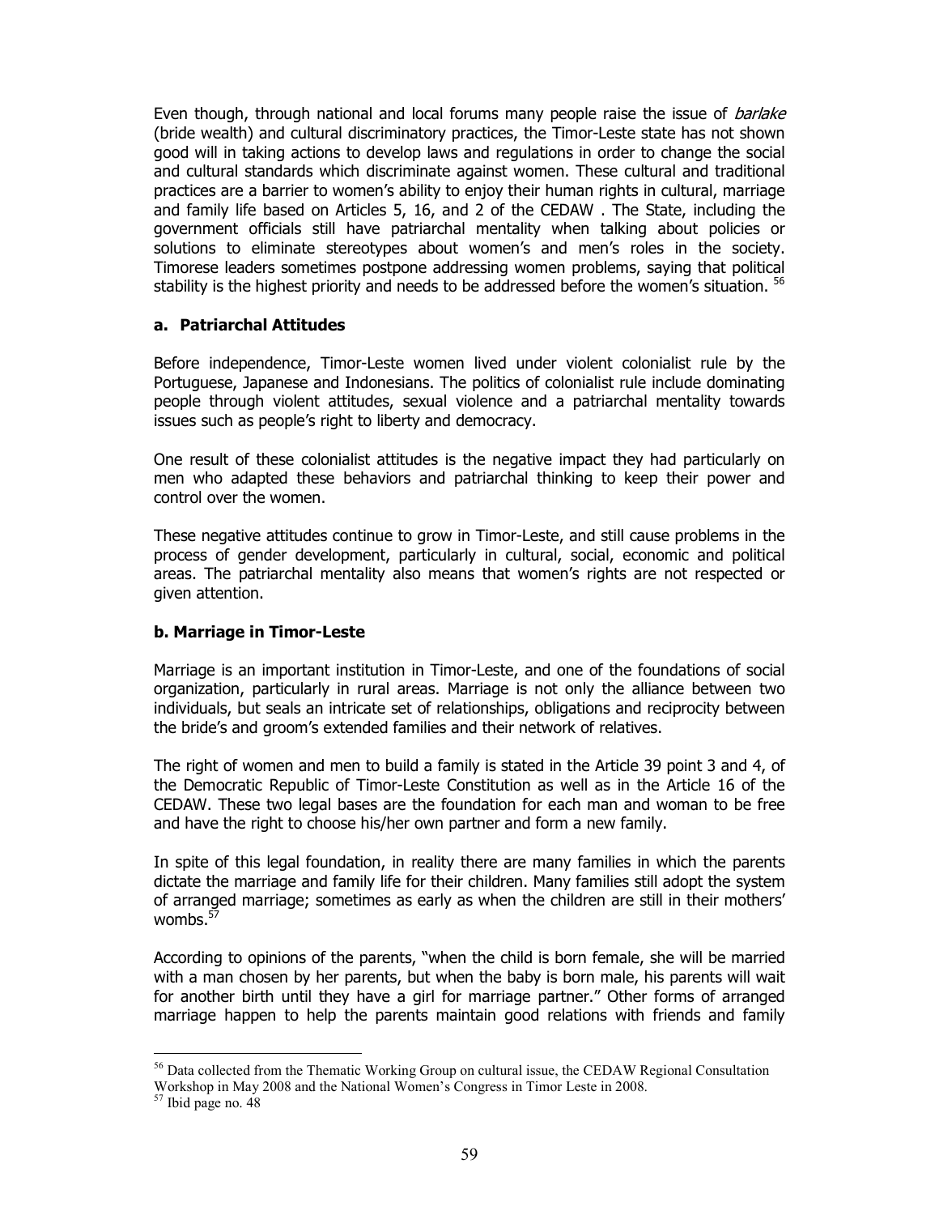Even though, through national and local forums many people raise the issue of *barlake* (bride wealth) and cultural discriminatory practices, the Timor-Leste state has not shown good will in taking actions to develop laws and regulations in order to change the social and cultural standards which discriminate against women. These cultural and traditional practices are a barrier to women's ability to enjoy their human rights in cultural, marriage and family life based on Articles 5, 16, and 2 of the CEDAW . The State, including the government officials still have patriarchal mentality when talking about policies or solutions to eliminate stereotypes about women's and men's roles in the society. Timorese leaders sometimes postpone addressing women problems, saying that political stability is the highest priority and needs to be addressed before the women's situation. [56]

### a. Patriarchal Attitudes

Before independence, Timor-Leste women lived under violent colonialist rule by the Portuguese, Japanese and Indonesians. The politics of colonialist rule include dominating people through violent attitudes, sexual violence and a patriarchal mentality towards issues such as people's right to liberty and democracy.

One result of these colonialist attitudes is the negative impact they had particularly on men who adapted these behaviors and patriarchal thinking to keep their power and control over the women.

These negative attitudes continue to grow in Timor-Leste, and still cause problems in the process of gender development, particularly in cultural, social, economic and political areas. The patriarchal mentality also means that women's rights are not respected or given attention.

### b. Marriage in Timor-Leste

Marriage is an important institution in Timor-Leste, and one of the foundations of social organization, particularly in rural areas. Marriage is not only the alliance between two individuals, but seals an intricate set of relationships, obligations and reciprocity between the bride's and groom's extended families and their network of relatives.

The right of women and men to build a family is stated in the Article 39 point 3 and 4, of the Democratic Republic of Timor-Leste Constitution as well as in the Article 16 of the CEDAW. These two legal bases are the foundation for each man and woman to be free and have the right to choose his/her own partner and form a new family.

In spite of this legal foundation, in reality there are many families in which the parents dictate the marriage and family life for their children. Many families still adopt the system of arranged marriage; sometimes as early as when the children are still in their mothers' wombs.[57]

According to opinions of the parents, "when the child is born female, she will be married with a man chosen by her parents, but when the baby is born male, his parents will wait for another birth until they have a girl for marriage partner." Other forms of arranged marriage happen to help the parents maintain good relations with friends and family

---

[56] Data collected from the Thematic Working Group on cultural issue, the CEDAW Regional Consultation Workshop in May 2008 and the National Women's Congress in Timor Leste in 2008.

[57] Ibid page no. 48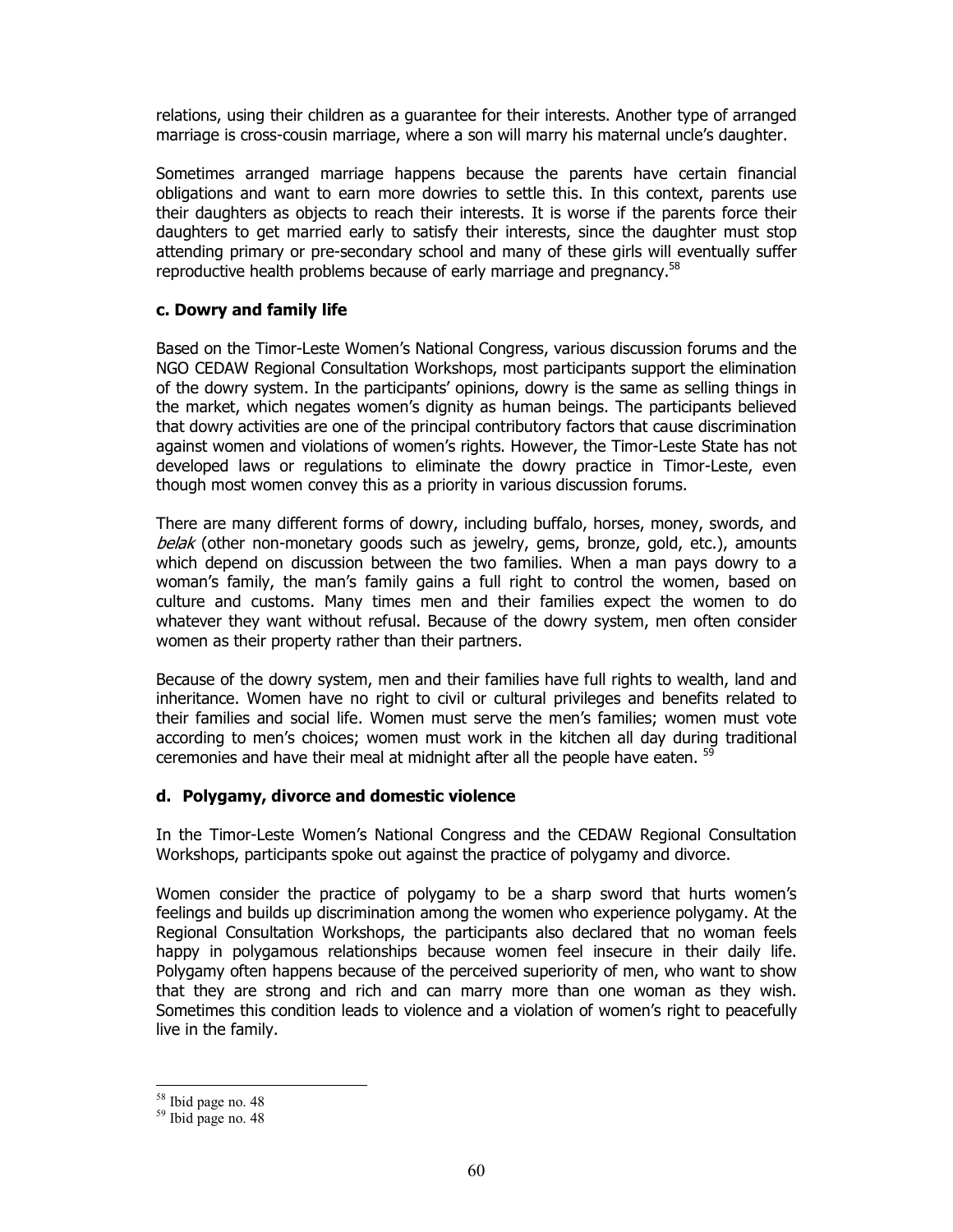relations, using their children as a guarantee for their interests. Another type of arranged marriage is cross-cousin marriage, where a son will marry his maternal uncle's daughter.

Sometimes arranged marriage happens because the parents have certain financial obligations and want to earn more dowries to settle this. In this context, parents use their daughters as objects to reach their interests. It is worse if the parents force their daughters to get married early to satisfy their interests, since the daughter must stop attending primary or pre-secondary school and many of these girls will eventually suffer reproductive health problems because of early marriage and pregnancy.[58]

### c. Dowry and family life

Based on the Timor-Leste Women's National Congress, various discussion forums and the NGO CEDAW Regional Consultation Workshops, most participants support the elimination of the dowry system. In the participants' opinions, dowry is the same as selling things in the market, which negates women's dignity as human beings. The participants believed that dowry activities are one of the principal contributory factors that cause discrimination against women and violations of women's rights. However, the Timor-Leste State has not developed laws or regulations to eliminate the dowry practice in Timor-Leste, even though most women convey this as a priority in various discussion forums.

There are many different forms of dowry, including buffalo, horses, money, swords, and *belak* (other non-monetary goods such as jewelry, gems, bronze, gold, etc.), amounts which depend on discussion between the two families. When a man pays dowry to a woman's family, the man's family gains a full right to control the women, based on culture and customs. Many times men and their families expect the women to do whatever they want without refusal. Because of the dowry system, men often consider women as their property rather than their partners.

Because of the dowry system, men and their families have full rights to wealth, land and inheritance. Women have no right to civil or cultural privileges and benefits related to their families and social life. Women must serve the men's families; women must vote according to men's choices; women must work in the kitchen all day during traditional ceremonies and have their meal at midnight after all the people have eaten. [59]

### d. Polygamy, divorce and domestic violence

In the Timor-Leste Women's National Congress and the CEDAW Regional Consultation Workshops, participants spoke out against the practice of polygamy and divorce.

Women consider the practice of polygamy to be a sharp sword that hurts women's feelings and builds up discrimination among the women who experience polygamy. At the Regional Consultation Workshops, the participants also declared that no woman feels happy in polygamous relationships because women feel insecure in their daily life. Polygamy often happens because of the perceived superiority of men, who want to show that they are strong and rich and can marry more than one woman as they wish. Sometimes this condition leads to violence and a violation of women's right to peacefully live in the family.

---

[58] Ibid page no. 48

[59] Ibid page no. 48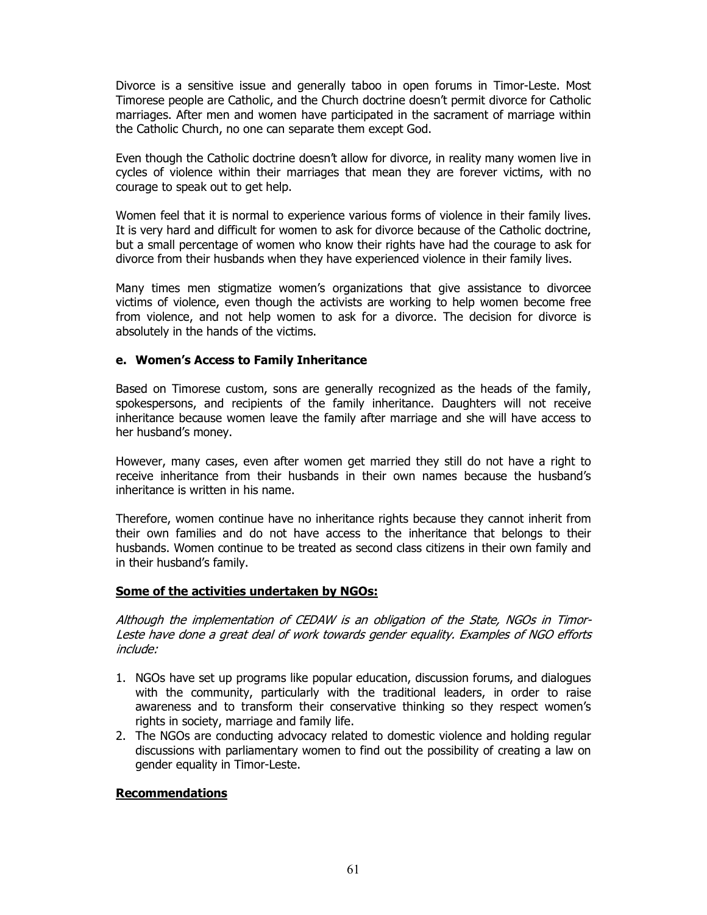Divorce is a sensitive issue and generally taboo in open forums in Timor-Leste. Most Timorese people are Catholic, and the Church doctrine doesn't permit divorce for Catholic marriages. After men and women have participated in the sacrament of marriage within the Catholic Church, no one can separate them except God.

Even though the Catholic doctrine doesn't allow for divorce, in reality many women live in cycles of violence within their marriages that mean they are forever victims, with no courage to speak out to get help.

Women feel that it is normal to experience various forms of violence in their family lives. It is very hard and difficult for women to ask for divorce because of the Catholic doctrine, but a small percentage of women who know their rights have had the courage to ask for divorce from their husbands when they have experienced violence in their family lives.

Many times men stigmatize women's organizations that give assistance to divorcee victims of violence, even though the activists are working to help women become free from violence, and not help women to ask for a divorce. The decision for divorce is absolutely in the hands of the victims.

### e. Women's Access to Family Inheritance

Based on Timorese custom, sons are generally recognized as the heads of the family, spokespersons, and recipients of the family inheritance. Daughters will not receive inheritance because women leave the family after marriage and she will have access to her husband's money.

However, many cases, even after women get married they still do not have a right to receive inheritance from their husbands in their own names because the husband's inheritance is written in his name.

Therefore, women continue have no inheritance rights because they cannot inherit from their own families and do not have access to the inheritance that belongs to their husbands. Women continue to be treated as second class citizens in their own family and in their husband's family.

**Some of the activities undertaken by NGOs:**

*Although the implementation of CEDAW is an obligation of the State, NGOs in Timor-Leste have done a great deal of work towards gender equality. Examples of NGO efforts include:*

1. NGOs have set up programs like popular education, discussion forums, and dialogues with the community, particularly with the traditional leaders, in order to raise awareness and to transform their conservative thinking so they respect women's rights in society, marriage and family life.
2. The NGOs are conducting advocacy related to domestic violence and holding regular discussions with parliamentary women to find out the possibility of creating a law on gender equality in Timor-Leste.

**Recommendations**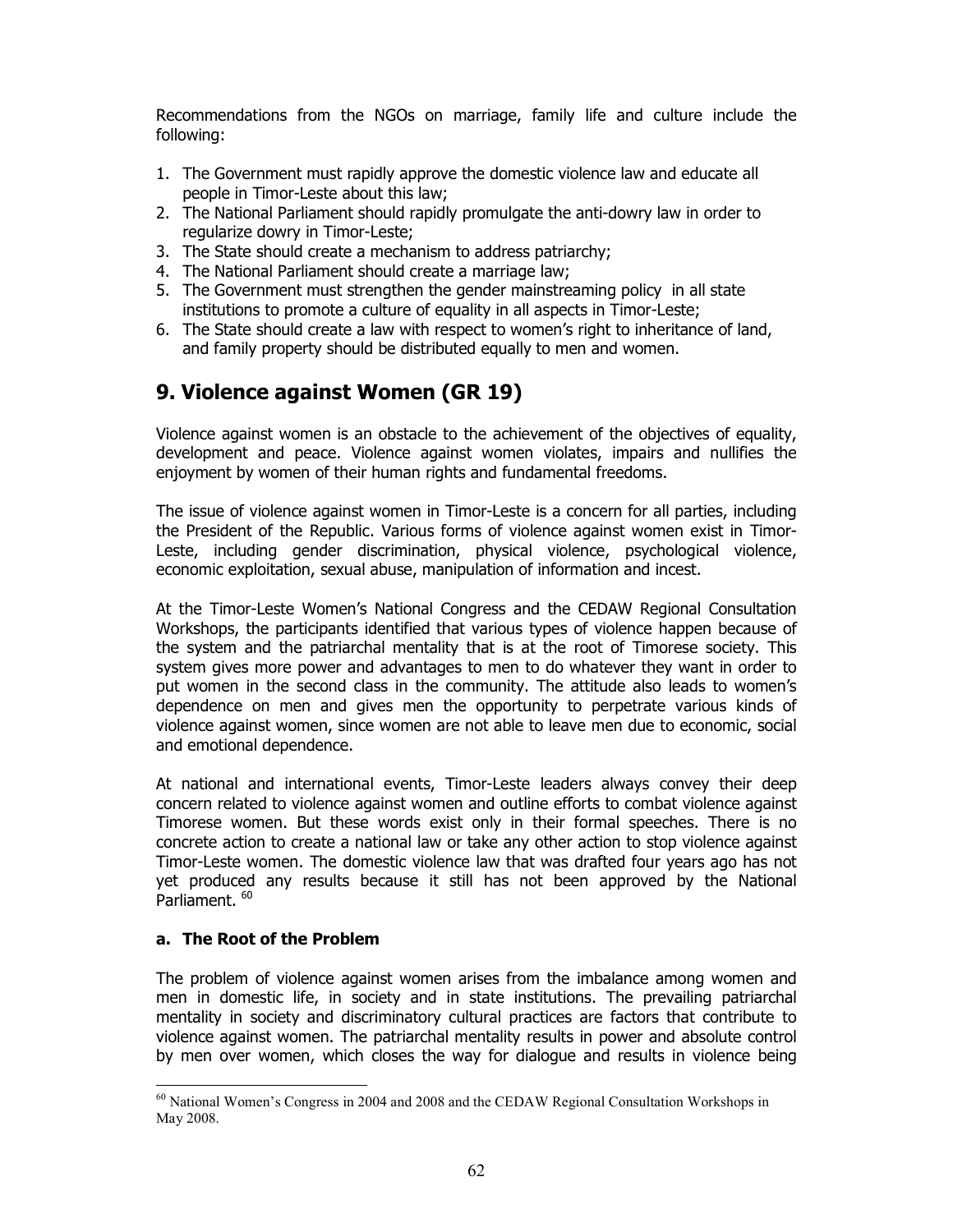Recommendations from the NGOs on marriage, family life and culture include the following:

1. The Government must rapidly approve the domestic violence law and educate all people in Timor-Leste about this law;
2. The National Parliament should rapidly promulgate the anti-dowry law in order to regularize dowry in Timor-Leste;
3. The State should create a mechanism to address patriarchy;
4. The National Parliament should create a marriage law;
5. The Government must strengthen the gender mainstreaming policy in all state institutions to promote a culture of equality in all aspects in Timor-Leste;
6. The State should create a law with respect to women's right to inheritance of land, and family property should be distributed equally to men and women.

## 9. Violence against Women (GR 19)

Violence against women is an obstacle to the achievement of the objectives of equality, development and peace. Violence against women violates, impairs and nullifies the enjoyment by women of their human rights and fundamental freedoms.

The issue of violence against women in Timor-Leste is a concern for all parties, including the President of the Republic. Various forms of violence against women exist in Timor-Leste, including gender discrimination, physical violence, psychological violence, economic exploitation, sexual abuse, manipulation of information and incest.

At the Timor-Leste Women's National Congress and the CEDAW Regional Consultation Workshops, the participants identified that various types of violence happen because of the system and the patriarchal mentality that is at the root of Timorese society. This system gives more power and advantages to men to do whatever they want in order to put women in the second class in the community. The attitude also leads to women's dependence on men and gives men the opportunity to perpetrate various kinds of violence against women, since women are not able to leave men due to economic, social and emotional dependence.

At national and international events, Timor-Leste leaders always convey their deep concern related to violence against women and outline efforts to combat violence against Timorese women. But these words exist only in their formal speeches. There is no concrete action to create a national law or take any other action to stop violence against Timor-Leste women. The domestic violence law that was drafted four years ago has not yet produced any results because it still has not been approved by the National Parliament. [60]

### a. The Root of the Problem

The problem of violence against women arises from the imbalance among women and men in domestic life, in society and in state institutions. The prevailing patriarchal mentality in society and discriminatory cultural practices are factors that contribute to violence against women. The patriarchal mentality results in power and absolute control by men over women, which closes the way for dialogue and results in violence being

[60] National Women's Congress in 2004 and 2008 and the CEDAW Regional Consultation Workshops in May 2008.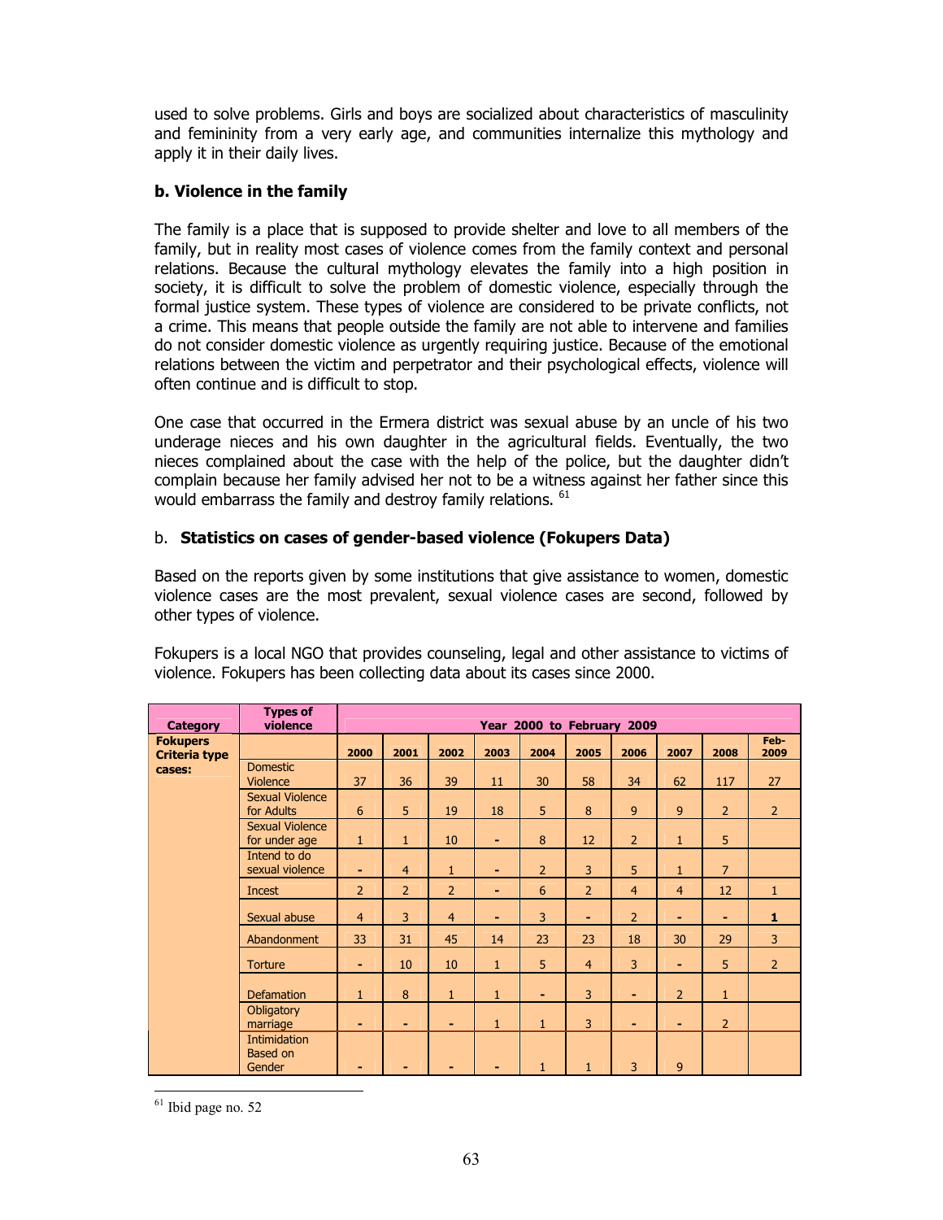used to solve problems. Girls and boys are socialized about characteristics of masculinity and femininity from a very early age, and communities internalize this mythology and apply it in their daily lives.

### b. Violence in the family

The family is a place that is supposed to provide shelter and love to all members of the family, but in reality most cases of violence comes from the family context and personal relations. Because the cultural mythology elevates the family into a high position in society, it is difficult to solve the problem of domestic violence, especially through the formal justice system. These types of violence are considered to be private conflicts, not a crime. This means that people outside the family are not able to intervene and families do not consider domestic violence as urgently requiring justice. Because of the emotional relations between the victim and perpetrator and their psychological effects, violence will often continue and is difficult to stop.

One case that occurred in the Ermera district was sexual abuse by an uncle of his two underage nieces and his own daughter in the agricultural fields. Eventually, the two nieces complained about the case with the help of the police, but the daughter didn't complain because her family advised her not to be a witness against her father since this would embarrass the family and destroy family relations. [61]

### b. Statistics on cases of gender-based violence (Fokupers Data)

Based on the reports given by some institutions that give assistance to women, domestic violence cases are the most prevalent, sexual violence cases are second, followed by other types of violence.

Fokupers is a local NGO that provides counseling, legal and other assistance to victims of violence. Fokupers has been collecting data about its cases since 2000.

| Category | Types of violence | Year 2000 to February 2009 | | | | | | | | | |
|---|---|---|---|---|---|---|---|---|---|---|---|
| **Fokupers Criteria type cases:** | | 2000 | 2001 | 2002 | 2003 | 2004 | 2005 | 2006 | 2007 | 2008 | Feb-2009 |
| | Domestic Violence | 37 | 36 | 39 | 11 | 30 | 58 | 34 | 62 | 117 | 27 |
| | Sexual Violence for Adults | 6 | 5 | 19 | 18 | 5 | 8 | 9 | 9 | 2 | 2 |
| | Sexual Violence for under age | 1 | 1 | 10 | - | 8 | 12 | 2 | 1 | 5 | |
| | Intend to do sexual violence | - | 4 | 1 | - | 2 | 3 | 5 | 1 | 7 | |
| | Incest | 2 | 2 | 2 | - | 6 | 2 | 4 | 4 | 12 | 1 |
| | Sexual abuse | 4 | 3 | 4 | - | 3 | - | 2 | - | - | **1** |
| | Abandonment | 33 | 31 | 45 | 14 | 23 | 23 | 18 | 30 | 29 | 3 |
| | Torture | - | 10 | 10 | 1 | 5 | 4 | 3 | - | 5 | 2 |
| | Defamation | 1 | 8 | 1 | 1 | - | 3 | - | 2 | 1 | |
| | Obligatory marriage | - | - | - | 1 | 1 | 3 | - | - | 2 | |
| | Intimidation Based on Gender | - | - | - | - | 1 | 1 | 3 | 9 | | |

[61] Ibid page no. 52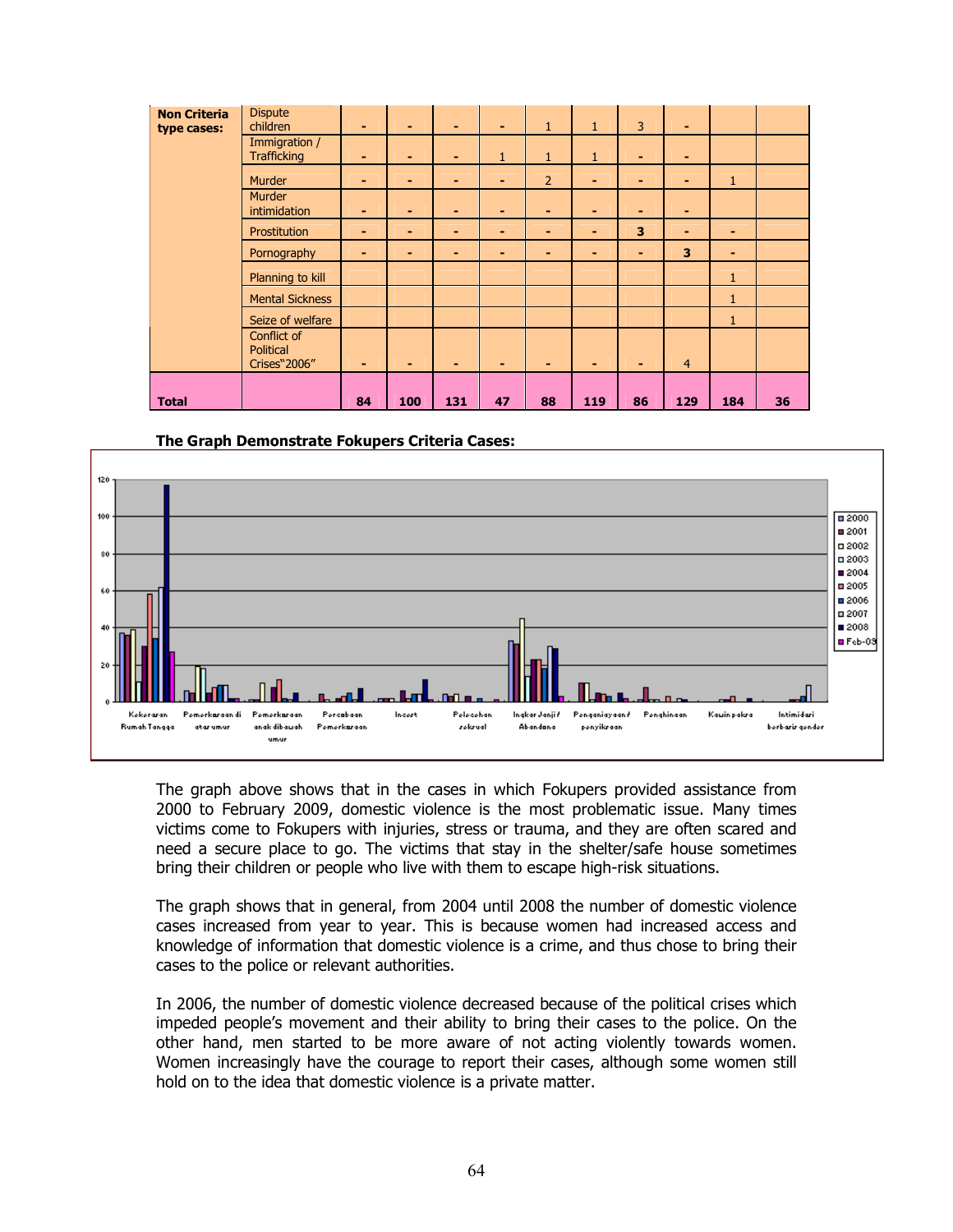| Non Criteria type cases: | Dispute children | - | - | - | - | 1 | 1 | 3 | - | | |
|---|---|---|---|---|---|---|---|---|---|---|---|
| | Immigration / Trafficking | - | - | - | 1 | 1 | 1 | - | - | | |
| | Murder | - | - | - | - | 2 | - | - | - | 1 | |
| | Murder intimidation | - | - | - | - | - | - | - | - | | |
| | Prostitution | - | - | - | - | - | - | **3** | - | - | |
| | Pornography | - | - | - | - | - | - | - | **3** | - | |
| | Planning to kill | | | | | | | | | 1 | |
| | Mental Sickness | | | | | | | | | 1 | |
| | Seize of welfare | | | | | | | | | 1 | |
| | Conflict of Political Crises"2006" | - | - | - | - | - | - | - | 4 | | |
| **Total** | | **84** | **100** | **131** | **47** | **88** | **119** | **86** | **129** | **184** | **36** |

**The Graph Demonstrate Fokupers Criteria Cases:**

The graph above shows that in the cases in which Fokupers provided assistance from 2000 to February 2009, domestic violence is the most problematic issue. Many times victims come to Fokupers with injuries, stress or trauma, and they are often scared and need a secure place to go. The victims that stay in the shelter/safe house sometimes bring their children or people who live with them to escape high-risk situations.

The graph shows that in general, from 2004 until 2008 the number of domestic violence cases increased from year to year. This is because women had increased access and knowledge of information that domestic violence is a crime, and thus chose to bring their cases to the police or relevant authorities.

In 2006, the number of domestic violence decreased because of the political crises which impeded people's movement and their ability to bring their cases to the police. On the other hand, men started to be more aware of not acting violently towards women. Women increasingly have the courage to report their cases, although some women still hold on to the idea that domestic violence is a private matter.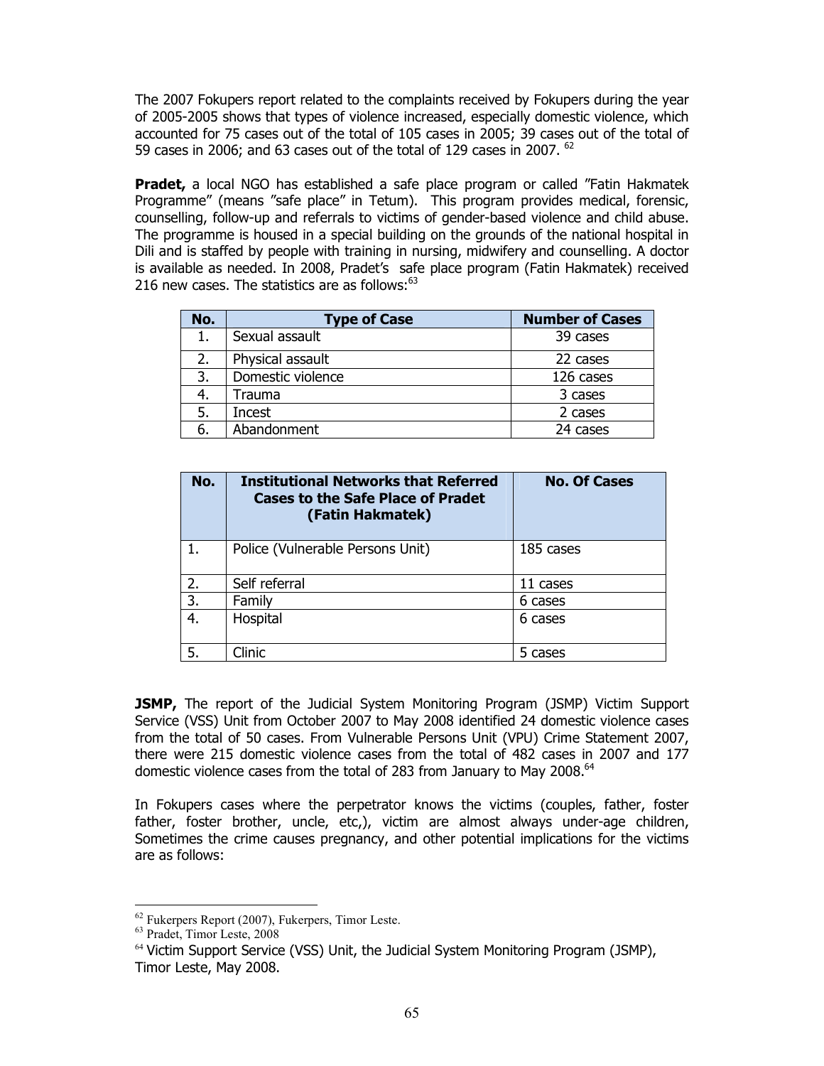The 2007 Fokupers report related to the complaints received by Fokupers during the year of 2005-2005 shows that types of violence increased, especially domestic violence, which accounted for 75 cases out of the total of 105 cases in 2005; 39 cases out of the total of 59 cases in 2006; and 63 cases out of the total of 129 cases in 2007. [62]

**Pradet,** a local NGO has established a safe place program or called "Fatin Hakmatek Programme" (means "safe place" in Tetum). This program provides medical, forensic, counselling, follow-up and referrals to victims of gender-based violence and child abuse. The programme is housed in a special building on the grounds of the national hospital in Dili and is staffed by people with training in nursing, midwifery and counselling. A doctor is available as needed. In 2008, Pradet's safe place program (Fatin Hakmatek) received 216 new cases. The statistics are as follows:[63]

| No. | Type of Case | Number of Cases |
|---|---|---|
| 1. | Sexual assault | 39 cases |
| 2. | Physical assault | 22 cases |
| 3. | Domestic violence | 126 cases |
| 4. | Trauma | 3 cases |
| 5. | Incest | 2 cases |
| 6. | Abandonment | 24 cases |

| No. | Institutional Networks that Referred Cases to the Safe Place of Pradet (Fatin Hakmatek) | No. Of Cases |
|---|---|---|
| 1. | Police (Vulnerable Persons Unit) | 185 cases |
| 2. | Self referral | 11 cases |
| 3. | Family | 6 cases |
| 4. | Hospital | 6 cases |
| 5. | Clinic | 5 cases |

**JSMP,** The report of the Judicial System Monitoring Program (JSMP) Victim Support Service (VSS) Unit from October 2007 to May 2008 identified 24 domestic violence cases from the total of 50 cases. From Vulnerable Persons Unit (VPU) Crime Statement 2007, there were 215 domestic violence cases from the total of 482 cases in 2007 and 177 domestic violence cases from the total of 283 from January to May 2008.[64]

In Fokupers cases where the perpetrator knows the victims (couples, father, foster father, foster brother, uncle, etc,), victim are almost always under-age children, Sometimes the crime causes pregnancy, and other potential implications for the victims are as follows:

---

[62] Fukerpers Report (2007), Fukerpers, Timor Leste.

[63] Pradet, Timor Leste, 2008

[64] Victim Support Service (VSS) Unit, the Judicial System Monitoring Program (JSMP), Timor Leste, May 2008.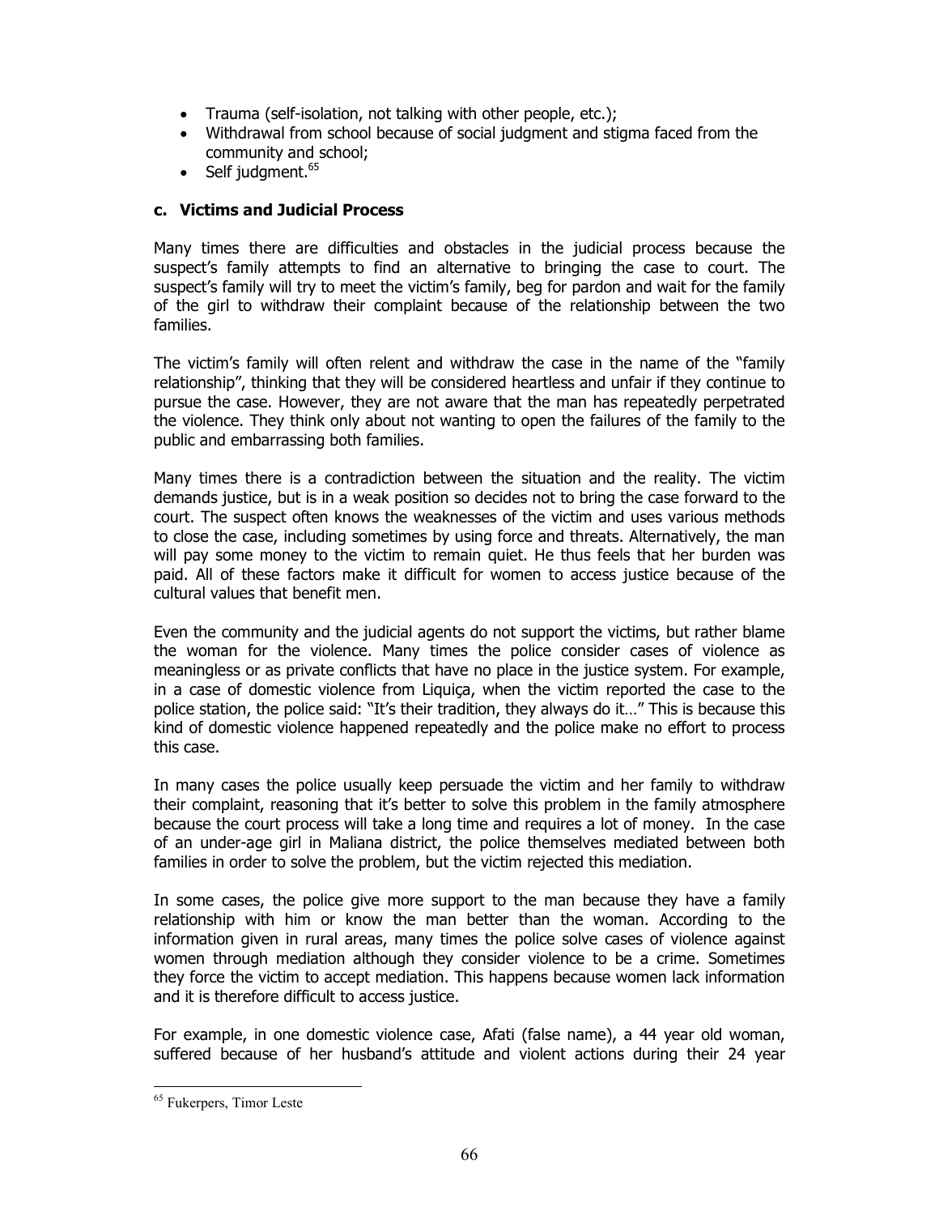- Trauma (self-isolation, not talking with other people, etc.);
- Withdrawal from school because of social judgment and stigma faced from the community and school;
- Self judgment.[65]

### c. Victims and Judicial Process

Many times there are difficulties and obstacles in the judicial process because the suspect's family attempts to find an alternative to bringing the case to court. The suspect's family will try to meet the victim's family, beg for pardon and wait for the family of the girl to withdraw their complaint because of the relationship between the two families.

The victim's family will often relent and withdraw the case in the name of the "family relationship", thinking that they will be considered heartless and unfair if they continue to pursue the case. However, they are not aware that the man has repeatedly perpetrated the violence. They think only about not wanting to open the failures of the family to the public and embarrassing both families.

Many times there is a contradiction between the situation and the reality. The victim demands justice, but is in a weak position so decides not to bring the case forward to the court. The suspect often knows the weaknesses of the victim and uses various methods to close the case, including sometimes by using force and threats. Alternatively, the man will pay some money to the victim to remain quiet. He thus feels that her burden was paid. All of these factors make it difficult for women to access justice because of the cultural values that benefit men.

Even the community and the judicial agents do not support the victims, but rather blame the woman for the violence. Many times the police consider cases of violence as meaningless or as private conflicts that have no place in the justice system. For example, in a case of domestic violence from Liquiça, when the victim reported the case to the police station, the police said: "It's their tradition, they always do it…" This is because this kind of domestic violence happened repeatedly and the police make no effort to process this case.

In many cases the police usually keep persuade the victim and her family to withdraw their complaint, reasoning that it's better to solve this problem in the family atmosphere because the court process will take a long time and requires a lot of money. In the case of an under-age girl in Maliana district, the police themselves mediated between both families in order to solve the problem, but the victim rejected this mediation.

In some cases, the police give more support to the man because they have a family relationship with him or know the man better than the woman. According to the information given in rural areas, many times the police solve cases of violence against women through mediation although they consider violence to be a crime. Sometimes they force the victim to accept mediation. This happens because women lack information and it is therefore difficult to access justice.

For example, in one domestic violence case, Afati (false name), a 44 year old woman, suffered because of her husband's attitude and violent actions during their 24 year

---

[65] Fukerpers, Timor Leste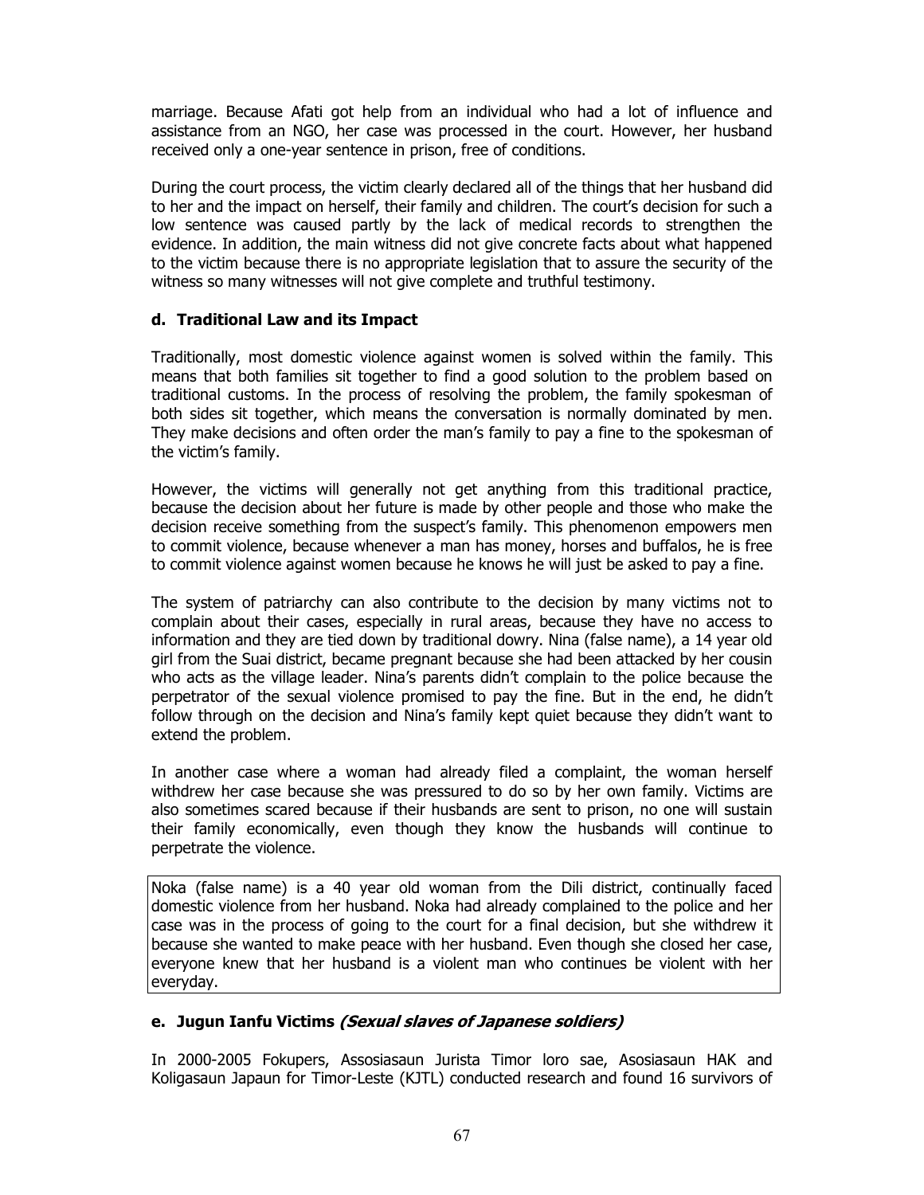marriage. Because Afati got help from an individual who had a lot of influence and assistance from an NGO, her case was processed in the court. However, her husband received only a one-year sentence in prison, free of conditions.

During the court process, the victim clearly declared all of the things that her husband did to her and the impact on herself, their family and children. The court's decision for such a low sentence was caused partly by the lack of medical records to strengthen the evidence. In addition, the main witness did not give concrete facts about what happened to the victim because there is no appropriate legislation that to assure the security of the witness so many witnesses will not give complete and truthful testimony.

#### d. Traditional Law and its Impact

Traditionally, most domestic violence against women is solved within the family. This means that both families sit together to find a good solution to the problem based on traditional customs. In the process of resolving the problem, the family spokesman of both sides sit together, which means the conversation is normally dominated by men. They make decisions and often order the man's family to pay a fine to the spokesman of the victim's family.

However, the victims will generally not get anything from this traditional practice, because the decision about her future is made by other people and those who make the decision receive something from the suspect's family. This phenomenon empowers men to commit violence, because whenever a man has money, horses and buffalos, he is free to commit violence against women because he knows he will just be asked to pay a fine.

The system of patriarchy can also contribute to the decision by many victims not to complain about their cases, especially in rural areas, because they have no access to information and they are tied down by traditional dowry. Nina (false name), a 14 year old girl from the Suai district, became pregnant because she had been attacked by her cousin who acts as the village leader. Nina's parents didn't complain to the police because the perpetrator of the sexual violence promised to pay the fine. But in the end, he didn't follow through on the decision and Nina's family kept quiet because they didn't want to extend the problem.

In another case where a woman had already filed a complaint, the woman herself withdrew her case because she was pressured to do so by her own family. Victims are also sometimes scared because if their husbands are sent to prison, no one will sustain their family economically, even though they know the husbands will continue to perpetrate the violence.

Noka (false name) is a 40 year old woman from the Dili district, continually faced domestic violence from her husband. Noka had already complained to the police and her case was in the process of going to the court for a final decision, but she withdrew it because she wanted to make peace with her husband. Even though she closed her case, everyone knew that her husband is a violent man who continues be violent with her everyday.

#### e. Jugun Ianfu Victims *(Sexual slaves of Japanese soldiers)*

In 2000-2005 Fokupers, Assosiasaun Jurista Timor loro sae, Asosiasaun HAK and Koligasaun Japaun for Timor-Leste (KJTL) conducted research and found 16 survivors of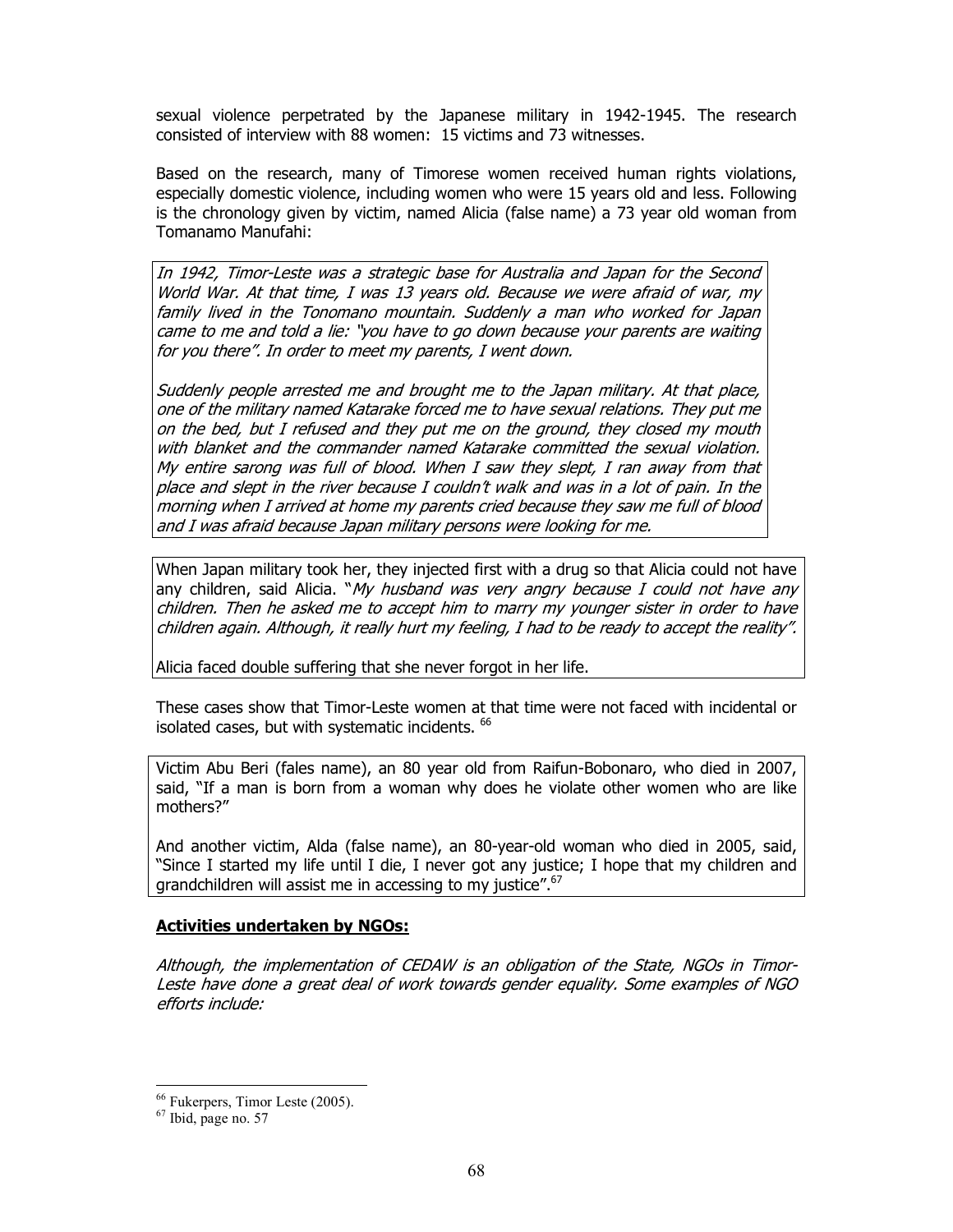sexual violence perpetrated by the Japanese military in 1942-1945. The research consisted of interview with 88 women: 15 victims and 73 witnesses.

Based on the research, many of Timorese women received human rights violations, especially domestic violence, including women who were 15 years old and less. Following is the chronology given by victim, named Alicia (false name) a 73 year old woman from Tomanamo Manufahi:

*In 1942, Timor-Leste was a strategic base for Australia and Japan for the Second World War. At that time, I was 13 years old. Because we were afraid of war, my family lived in the Tonomano mountain. Suddenly a man who worked for Japan came to me and told a lie: "you have to go down because your parents are waiting for you there". In order to meet my parents, I went down.*

*Suddenly people arrested me and brought me to the Japan military. At that place, one of the military named Katarake forced me to have sexual relations. They put me on the bed, but I refused and they put me on the ground, they closed my mouth with blanket and the commander named Katarake committed the sexual violation. My entire sarong was full of blood. When I saw they slept, I ran away from that place and slept in the river because I couldn't walk and was in a lot of pain. In the morning when I arrived at home my parents cried because they saw me full of blood and I was afraid because Japan military persons were looking for me.*

When Japan military took her, they injected first with a drug so that Alicia could not have any children, said Alicia. "*My husband was very angry because I could not have any children. Then he asked me to accept him to marry my younger sister in order to have children again. Although, it really hurt my feeling, I had to be ready to accept the reality".*

Alicia faced double suffering that she never forgot in her life.

These cases show that Timor-Leste women at that time were not faced with incidental or isolated cases, but with systematic incidents. [66]

Victim Abu Beri (fales name), an 80 year old from Raifun-Bobonaro, who died in 2007, said, "If a man is born from a woman why does he violate other women who are like mothers?"

And another victim, Alda (false name), an 80-year-old woman who died in 2005, said, "Since I started my life until I die, I never got any justice; I hope that my children and grandchildren will assist me in accessing to my justice".[67]

**Activities undertaken by NGOs:**

*Although, the implementation of CEDAW is an obligation of the State, NGOs in Timor-Leste have done a great deal of work towards gender equality. Some examples of NGO efforts include:*

---

[66] Fukerpers, Timor Leste (2005).

[67] Ibid, page no. 57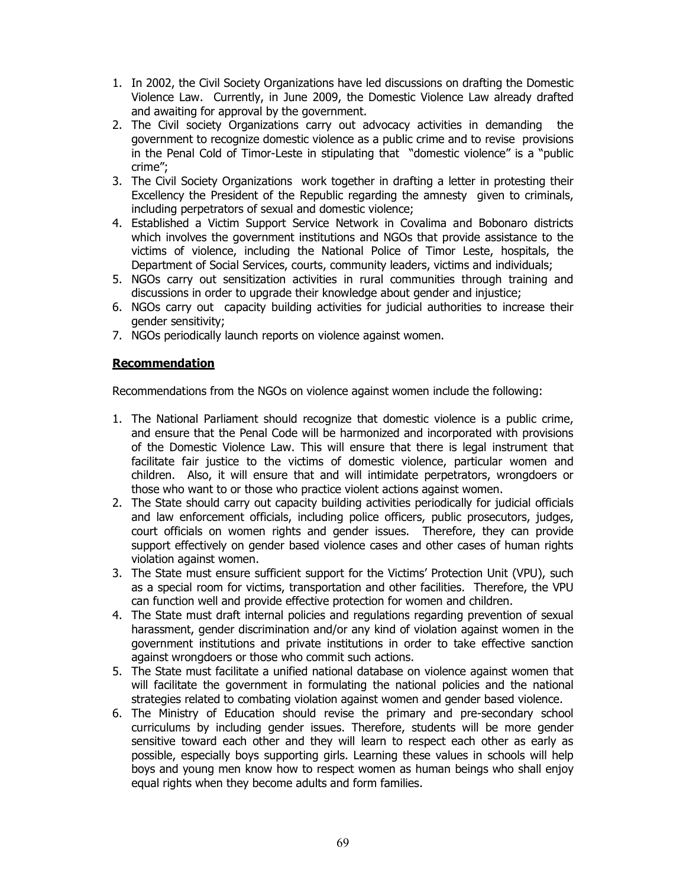1. In 2002, the Civil Society Organizations have led discussions on drafting the Domestic Violence Law. Currently, in June 2009, the Domestic Violence Law already drafted and awaiting for approval by the government.
2. The Civil society Organizations carry out advocacy activities in demanding the government to recognize domestic violence as a public crime and to revise provisions in the Penal Cold of Timor-Leste in stipulating that "domestic violence" is a "public crime";
3. The Civil Society Organizations work together in drafting a letter in protesting their Excellency the President of the Republic regarding the amnesty given to criminals, including perpetrators of sexual and domestic violence;
4. Established a Victim Support Service Network in Covalima and Bobonaro districts which involves the government institutions and NGOs that provide assistance to the victims of violence, including the National Police of Timor Leste, hospitals, the Department of Social Services, courts, community leaders, victims and individuals;
5. NGOs carry out sensitization activities in rural communities through training and discussions in order to upgrade their knowledge about gender and injustice;
6. NGOs carry out capacity building activities for judicial authorities to increase their gender sensitivity;
7. NGOs periodically launch reports on violence against women.

**Recommendation**

Recommendations from the NGOs on violence against women include the following:

1. The National Parliament should recognize that domestic violence is a public crime, and ensure that the Penal Code will be harmonized and incorporated with provisions of the Domestic Violence Law. This will ensure that there is legal instrument that facilitate fair justice to the victims of domestic violence, particular women and children. Also, it will ensure that and will intimidate perpetrators, wrongdoers or those who want to or those who practice violent actions against women.
2. The State should carry out capacity building activities periodically for judicial officials and law enforcement officials, including police officers, public prosecutors, judges, court officials on women rights and gender issues. Therefore, they can provide support effectively on gender based violence cases and other cases of human rights violation against women.
3. The State must ensure sufficient support for the Victims' Protection Unit (VPU), such as a special room for victims, transportation and other facilities. Therefore, the VPU can function well and provide effective protection for women and children.
4. The State must draft internal policies and regulations regarding prevention of sexual harassment, gender discrimination and/or any kind of violation against women in the government institutions and private institutions in order to take effective sanction against wrongdoers or those who commit such actions.
5. The State must facilitate a unified national database on violence against women that will facilitate the government in formulating the national policies and the national strategies related to combating violation against women and gender based violence.
6. The Ministry of Education should revise the primary and pre-secondary school curriculums by including gender issues. Therefore, students will be more gender sensitive toward each other and they will learn to respect each other as early as possible, especially boys supporting girls. Learning these values in schools will help boys and young men know how to respect women as human beings who shall enjoy equal rights when they become adults and form families.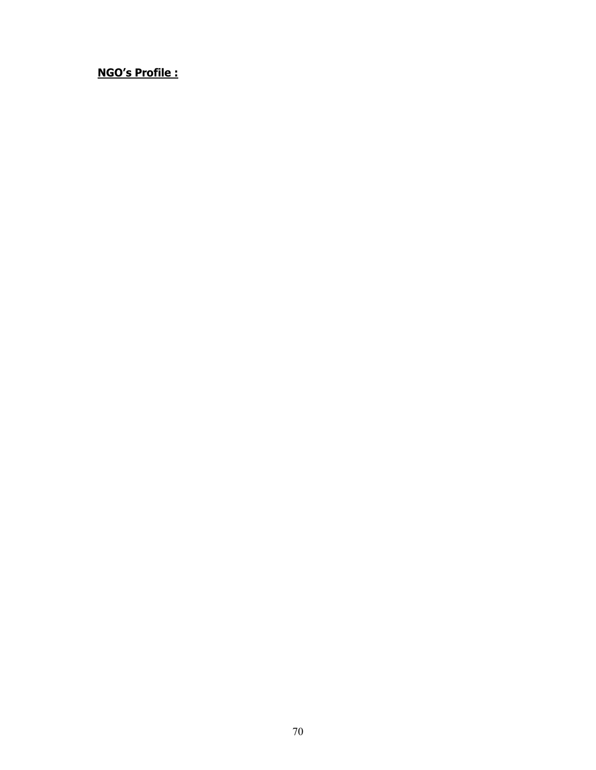**<u>NGO’s Profile :</u>**